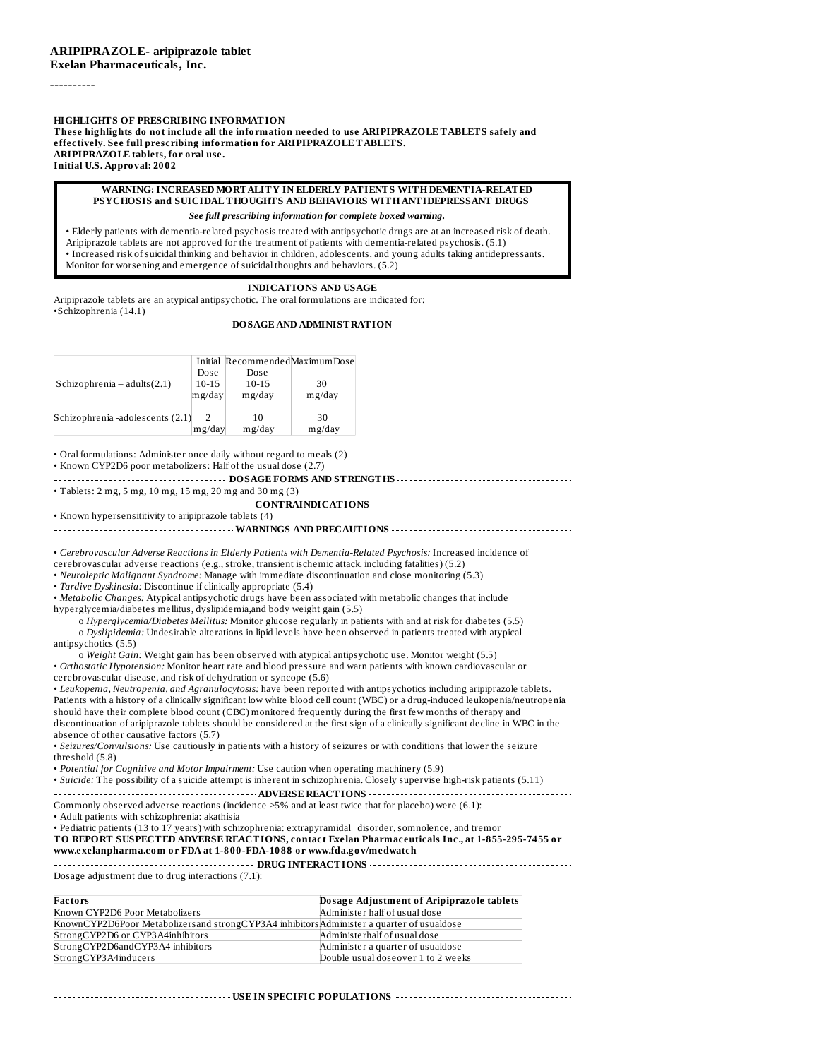**ARIPIPRAZOLE- aripiprazole tablet**
**Exelan Pharmaceuticals, Inc.**

----------

**HIGHLIGHTS OF PRESCRIBING INFORMATION**
**These highlights do not include all the information needed to use ARIPIPRAZOLE TABLETS safely and effectively. See full prescribing information for ARIPIPRAZOLE TABLETS.**
**ARIPIPRAZOLE tablets, for oral use.**
**Initial U.S. Approval: 2002**

**WARNING: INCREASED MORTALITY IN ELDERLY PATIENTS WITH DEMENTIA-RELATED PSYCHOSIS and SUICIDAL THOUGHTS AND BEHAVIORS WITH ANTIDEPRESSANT DRUGS**

***See full prescribing information for complete boxed warning.***

• Elderly patients with dementia-related psychosis treated with antipsychotic drugs are at an increased risk of death. Aripiprazole tablets are not approved for the treatment of patients with dementia-related psychosis. (5.1)
• Increased risk of suicidal thinking and behavior in children, adolescents, and young adults taking antidepressants. Monitor for worsening and emergence of suicidal thoughts and behaviors. (5.2)

**INDICATIONS AND USAGE**

Aripiprazole tablets are an atypical antipsychotic. The oral formulations are indicated for:
•Schizophrenia (14.1)

**DOSAGE AND ADMINISTRATION**

| | Initial Dose | Recommended Dose | Maximum Dose |
|---|---|---|---|
| Schizophrenia – adults(2.1) | 10-15 mg/day | 10-15 mg/day | 30 mg/day |
| Schizophrenia -adolescents (2.1) | 2 mg/day | 10 mg/day | 30 mg/day |

• Oral formulations: Administer once daily without regard to meals (2)
• Known CYP2D6 poor metabolizers: Half of the usual dose (2.7)

**DOSAGE FORMS AND STRENGTHS**

• Tablets: 2 mg, 5 mg, 10 mg, 15 mg, 20 mg and 30 mg (3)

**CONTRAINDICATIONS**

• Known hypersensititivity to aripiprazole tablets (4)

**WARNINGS AND PRECAUTIONS**

• *Cerebrovascular Adverse Reactions in Elderly Patients with Dementia-Related Psychosis:* Increased incidence of cerebrovascular adverse reactions (e.g., stroke, transient ischemic attack, including fatalities) (5.2)
• *Neuroleptic Malignant Syndrome:* Manage with immediate discontinuation and close monitoring (5.3)
• *Tardive Dyskinesia:* Discontinue if clinically appropriate (5.4)
• *Metabolic Changes:* Atypical antipsychotic drugs have been associated with metabolic changes that include hyperglycemia/diabetes mellitus, dyslipidemia,and body weight gain (5.5)
  o *Hyperglycemia/Diabetes Mellitus:* Monitor glucose regularly in patients with and at risk for diabetes (5.5)
  o *Dyslipidemia:* Undesirable alterations in lipid levels have been observed in patients treated with atypical antipsychotics (5.5)
  o *Weight Gain:* Weight gain has been observed with atypical antipsychotic use. Monitor weight (5.5)
• *Orthostatic Hypotension:* Monitor heart rate and blood pressure and warn patients with known cardiovascular or cerebrovascular disease, and risk of dehydration or syncope (5.6)
• *Leukopenia, Neutropenia, and Agranulocytosis:* have been reported with antipsychotics including aripiprazole tablets. Patients with a history of a clinically significant low white blood cell count (WBC) or a drug-induced leukopenia/neutropenia should have their complete blood count (CBC) monitored frequently during the first few months of therapy and discontinuation of aripiprazole tablets should be considered at the first sign of a clinically significant decline in WBC in the absence of other causative factors (5.7)
• *Seizures/Convulsions:* Use cautiously in patients with a history of seizures or with conditions that lower the seizure threshold (5.8)
• *Potential for Cognitive and Motor Impairment:* Use caution when operating machinery (5.9)
• *Suicide:* The possibility of a suicide attempt is inherent in schizophrenia. Closely supervise high-risk patients (5.11)

**ADVERSE REACTIONS**

Commonly observed adverse reactions (incidence ≥5% and at least twice that for placebo) were (6.1):
• Adult patients with schizophrenia: akathisia
• Pediatric patients (13 to 17 years) with schizophrenia: extrapyramidal disorder, somnolence, and tremor

**TO REPORT SUSPECTED ADVERSE REACTIONS, contact Exelan Pharmaceuticals Inc., at 1-855-295-7455 or www.exelanpharma.com or FDA at 1-800-FDA-1088 or www.fda.gov/medwatch**

**DRUG INTERACTIONS**

Dosage adjustment due to drug interactions (7.1):

| Factors | Dosage Adjustment of Aripiprazole tablets |
|---|---|
| Known CYP2D6 Poor Metabolizers | Administer half of usual dose |
| KnownCYP2D6Poor Metabolizersand strongCYP3A4 inhibitors | Administer a quarter of usualdose |
| StrongCYP2D6 or CYP3A4inhibitors | Administerhalf of usual dose |
| StrongCYP2D6andCYP3A4 inhibitors | Administer a quarter of usualdose |
| StrongCYP3A4inducers | Double usual doseover 1 to 2 weeks |

**USE IN SPECIFIC POPULATIONS**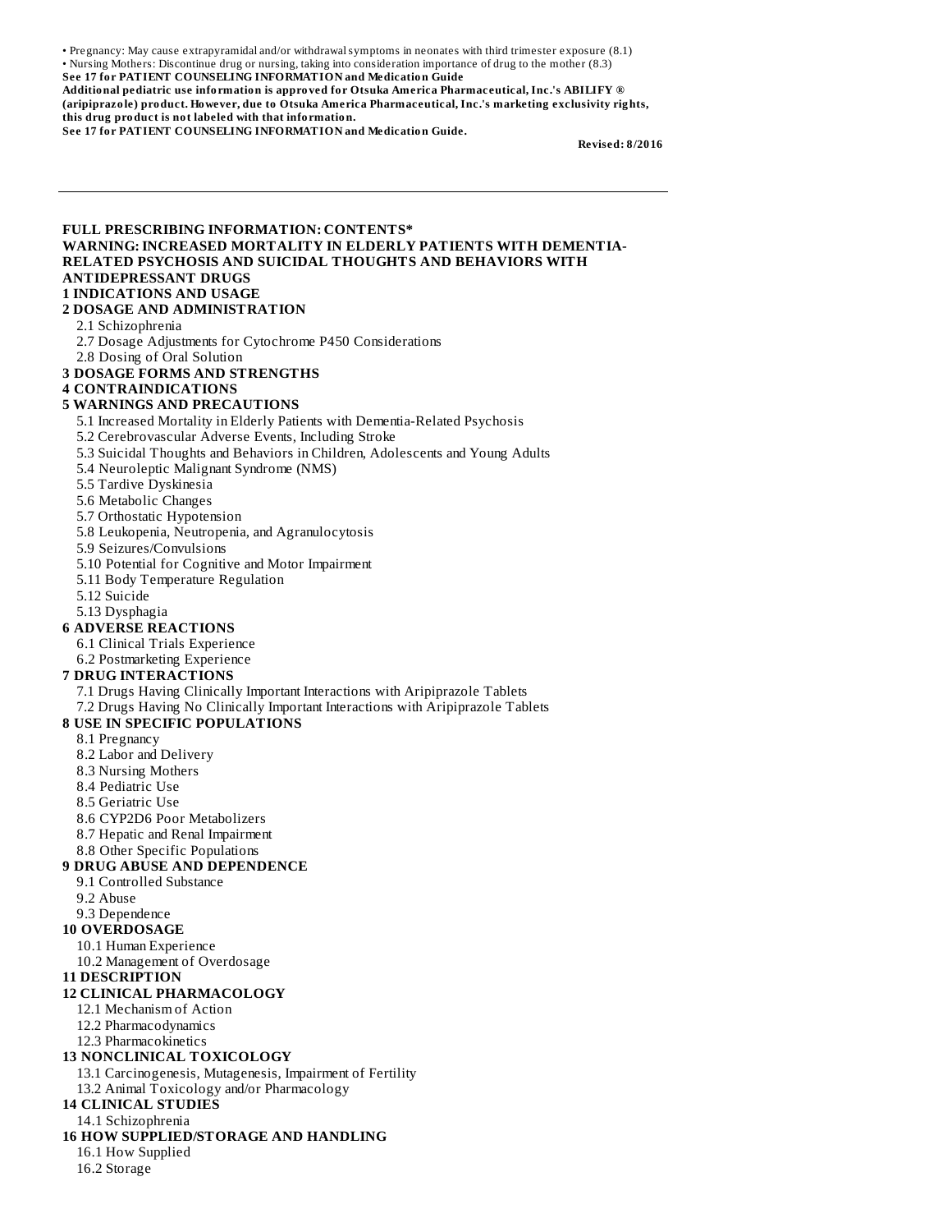• Pregnancy: May cause extrapyramidal and/or withdrawal symptoms in neonates with third trimester exposure (8.1)
• Nursing Mothers: Discontinue drug or nursing, taking into consideration importance of drug to the mother (8.3)

**See 17 for PATIENT COUNSELING INFORMATION and Medication Guide**

**Additional pediatric use information is approved for Otsuka America Pharmaceutical, Inc.'s ABILIFY ® (aripiprazole) product. However, due to Otsuka America Pharmaceutical, Inc.'s marketing exclusivity rights, this drug product is not labeled with that information.**

**See 17 for PATIENT COUNSELING INFORMATION and Medication Guide.**

**Revised: 8/2016**

---

**FULL PRESCRIBING INFORMATION: CONTENTS***

**WARNING: INCREASED MORTALITY IN ELDERLY PATIENTS WITH DEMENTIA-RELATED PSYCHOSIS AND SUICIDAL THOUGHTS AND BEHAVIORS WITH ANTIDEPRESSANT DRUGS**

**1 INDICATIONS AND USAGE**

**2 DOSAGE AND ADMINISTRATION**

- 2.1 Schizophrenia
- 2.7 Dosage Adjustments for Cytochrome P450 Considerations
- 2.8 Dosing of Oral Solution

**3 DOSAGE FORMS AND STRENGTHS**

**4 CONTRAINDICATIONS**

**5 WARNINGS AND PRECAUTIONS**

- 5.1 Increased Mortality in Elderly Patients with Dementia-Related Psychosis
- 5.2 Cerebrovascular Adverse Events, Including Stroke
- 5.3 Suicidal Thoughts and Behaviors in Children, Adolescents and Young Adults
- 5.4 Neuroleptic Malignant Syndrome (NMS)
- 5.5 Tardive Dyskinesia
- 5.6 Metabolic Changes
- 5.7 Orthostatic Hypotension
- 5.8 Leukopenia, Neutropenia, and Agranulocytosis
- 5.9 Seizures/Convulsions
- 5.10 Potential for Cognitive and Motor Impairment
- 5.11 Body Temperature Regulation
- 5.12 Suicide
- 5.13 Dysphagia

**6 ADVERSE REACTIONS**

- 6.1 Clinical Trials Experience
- 6.2 Postmarketing Experience

**7 DRUG INTERACTIONS**

- 7.1 Drugs Having Clinically Important Interactions with Aripiprazole Tablets
- 7.2 Drugs Having No Clinically Important Interactions with Aripiprazole Tablets

**8 USE IN SPECIFIC POPULATIONS**

- 8.1 Pregnancy
- 8.2 Labor and Delivery
- 8.3 Nursing Mothers
- 8.4 Pediatric Use
- 8.5 Geriatric Use
- 8.6 CYP2D6 Poor Metabolizers
- 8.7 Hepatic and Renal Impairment
- 8.8 Other Specific Populations

**9 DRUG ABUSE AND DEPENDENCE**

- 9.1 Controlled Substance
- 9.2 Abuse
- 9.3 Dependence

**10 OVERDOSAGE**

- 10.1 Human Experience
- 10.2 Management of Overdosage

**11 DESCRIPTION**

**12 CLINICAL PHARMACOLOGY**

- 12.1 Mechanism of Action
- 12.2 Pharmacodynamics
- 12.3 Pharmacokinetics

**13 NONCLINICAL TOXICOLOGY**

- 13.1 Carcinogenesis, Mutagenesis, Impairment of Fertility
- 13.2 Animal Toxicology and/or Pharmacology

**14 CLINICAL STUDIES**

- 14.1 Schizophrenia

**16 HOW SUPPLIED/STORAGE AND HANDLING**

- 16.1 How Supplied
- 16.2 Storage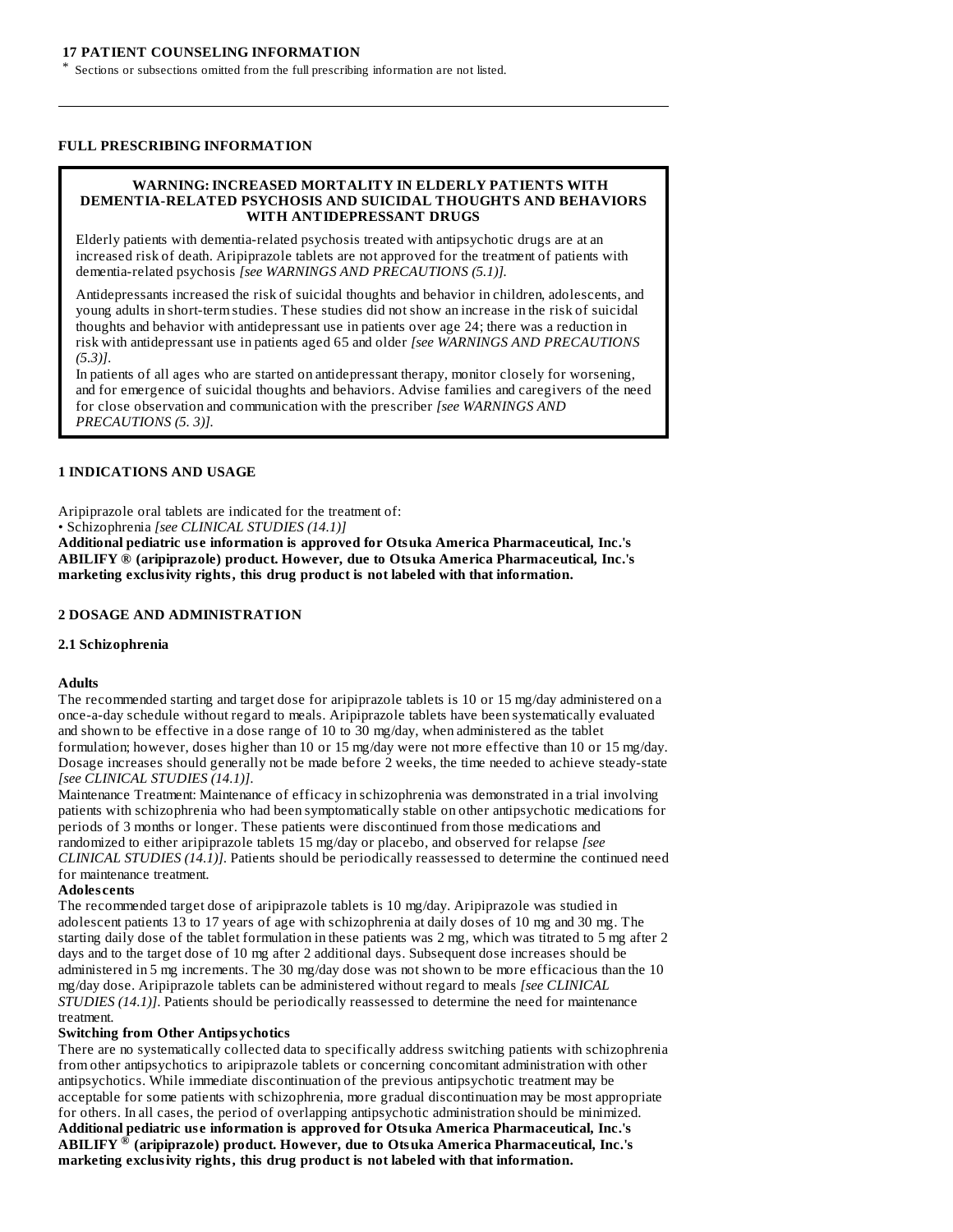**17 PATIENT COUNSELING INFORMATION**

* Sections or subsections omitted from the full prescribing information are not listed.

---

**FULL PRESCRIBING INFORMATION**

**WARNING: INCREASED MORTALITY IN ELDERLY PATIENTS WITH DEMENTIA-RELATED PSYCHOSIS AND SUICIDAL THOUGHTS AND BEHAVIORS WITH ANTIDEPRESSANT DRUGS**

Elderly patients with dementia-related psychosis treated with antipsychotic drugs are at an increased risk of death. Aripiprazole tablets are not approved for the treatment of patients with dementia-related psychosis *[see WARNINGS AND PRECAUTIONS (5.1)].*

Antidepressants increased the risk of suicidal thoughts and behavior in children, adolescents, and young adults in short-term studies. These studies did not show an increase in the risk of suicidal thoughts and behavior with antidepressant use in patients over age 24; there was a reduction in risk with antidepressant use in patients aged 65 and older *[see WARNINGS AND PRECAUTIONS (5.3)].*

In patients of all ages who are started on antidepressant therapy, monitor closely for worsening, and for emergence of suicidal thoughts and behaviors. Advise families and caregivers of the need for close observation and communication with the prescriber *[see WARNINGS AND PRECAUTIONS (5. 3)].*

## 1 INDICATIONS AND USAGE

Aripiprazole oral tablets are indicated for the treatment of:

• Schizophrenia *[see CLINICAL STUDIES (14.1)]*

**Additional pediatric use information is approved for Otsuka America Pharmaceutical, Inc.'s ABILIFY ® (aripiprazole) product. However, due to Otsuka America Pharmaceutical, Inc.'s marketing exclusivity rights, this drug product is not labeled with that information.**

## 2 DOSAGE AND ADMINISTRATION

### 2.1 Schizophrenia

**Adults**

The recommended starting and target dose for aripiprazole tablets is 10 or 15 mg/day administered on a once-a-day schedule without regard to meals. Aripiprazole tablets have been systematically evaluated and shown to be effective in a dose range of 10 to 30 mg/day, when administered as the tablet formulation; however, doses higher than 10 or 15 mg/day were not more effective than 10 or 15 mg/day. Dosage increases should generally not be made before 2 weeks, the time needed to achieve steady-state *[see CLINICAL STUDIES (14.1)].*

Maintenance Treatment: Maintenance of efficacy in schizophrenia was demonstrated in a trial involving patients with schizophrenia who had been symptomatically stable on other antipsychotic medications for periods of 3 months or longer. These patients were discontinued from those medications and randomized to either aripiprazole tablets 15 mg/day or placebo, and observed for relapse *[see CLINICAL STUDIES (14.1)].* Patients should be periodically reassessed to determine the continued need for maintenance treatment.

**Adolescents**

The recommended target dose of aripiprazole tablets is 10 mg/day. Aripiprazole was studied in adolescent patients 13 to 17 years of age with schizophrenia at daily doses of 10 mg and 30 mg. The starting daily dose of the tablet formulation in these patients was 2 mg, which was titrated to 5 mg after 2 days and to the target dose of 10 mg after 2 additional days. Subsequent dose increases should be administered in 5 mg increments. The 30 mg/day dose was not shown to be more efficacious than the 10 mg/day dose. Aripiprazole tablets can be administered without regard to meals *[see CLINICAL STUDIES (14.1)].* Patients should be periodically reassessed to determine the need for maintenance treatment.

**Switching from Other Antipsychotics**

There are no systematically collected data to specifically address switching patients with schizophrenia from other antipsychotics to aripiprazole tablets or concerning concomitant administration with other antipsychotics. While immediate discontinuation of the previous antipsychotic treatment may be acceptable for some patients with schizophrenia, more gradual discontinuation may be most appropriate for others. In all cases, the period of overlapping antipsychotic administration should be minimized.

**Additional pediatric use information is approved for Otsuka America Pharmaceutical, Inc.'s ABILIFY ® (aripiprazole) product. However, due to Otsuka America Pharmaceutical, Inc.'s marketing exclusivity rights, this drug product is not labeled with that information.**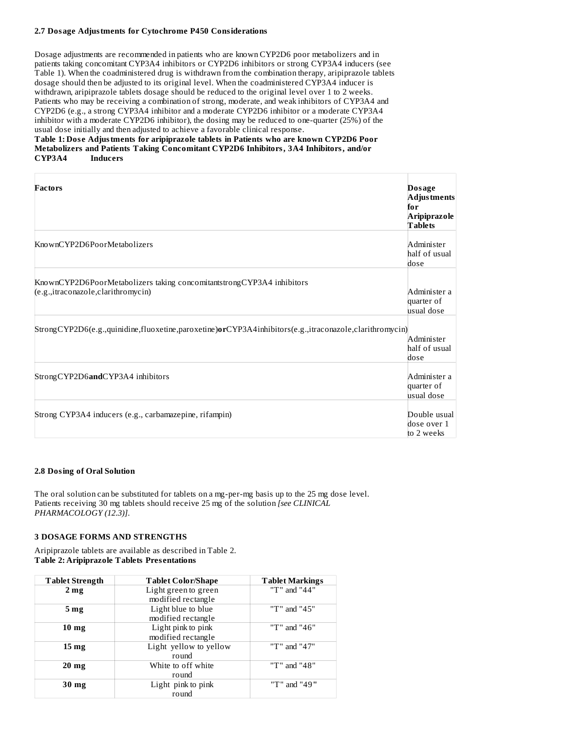### 2.7 Dosage Adjustments for Cytochrome P450 Considerations

Dosage adjustments are recommended in patients who are known CYP2D6 poor metabolizers and in patients taking concomitant CYP3A4 inhibitors or CYP2D6 inhibitors or strong CYP3A4 inducers (see Table 1). When the coadministered drug is withdrawn from the combination therapy, aripiprazole tablets dosage should then be adjusted to its original level. When the coadministered CYP3A4 inducer is withdrawn, aripiprazole tablets dosage should be reduced to the original level over 1 to 2 weeks. Patients who may be receiving a combination of strong, moderate, and weak inhibitors of CYP3A4 and CYP2D6 (e.g., a strong CYP3A4 inhibitor and a moderate CYP2D6 inhibitor or a moderate CYP3A4 inhibitor with a moderate CYP2D6 inhibitor), the dosing may be reduced to one-quarter (25%) of the usual dose initially and then adjusted to achieve a favorable clinical response.

**Table 1: Dose Adjustments for aripiprazole tablets in Patients who are known CYP2D6 Poor Metabolizers and Patients Taking Concomitant CYP2D6 Inhibitors, 3A4 Inhibitors, and/or CYP3A4 Inducers**

| Factors | Dosage Adjustments for Aripiprazole Tablets |
|---|---|
| Known CYP2D6 Poor Metabolizers | Administer half of usual dose |
| Known CYP2D6 Poor Metabolizers taking concomitant strong CYP3A4 inhibitors (e.g., itraconazole, clarithromycin) | Administer a quarter of usual dose |
| Strong CYP2D6 (e.g., quinidine, fluoxetine, paroxetine) **or** CYP3A4 inhibitors (e.g., itraconazole, clarithromycin) | Administer half of usual dose |
| Strong CYP2D6 **and** CYP3A4 inhibitors | Administer a quarter of usual dose |
| Strong CYP3A4 inducers (e.g., carbamazepine, rifampin) | Double usual dose over 1 to 2 weeks |

### 2.8 Dosing of Oral Solution

The oral solution can be substituted for tablets on a mg-per-mg basis up to the 25 mg dose level. Patients receiving 30 mg tablets should receive 25 mg of the solution *[see CLINICAL PHARMACOLOGY (12.3)]*.

## 3 DOSAGE FORMS AND STRENGTHS

Aripiprazole tablets are available as described in Table 2.

**Table 2: Aripiprazole Tablets Presentations**

| Tablet Strength | Tablet Color/Shape | Tablet Markings |
|---|---|---|
| **2 mg** | Light green to green modified rectangle | "T" and "44" |
| **5 mg** | Light blue to blue modified rectangle | "T" and "45" |
| **10 mg** | Light pink to pink modified rectangle | "T" and "46" |
| **15 mg** | Light yellow to yellow round | "T" and "47" |
| **20 mg** | White to off white round | "T" and "48" |
| **30 mg** | Light pink to pink round | "T" and "49" |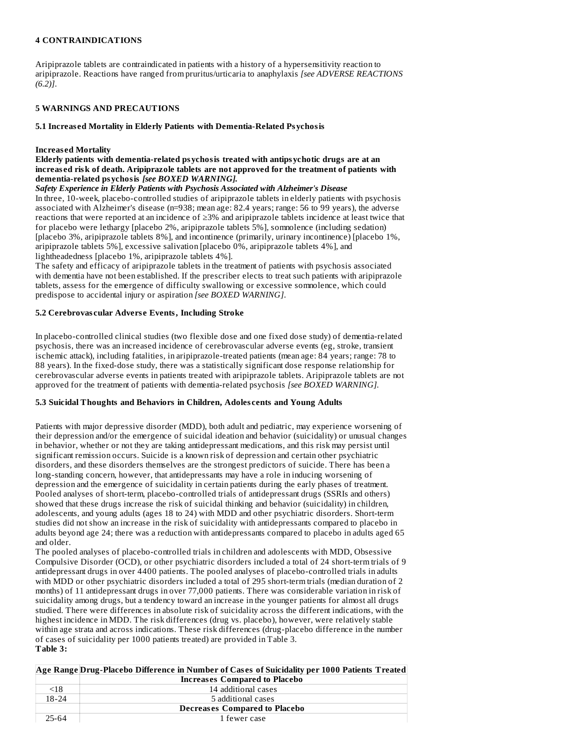## 4 CONTRAINDICATIONS

Aripiprazole tablets are contraindicated in patients with a history of a hypersensitivity reaction to aripiprazole. Reactions have ranged from pruritus/urticaria to anaphylaxis *[see ADVERSE REACTIONS (6.2)]*.

## 5 WARNINGS AND PRECAUTIONS

### 5.1 Increased Mortality in Elderly Patients with Dementia-Related Psychosis

**Increased Mortality**

**Elderly patients with dementia-related psychosis treated with antipsychotic drugs are at an increased risk of death. Aripiprazole tablets are not approved for the treatment of patients with dementia-related psychosis *[see BOXED WARNING].***

***Safety Experience in Elderly Patients with Psychosis Associated with Alzheimer's Disease***

In three, 10-week, placebo-controlled studies of aripiprazole tablets in elderly patients with psychosis associated with Alzheimer's disease (n=938; mean age: 82.4 years; range: 56 to 99 years), the adverse reactions that were reported at an incidence of ≥3% and aripiprazole tablets incidence at least twice that for placebo were lethargy [placebo 2%, aripiprazole tablets 5%], somnolence (including sedation) [placebo 3%, aripiprazole tablets 8%], and incontinence (primarily, urinary incontinence) [placebo 1%, aripiprazole tablets 5%], excessive salivation [placebo 0%, aripiprazole tablets 4%], and lightheadedness [placebo 1%, aripiprazole tablets 4%].

The safety and efficacy of aripiprazole tablets in the treatment of patients with psychosis associated with dementia have not been established. If the prescriber elects to treat such patients with aripiprazole tablets, assess for the emergence of difficulty swallowing or excessive somnolence, which could predispose to accidental injury or aspiration *[see BOXED WARNING]*.

### 5.2 Cerebrovascular Adverse Events, Including Stroke

In placebo-controlled clinical studies (two flexible dose and one fixed dose study) of dementia-related psychosis, there was an increased incidence of cerebrovascular adverse events (eg, stroke, transient ischemic attack), including fatalities, in aripiprazole-treated patients (mean age: 84 years; range: 78 to 88 years). In the fixed-dose study, there was a statistically significant dose response relationship for cerebrovascular adverse events in patients treated with aripiprazole tablets. Aripiprazole tablets are not approved for the treatment of patients with dementia-related psychosis *[see BOXED WARNING]*.

### 5.3 Suicidal Thoughts and Behaviors in Children, Adolescents and Young Adults

Patients with major depressive disorder (MDD), both adult and pediatric, may experience worsening of their depression and/or the emergence of suicidal ideation and behavior (suicidality) or unusual changes in behavior, whether or not they are taking antidepressant medications, and this risk may persist until significant remission occurs. Suicide is a known risk of depression and certain other psychiatric disorders, and these disorders themselves are the strongest predictors of suicide. There has been a long-standing concern, however, that antidepressants may have a role in inducing worsening of depression and the emergence of suicidality in certain patients during the early phases of treatment. Pooled analyses of short-term, placebo-controlled trials of antidepressant drugs (SSRIs and others) showed that these drugs increase the risk of suicidal thinking and behavior (suicidality) in children, adolescents, and young adults (ages 18 to 24) with MDD and other psychiatric disorders. Short-term studies did not show an increase in the risk of suicidality with antidepressants compared to placebo in adults beyond age 24; there was a reduction with antidepressants compared to placebo in adults aged 65 and older.

The pooled analyses of placebo-controlled trials in children and adolescents with MDD, Obsessive Compulsive Disorder (OCD), or other psychiatric disorders included a total of 24 short-term trials of 9 antidepressant drugs in over 4400 patients. The pooled analyses of placebo-controlled trials in adults with MDD or other psychiatric disorders included a total of 295 short-term trials (median duration of 2 months) of 11 antidepressant drugs in over 77,000 patients. There was considerable variation in risk of suicidality among drugs, but a tendency toward an increase in the younger patients for almost all drugs studied. There were differences in absolute risk of suicidality across the different indications, with the highest incidence in MDD. The risk differences (drug vs. placebo), however, were relatively stable within age strata and across indications. These risk differences (drug-placebo difference in the number of cases of suicidality per 1000 patients treated) are provided in Table 3.

**Table 3:**

| Age Range | Drug-Placebo Difference in Number of Cases of Suicidality per 1000 Patients Treated |
|---|---|
| | **Increases Compared to Placebo** |
| <18 | 14 additional cases |
| 18-24 | 5 additional cases |
| | **Decreases Compared to Placebo** |
| 25-64 | 1 fewer case |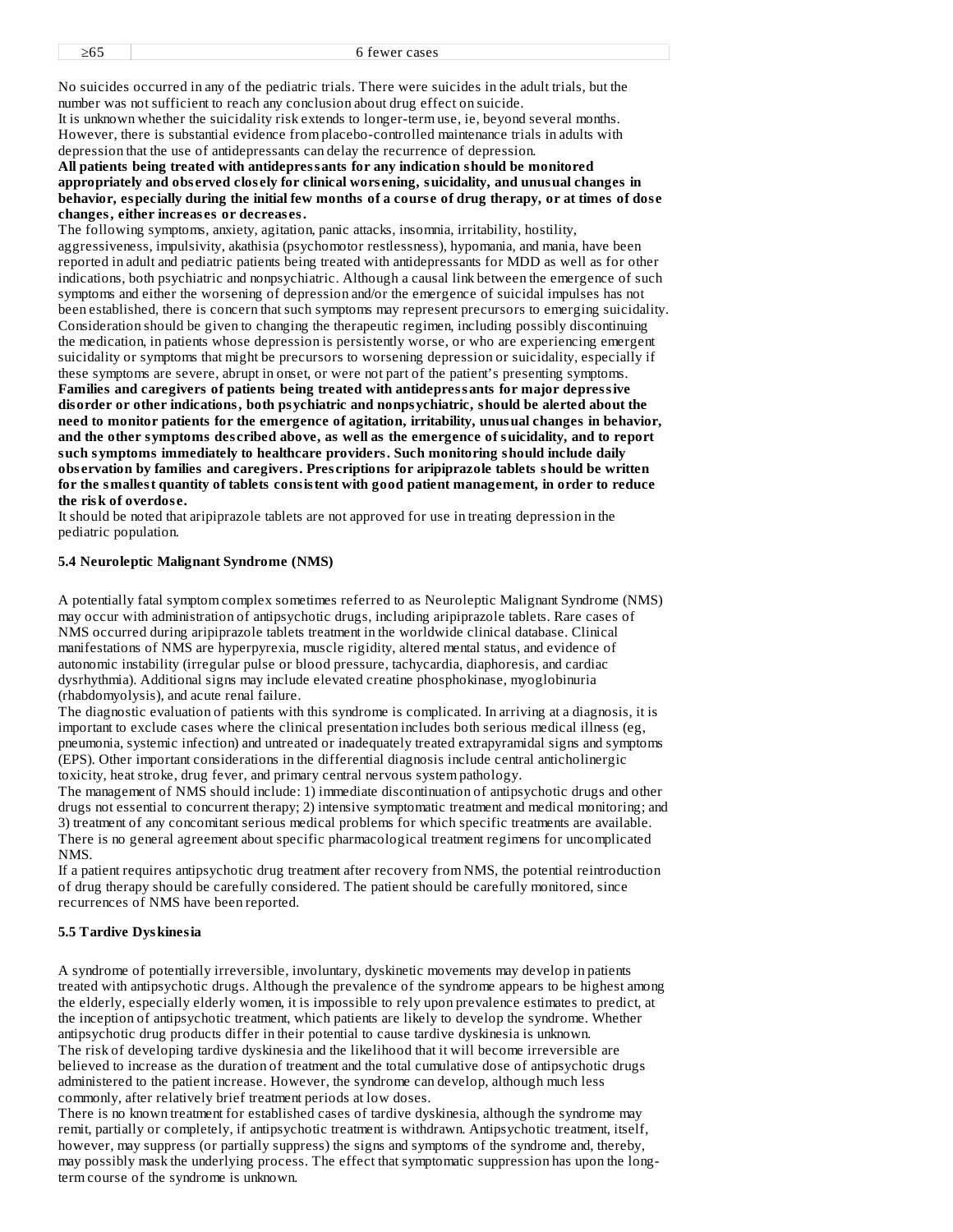| | |
|---|---|
| ≥65 | 6 fewer cases |

No suicides occurred in any of the pediatric trials. There were suicides in the adult trials, but the number was not sufficient to reach any conclusion about drug effect on suicide.

It is unknown whether the suicidality risk extends to longer-term use, ie, beyond several months. However, there is substantial evidence from placebo-controlled maintenance trials in adults with depression that the use of antidepressants can delay the recurrence of depression.

**All patients being treated with antidepressants for any indication should be monitored appropriately and observed closely for clinical worsening, suicidality, and unusual changes in behavior, especially during the initial few months of a course of drug therapy, or at times of dose changes, either increases or decreases.**

The following symptoms, anxiety, agitation, panic attacks, insomnia, irritability, hostility, aggressiveness, impulsivity, akathisia (psychomotor restlessness), hypomania, and mania, have been reported in adult and pediatric patients being treated with antidepressants for MDD as well as for other indications, both psychiatric and nonpsychiatric. Although a causal link between the emergence of such symptoms and either the worsening of depression and/or the emergence of suicidal impulses has not been established, there is concern that such symptoms may represent precursors to emerging suicidality. Consideration should be given to changing the therapeutic regimen, including possibly discontinuing the medication, in patients whose depression is persistently worse, or who are experiencing emergent suicidality or symptoms that might be precursors to worsening depression or suicidality, especially if these symptoms are severe, abrupt in onset, or were not part of the patient's presenting symptoms.

**Families and caregivers of patients being treated with antidepressants for major depressive disorder or other indications, both psychiatric and nonpsychiatric, should be alerted about the need to monitor patients for the emergence of agitation, irritability, unusual changes in behavior, and the other symptoms described above, as well as the emergence of suicidality, and to report such symptoms immediately to healthcare providers. Such monitoring should include daily observation by families and caregivers. Prescriptions for aripiprazole tablets should be written for the smallest quantity of tablets consistent with good patient management, in order to reduce the risk of overdose.**

It should be noted that aripiprazole tablets are not approved for use in treating depression in the pediatric population.

### 5.4 Neuroleptic Malignant Syndrome (NMS)

A potentially fatal symptom complex sometimes referred to as Neuroleptic Malignant Syndrome (NMS) may occur with administration of antipsychotic drugs, including aripiprazole tablets. Rare cases of NMS occurred during aripiprazole tablets treatment in the worldwide clinical database. Clinical manifestations of NMS are hyperpyrexia, muscle rigidity, altered mental status, and evidence of autonomic instability (irregular pulse or blood pressure, tachycardia, diaphoresis, and cardiac dysrhythmia). Additional signs may include elevated creatine phosphokinase, myoglobinuria (rhabdomyolysis), and acute renal failure.

The diagnostic evaluation of patients with this syndrome is complicated. In arriving at a diagnosis, it is important to exclude cases where the clinical presentation includes both serious medical illness (eg, pneumonia, systemic infection) and untreated or inadequately treated extrapyramidal signs and symptoms (EPS). Other important considerations in the differential diagnosis include central anticholinergic toxicity, heat stroke, drug fever, and primary central nervous system pathology.

The management of NMS should include: 1) immediate discontinuation of antipsychotic drugs and other drugs not essential to concurrent therapy; 2) intensive symptomatic treatment and medical monitoring; and 3) treatment of any concomitant serious medical problems for which specific treatments are available. There is no general agreement about specific pharmacological treatment regimens for uncomplicated NMS.

If a patient requires antipsychotic drug treatment after recovery from NMS, the potential reintroduction of drug therapy should be carefully considered. The patient should be carefully monitored, since recurrences of NMS have been reported.

### 5.5 Tardive Dyskinesia

A syndrome of potentially irreversible, involuntary, dyskinetic movements may develop in patients treated with antipsychotic drugs. Although the prevalence of the syndrome appears to be highest among the elderly, especially elderly women, it is impossible to rely upon prevalence estimates to predict, at the inception of antipsychotic treatment, which patients are likely to develop the syndrome. Whether antipsychotic drug products differ in their potential to cause tardive dyskinesia is unknown.

The risk of developing tardive dyskinesia and the likelihood that it will become irreversible are believed to increase as the duration of treatment and the total cumulative dose of antipsychotic drugs administered to the patient increase. However, the syndrome can develop, although much less commonly, after relatively brief treatment periods at low doses.

There is no known treatment for established cases of tardive dyskinesia, although the syndrome may remit, partially or completely, if antipsychotic treatment is withdrawn. Antipsychotic treatment, itself, however, may suppress (or partially suppress) the signs and symptoms of the syndrome and, thereby, may possibly mask the underlying process. The effect that symptomatic suppression has upon the long-term course of the syndrome is unknown.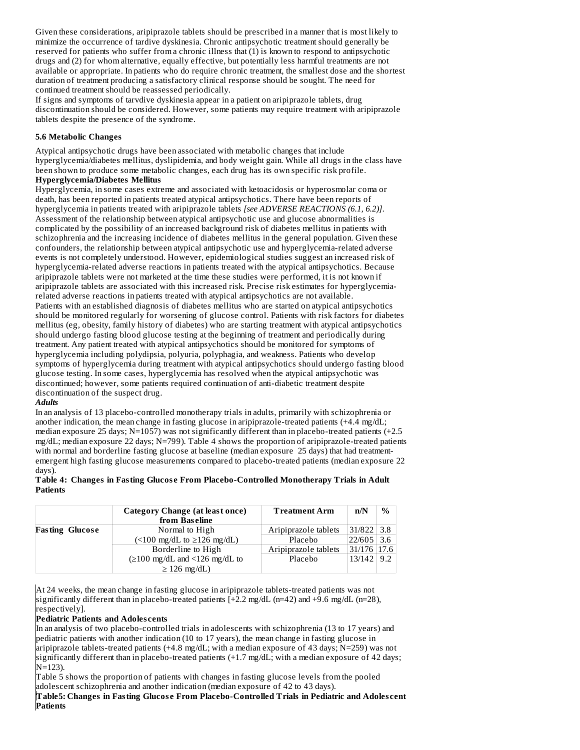Given these considerations, aripiprazole tablets should be prescribed in a manner that is most likely to minimize the occurrence of tardive dyskinesia. Chronic antipsychotic treatment should generally be reserved for patients who suffer from a chronic illness that (1) is known to respond to antipsychotic drugs and (2) for whom alternative, equally effective, but potentially less harmful treatments are not available or appropriate. In patients who do require chronic treatment, the smallest dose and the shortest duration of treatment producing a satisfactory clinical response should be sought. The need for continued treatment should be reassessed periodically.

If signs and symptoms of tarvdive dyskinesia appear in a patient on aripiprazole tablets, drug discontinuation should be considered. However, some patients may require treatment with aripiprazole tablets despite the presence of the syndrome.

### 5.6 Metabolic Changes

Atypical antipsychotic drugs have been associated with metabolic changes that include hyperglycemia/diabetes mellitus, dyslipidemia, and body weight gain. While all drugs in the class have been shown to produce some metabolic changes, each drug has its own specific risk profile.

**Hyperglycemia/Diabetes Mellitus**

Hyperglycemia, in some cases extreme and associated with ketoacidosis or hyperosmolar coma or death, has been reported in patients treated atypical antipsychotics. There have been reports of hyperglycemia in patients treated with aripiprazole tablets *[see ADVERSE REACTIONS (6.1, 6.2)]*. Assessment of the relationship between atypical antipsychotic use and glucose abnormalities is complicated by the possibility of an increased background risk of diabetes mellitus in patients with schizophrenia and the increasing incidence of diabetes mellitus in the general population. Given these confounders, the relationship between atypical antipsychotic use and hyperglycemia-related adverse events is not completely understood. However, epidemiological studies suggest an increased risk of hyperglycemia-related adverse reactions in patients treated with the atypical antipsychotics. Because aripiprazole tablets were not marketed at the time these studies were performed, it is not known if aripiprazole tablets are associated with this increased risk. Precise risk estimates for hyperglycemia-related adverse reactions in patients treated with atypical antipsychotics are not available.

Patients with an established diagnosis of diabetes mellitus who are started on atypical antipsychotics should be monitored regularly for worsening of glucose control. Patients with risk factors for diabetes mellitus (eg, obesity, family history of diabetes) who are starting treatment with atypical antipsychotics should undergo fasting blood glucose testing at the beginning of treatment and periodically during treatment. Any patient treated with atypical antipsychotics should be monitored for symptoms of hyperglycemia including polydipsia, polyuria, polyphagia, and weakness. Patients who develop symptoms of hyperglycemia during treatment with atypical antipsychotics should undergo fasting blood glucose testing. In some cases, hyperglycemia has resolved when the atypical antipsychotic was discontinued; however, some patients required continuation of anti-diabetic treatment despite discontinuation of the suspect drug.

***Adults***

In an analysis of 13 placebo-controlled monotherapy trials in adults, primarily with schizophrenia or another indication, the mean change in fasting glucose in aripiprazole-treated patients (+4.4 mg/dL; median exposure 25 days; N=1057) was not significantly different than in placebo-treated patients (+2.5 mg/dL; median exposure 22 days; N=799). Table 4 shows the proportion of aripiprazole-treated patients with normal and borderline fasting glucose at baseline (median exposure 25 days) that had treatment-emergent high fasting glucose measurements compared to placebo-treated patients (median exposure 22 days).

**Table 4: Changes in Fasting Glucose From Placebo-Controlled Monotherapy Trials in Adult Patients**

| | Category Change (at least once) from Baseline | Treatment Arm | n/N | % |
|---|---|---|---|---|
| **Fasting Glucose** | Normal to High (<100 mg/dL to ≥126 mg/dL) | Aripiprazole tablets | 31/822 | 3.8 |
| | | Placebo | 22/605 | 3.6 |
| | Borderline to High (≥100 mg/dL and <126 mg/dL to ≥ 126 mg/dL) | Aripiprazole tablets | 31/176 | 17.6 |
| | | Placebo | 13/142 | 9.2 |

At 24 weeks, the mean change in fasting glucose in aripiprazole tablets-treated patients was not significantly different than in placebo-treated patients [+2.2 mg/dL (n=42) and +9.6 mg/dL (n=28), respectively].

**Pediatric Patients and Adolescents**

In an analysis of two placebo-controlled trials in adolescents with schizophrenia (13 to 17 years) and pediatric patients with another indication (10 to 17 years), the mean change in fasting glucose in aripiprazole tablets-treated patients (+4.8 mg/dL; with a median exposure of 43 days; N=259) was not significantly different than in placebo-treated patients (+1.7 mg/dL; with a median exposure of 42 days; N=123).

Table 5 shows the proportion of patients with changes in fasting glucose levels from the pooled adolescent schizophrenia and another indication (median exposure of 42 to 43 days).

**Table5: Changes in Fasting Glucose From Placebo-Controlled Trials in Pediatric and Adolescent Patients**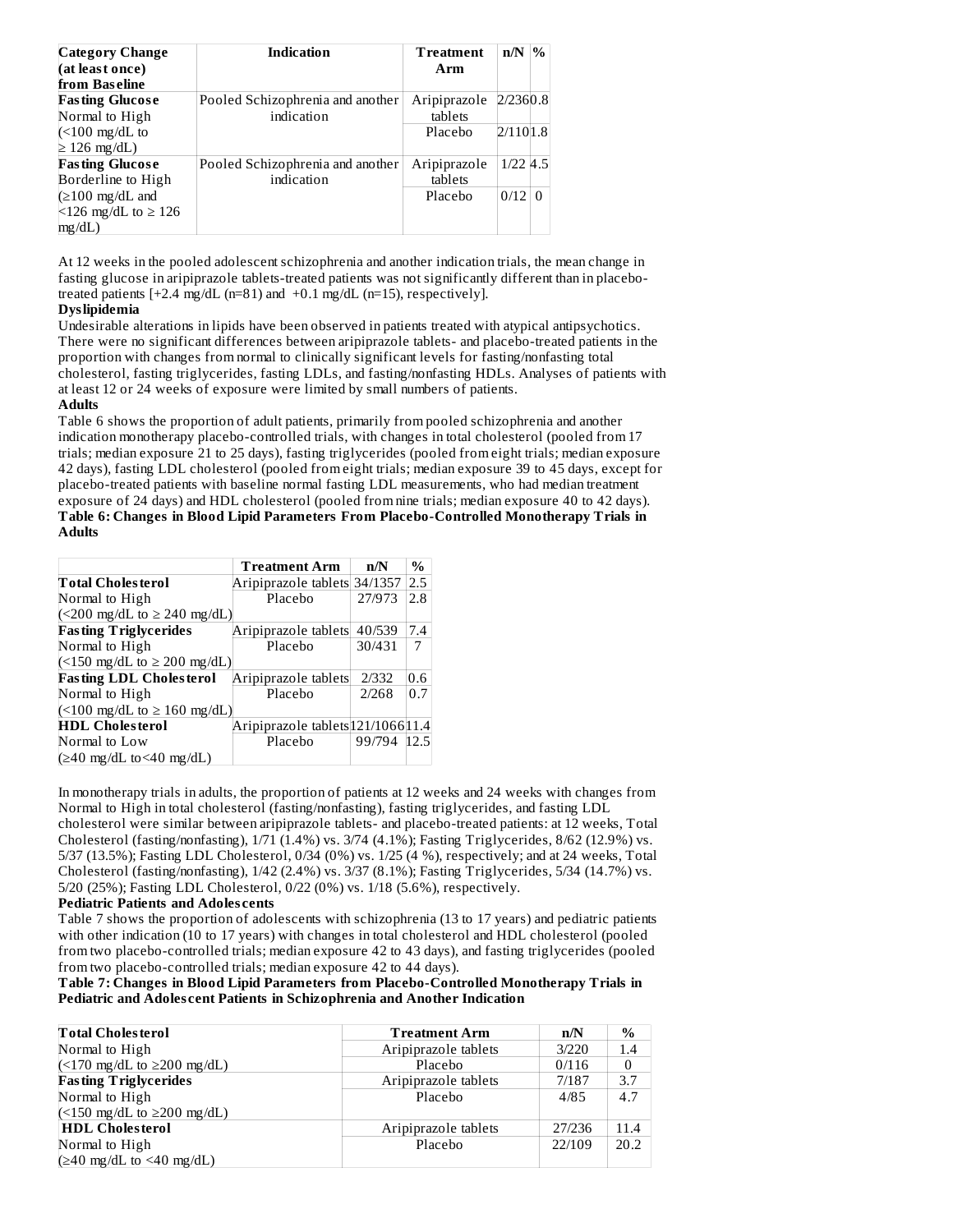| Category Change (at least once) from Baseline | Indication | Treatment Arm | n/N | % |
|---|---|---|---|---|
| **Fasting Glucose** Normal to High (<100 mg/dL to ≥ 126 mg/dL) | Pooled Schizophrenia and another indication | Aripiprazole tablets | 2/236 | 0.8 |
| | | Placebo | 2/110 | 1.8 |
| **Fasting Glucose** Borderline to High (≥100 mg/dL and <126 mg/dL to ≥ 126 mg/dL) | Pooled Schizophrenia and another indication | Aripiprazole tablets | 1/22 | 4.5 |
| | | Placebo | 0/12 | 0 |

At 12 weeks in the pooled adolescent schizophrenia and another indication trials, the mean change in fasting glucose in aripiprazole tablets-treated patients was not significantly different than in placebo-treated patients [+2.4 mg/dL (n=81) and +0.1 mg/dL (n=15), respectively].

**Dyslipidemia**

Undesirable alterations in lipids have been observed in patients treated with atypical antipsychotics. There were no significant differences between aripiprazole tablets- and placebo-treated patients in the proportion with changes from normal to clinically significant levels for fasting/nonfasting total cholesterol, fasting triglycerides, fasting LDLs, and fasting/nonfasting HDLs. Analyses of patients with at least 12 or 24 weeks of exposure were limited by small numbers of patients.

**Adults**

Table 6 shows the proportion of adult patients, primarily from pooled schizophrenia and another indication monotherapy placebo-controlled trials, with changes in total cholesterol (pooled from 17 trials; median exposure 21 to 25 days), fasting triglycerides (pooled from eight trials; median exposure 42 days), fasting LDL cholesterol (pooled from eight trials; median exposure 39 to 45 days, except for placebo-treated patients with baseline normal fasting LDL measurements, who had median treatment exposure of 24 days) and HDL cholesterol (pooled from nine trials; median exposure 40 to 42 days).

**Table 6: Changes in Blood Lipid Parameters From Placebo-Controlled Monotherapy Trials in Adults**

| | Treatment Arm | n/N | % |
|---|---|---|---|
| **Total Cholesterol** Normal to High (<200 mg/dL to ≥ 240 mg/dL) | Aripiprazole tablets | 34/1357 | 2.5 |
| | Placebo | 27/973 | 2.8 |
| **Fasting Triglycerides** Normal to High (<150 mg/dL to ≥ 200 mg/dL) | Aripiprazole tablets | 40/539 | 7.4 |
| | Placebo | 30/431 | 7 |
| **Fasting LDL Cholesterol** Normal to High (<100 mg/dL to ≥ 160 mg/dL) | Aripiprazole tablets | 2/332 | 0.6 |
| | Placebo | 2/268 | 0.7 |
| **HDL Cholesterol** Normal to Low (≥40 mg/dL to<40 mg/dL) | Aripiprazole tablets | 121/1066 | 11.4 |
| | Placebo | 99/794 | 12.5 |

In monotherapy trials in adults, the proportion of patients at 12 weeks and 24 weeks with changes from Normal to High in total cholesterol (fasting/nonfasting), fasting triglycerides, and fasting LDL cholesterol were similar between aripiprazole tablets- and placebo-treated patients: at 12 weeks, Total Cholesterol (fasting/nonfasting), 1/71 (1.4%) vs. 3/74 (4.1%); Fasting Triglycerides, 8/62 (12.9%) vs. 5/37 (13.5%); Fasting LDL Cholesterol, 0/34 (0%) vs. 1/25 (4 %), respectively; and at 24 weeks, Total Cholesterol (fasting/nonfasting), 1/42 (2.4%) vs. 3/37 (8.1%); Fasting Triglycerides, 5/34 (14.7%) vs. 5/20 (25%); Fasting LDL Cholesterol, 0/22 (0%) vs. 1/18 (5.6%), respectively.

**Pediatric Patients and Adolescents**

Table 7 shows the proportion of adolescents with schizophrenia (13 to 17 years) and pediatric patients with other indication (10 to 17 years) with changes in total cholesterol and HDL cholesterol (pooled from two placebo-controlled trials; median exposure 42 to 43 days), and fasting triglycerides (pooled from two placebo-controlled trials; median exposure 42 to 44 days).

**Table 7: Changes in Blood Lipid Parameters from Placebo-Controlled Monotherapy Trials in Pediatric and Adolescent Patients in Schizophrenia and Another Indication**

| | Treatment Arm | n/N | % |
|---|---|---|---|
| **Total Cholesterol** Normal to High (<170 mg/dL to ≥200 mg/dL) | Aripiprazole tablets | 3/220 | 1.4 |
| | Placebo | 0/116 | 0 |
| **Fasting Triglycerides** Normal to High (<150 mg/dL to ≥200 mg/dL) | Aripiprazole tablets | 7/187 | 3.7 |
| | Placebo | 4/85 | 4.7 |
| **HDL Cholesterol** Normal to High (≥40 mg/dL to <40 mg/dL) | Aripiprazole tablets | 27/236 | 11.4 |
| | Placebo | 22/109 | 20.2 |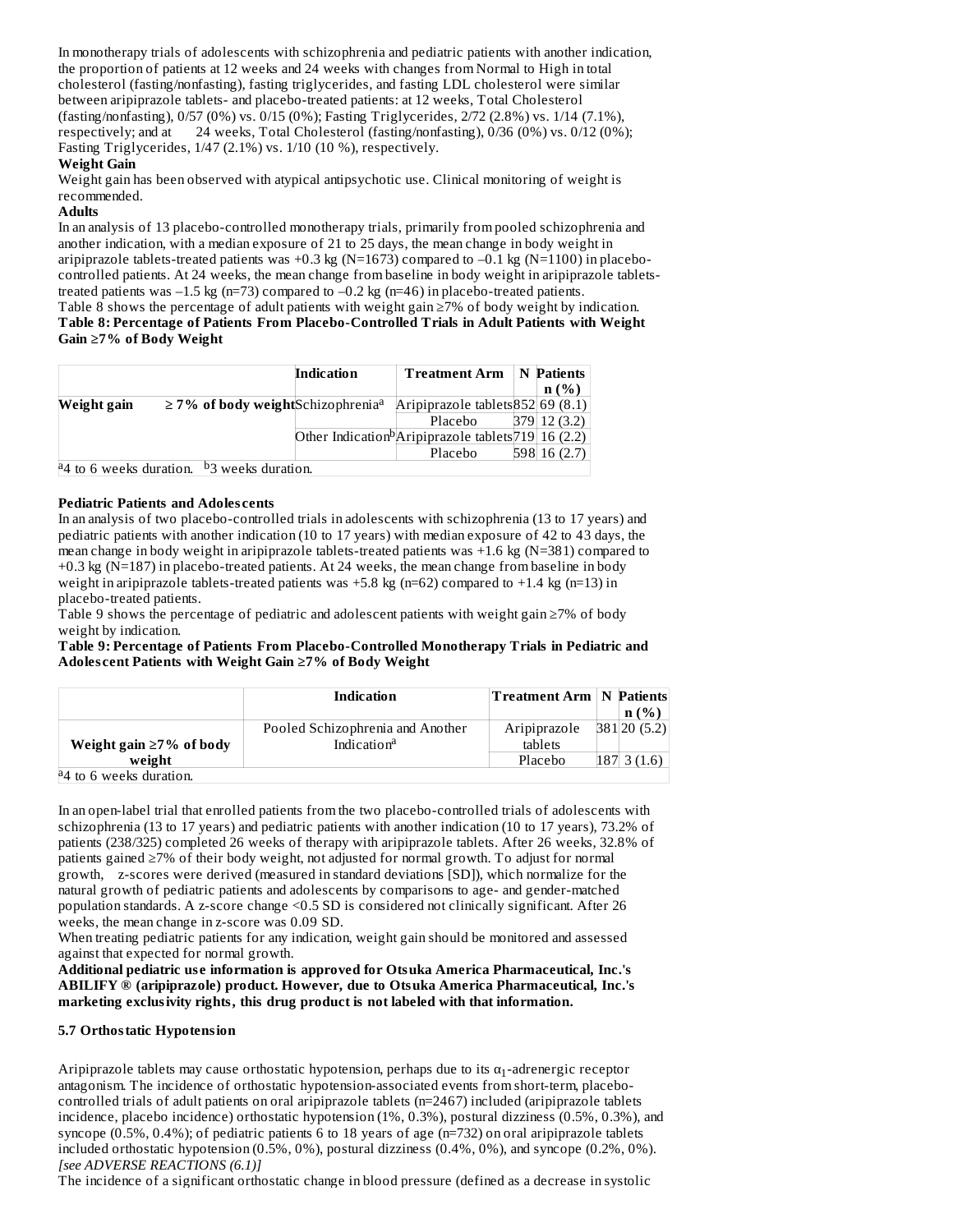In monotherapy trials of adolescents with schizophrenia and pediatric patients with another indication, the proportion of patients at 12 weeks and 24 weeks with changes from Normal to High in total cholesterol (fasting/nonfasting), fasting triglycerides, and fasting LDL cholesterol were similar between aripiprazole tablets- and placebo-treated patients: at 12 weeks, Total Cholesterol (fasting/nonfasting), 0/57 (0%) vs. 0/15 (0%); Fasting Triglycerides, 2/72 (2.8%) vs. 1/14 (7.1%), respectively; and at 24 weeks, Total Cholesterol (fasting/nonfasting), 0/36 (0%) vs. 0/12 (0%); Fasting Triglycerides, 1/47 (2.1%) vs. 1/10 (10 %), respectively.

**Weight Gain**

Weight gain has been observed with atypical antipsychotic use. Clinical monitoring of weight is recommended.

**Adults**

In an analysis of 13 placebo-controlled monotherapy trials, primarily from pooled schizophrenia and another indication, with a median exposure of 21 to 25 days, the mean change in body weight in aripiprazole tablets-treated patients was +0.3 kg (N=1673) compared to –0.1 kg (N=1100) in placebo-controlled patients. At 24 weeks, the mean change from baseline in body weight in aripiprazole tablets-treated patients was –1.5 kg (n=73) compared to –0.2 kg (n=46) in placebo-treated patients.

Table 8 shows the percentage of adult patients with weight gain ≥7% of body weight by indication.

**Table 8: Percentage of Patients From Placebo-Controlled Trials in Adult Patients with Weight Gain ≥7% of Body Weight**

| | | Indication | Treatment Arm | N | Patients n (%) |
|---|---|---|---|---|---|
| **Weight gain** | **≥ 7% of body weight** | Schizophrenia[a] | Aripiprazole tablets | 852 | 69 (8.1) |
| | | | Placebo | 379 | 12 (3.2) |
| | | Other Indication[b] | Aripiprazole tablets | 719 | 16 (2.2) |
| | | | Placebo | 598 | 16 (2.7) |

[a]4 to 6 weeks duration. [b]3 weeks duration.

**Pediatric Patients and Adolescents**

In an analysis of two placebo-controlled trials in adolescents with schizophrenia (13 to 17 years) and pediatric patients with another indication (10 to 17 years) with median exposure of 42 to 43 days, the mean change in body weight in aripiprazole tablets-treated patients was +1.6 kg (N=381) compared to +0.3 kg (N=187) in placebo-treated patients. At 24 weeks, the mean change from baseline in body weight in aripiprazole tablets-treated patients was +5.8 kg (n=62) compared to +1.4 kg (n=13) in placebo-treated patients.

Table 9 shows the percentage of pediatric and adolescent patients with weight gain ≥7% of body weight by indication.

**Table 9: Percentage of Patients From Placebo-Controlled Monotherapy Trials in Pediatric and Adolescent Patients with Weight Gain ≥7% of Body Weight**

| | Indication | Treatment Arm | N | Patients n (%) |
|---|---|---|---|---|
| **Weight gain ≥7% of body weight** | Pooled Schizophrenia and Another Indication[a] | Aripiprazole tablets | 381 | 20 (5.2) |
| | | Placebo | 187 | 3 (1.6) |

[a]4 to 6 weeks duration.

In an open-label trial that enrolled patients from the two placebo-controlled trials of adolescents with schizophrenia (13 to 17 years) and pediatric patients with another indication (10 to 17 years), 73.2% of patients (238/325) completed 26 weeks of therapy with aripiprazole tablets. After 26 weeks, 32.8% of patients gained ≥7% of their body weight, not adjusted for normal growth. To adjust for normal growth, z-scores were derived (measured in standard deviations [SD]), which normalize for the natural growth of pediatric patients and adolescents by comparisons to age- and gender-matched population standards. A z-score change <0.5 SD is considered not clinically significant. After 26 weeks, the mean change in z-score was 0.09 SD.

When treating pediatric patients for any indication, weight gain should be monitored and assessed against that expected for normal growth.

**Additional pediatric use information is approved for Otsuka America Pharmaceutical, Inc.'s ABILIFY ® (aripiprazole) product. However, due to Otsuka America Pharmaceutical, Inc.'s marketing exclusivity rights, this drug product is not labeled with that information.**

### 5.7 Orthostatic Hypotension

Aripiprazole tablets may cause orthostatic hypotension, perhaps due to its $\alpha_1$-adrenergic receptor antagonism. The incidence of orthostatic hypotension-associated events from short-term, placebo-controlled trials of adult patients on oral aripiprazole tablets (n=2467) included (aripiprazole tablets incidence, placebo incidence) orthostatic hypotension (1%, 0.3%), postural dizziness (0.5%, 0.3%), and syncope (0.5%, 0.4%); of pediatric patients 6 to 18 years of age (n=732) on oral aripiprazole tablets included orthostatic hypotension (0.5%, 0%), postural dizziness (0.4%, 0%), and syncope (0.2%, 0%). *[see ADVERSE REACTIONS (6.1)]*

The incidence of a significant orthostatic change in blood pressure (defined as a decrease in systolic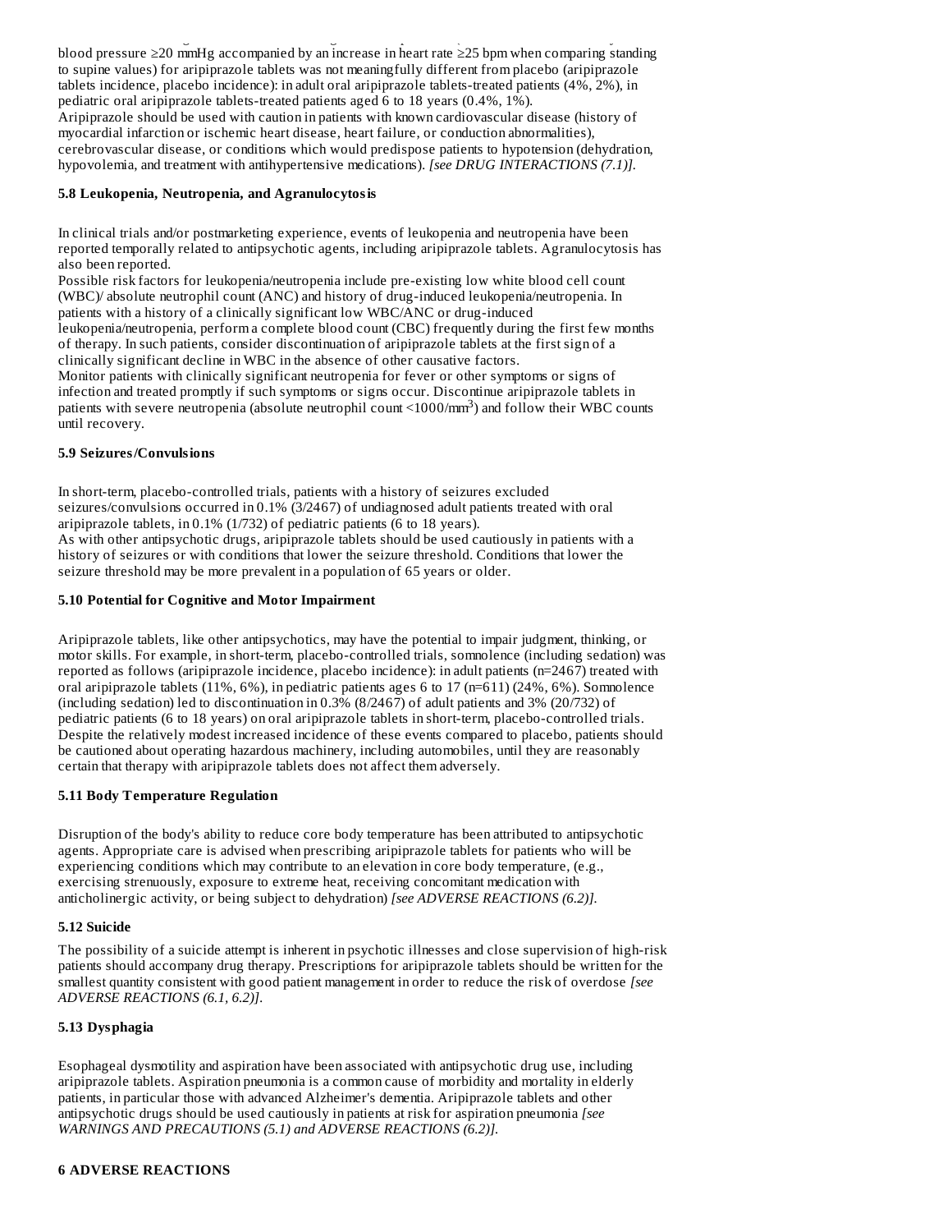blood pressure ≥20 mmHg accompanied by an increase in heart rate ≥25 bpm when comparing standing to supine values) for aripiprazole tablets was not meaningfully different from placebo (aripiprazole tablets incidence, placebo incidence): in adult oral aripiprazole tablets-treated patients (4%, 2%), in pediatric oral aripiprazole tablets-treated patients aged 6 to 18 years (0.4%, 1%).
Aripiprazole should be used with caution in patients with known cardiovascular disease (history of myocardial infarction or ischemic heart disease, heart failure, or conduction abnormalities), cerebrovascular disease, or conditions which would predispose patients to hypotension (dehydration, hypovolemia, and treatment with antihypertensive medications). *[see DRUG INTERACTIONS (7.1)].*

**5.8 Leukopenia, Neutropenia, and Agranulocytosis**

In clinical trials and/or postmarketing experience, events of leukopenia and neutropenia have been reported temporally related to antipsychotic agents, including aripiprazole tablets. Agranulocytosis has also been reported.
Possible risk factors for leukopenia/neutropenia include pre-existing low white blood cell count (WBC)/ absolute neutrophil count (ANC) and history of drug-induced leukopenia/neutropenia. In patients with a history of a clinically significant low WBC/ANC or drug-induced leukopenia/neutropenia, perform a complete blood count (CBC) frequently during the first few months of therapy. In such patients, consider discontinuation of aripiprazole tablets at the first sign of a clinically significant decline in WBC in the absence of other causative factors.
Monitor patients with clinically significant neutropenia for fever or other symptoms or signs of infection and treated promptly if such symptoms or signs occur. Discontinue aripiprazole tablets in patients with severe neutropenia (absolute neutrophil count <1000/mm$^3$) and follow their WBC counts until recovery.

**5.9 Seizures/Convulsions**

In short-term, placebo-controlled trials, patients with a history of seizures excluded seizures/convulsions occurred in 0.1% (3/2467) of undiagnosed adult patients treated with oral aripiprazole tablets, in 0.1% (1/732) of pediatric patients (6 to 18 years).
As with other antipsychotic drugs, aripiprazole tablets should be used cautiously in patients with a history of seizures or with conditions that lower the seizure threshold. Conditions that lower the seizure threshold may be more prevalent in a population of 65 years or older.

**5.10 Potential for Cognitive and Motor Impairment**

Aripiprazole tablets, like other antipsychotics, may have the potential to impair judgment, thinking, or motor skills. For example, in short-term, placebo-controlled trials, somnolence (including sedation) was reported as follows (aripiprazole incidence, placebo incidence): in adult patients (n=2467) treated with oral aripiprazole tablets (11%, 6%), in pediatric patients ages 6 to 17 (n=611) (24%, 6%). Somnolence (including sedation) led to discontinuation in 0.3% (8/2467) of adult patients and 3% (20/732) of pediatric patients (6 to 18 years) on oral aripiprazole tablets in short-term, placebo-controlled trials. Despite the relatively modest increased incidence of these events compared to placebo, patients should be cautioned about operating hazardous machinery, including automobiles, until they are reasonably certain that therapy with aripiprazole tablets does not affect them adversely.

**5.11 Body Temperature Regulation**

Disruption of the body's ability to reduce core body temperature has been attributed to antipsychotic agents. Appropriate care is advised when prescribing aripiprazole tablets for patients who will be experiencing conditions which may contribute to an elevation in core body temperature, (e.g., exercising strenuously, exposure to extreme heat, receiving concomitant medication with anticholinergic activity, or being subject to dehydration) *[see ADVERSE REACTIONS (6.2)].*

**5.12 Suicide**

The possibility of a suicide attempt is inherent in psychotic illnesses and close supervision of high-risk patients should accompany drug therapy. Prescriptions for aripiprazole tablets should be written for the smallest quantity consistent with good patient management in order to reduce the risk of overdose *[see ADVERSE REACTIONS (6.1, 6.2)].*

**5.13 Dysphagia**

Esophageal dysmotility and aspiration have been associated with antipsychotic drug use, including aripiprazole tablets. Aspiration pneumonia is a common cause of morbidity and mortality in elderly patients, in particular those with advanced Alzheimer's dementia. Aripiprazole tablets and other antipsychotic drugs should be used cautiously in patients at risk for aspiration pneumonia *[see WARNINGS AND PRECAUTIONS (5.1) and ADVERSE REACTIONS (6.2)].*

## 6 ADVERSE REACTIONS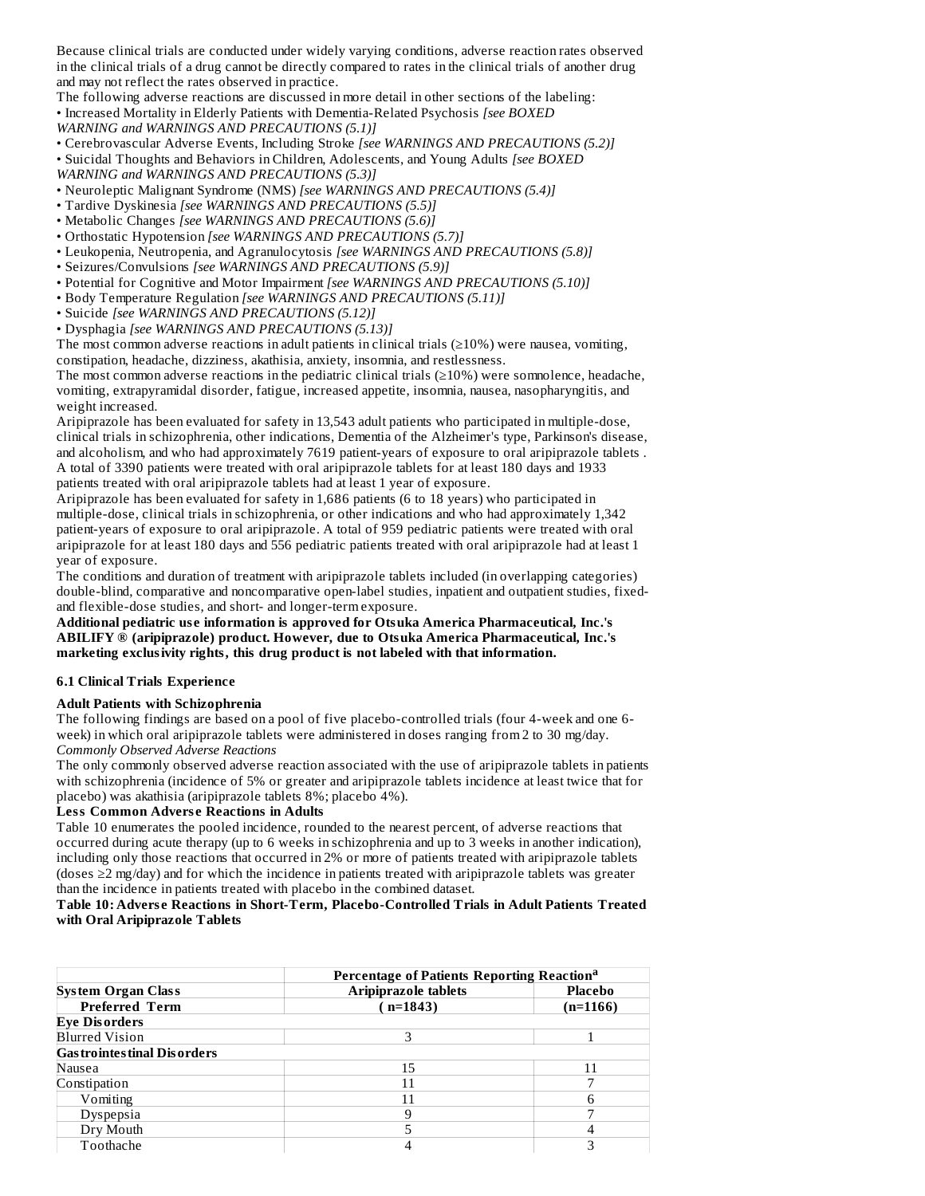Because clinical trials are conducted under widely varying conditions, adverse reaction rates observed in the clinical trials of a drug cannot be directly compared to rates in the clinical trials of another drug and may not reflect the rates observed in practice.

The following adverse reactions are discussed in more detail in other sections of the labeling:

- Increased Mortality in Elderly Patients with Dementia-Related Psychosis *[see BOXED WARNING and WARNINGS AND PRECAUTIONS (5.1)]*
- Cerebrovascular Adverse Events, Including Stroke *[see WARNINGS AND PRECAUTIONS (5.2)]*
- Suicidal Thoughts and Behaviors in Children, Adolescents, and Young Adults *[see BOXED WARNING and WARNINGS AND PRECAUTIONS (5.3)]*
- Neuroleptic Malignant Syndrome (NMS) *[see WARNINGS AND PRECAUTIONS (5.4)]*
- Tardive Dyskinesia *[see WARNINGS AND PRECAUTIONS (5.5)]*
- Metabolic Changes *[see WARNINGS AND PRECAUTIONS (5.6)]*
- Orthostatic Hypotension *[see WARNINGS AND PRECAUTIONS (5.7)]*
- Leukopenia, Neutropenia, and Agranulocytosis *[see WARNINGS AND PRECAUTIONS (5.8)]*
- Seizures/Convulsions *[see WARNINGS AND PRECAUTIONS (5.9)]*
- Potential for Cognitive and Motor Impairment *[see WARNINGS AND PRECAUTIONS (5.10)]*
- Body Temperature Regulation *[see WARNINGS AND PRECAUTIONS (5.11)]*
- Suicide *[see WARNINGS AND PRECAUTIONS (5.12)]*
- Dysphagia *[see WARNINGS AND PRECAUTIONS (5.13)]*

The most common adverse reactions in adult patients in clinical trials (≥10%) were nausea, vomiting, constipation, headache, dizziness, akathisia, anxiety, insomnia, and restlessness.

The most common adverse reactions in the pediatric clinical trials (≥10%) were somnolence, headache, vomiting, extrapyramidal disorder, fatigue, increased appetite, insomnia, nausea, nasopharyngitis, and weight increased.

Aripiprazole has been evaluated for safety in 13,543 adult patients who participated in multiple-dose, clinical trials in schizophrenia, other indications, Dementia of the Alzheimer's type, Parkinson's disease, and alcoholism, and who had approximately 7619 patient-years of exposure to oral aripiprazole tablets . A total of 3390 patients were treated with oral aripiprazole tablets for at least 180 days and 1933 patients treated with oral aripiprazole tablets had at least 1 year of exposure.

Aripiprazole has been evaluated for safety in 1,686 patients (6 to 18 years) who participated in multiple-dose, clinical trials in schizophrenia, or other indications and who had approximately 1,342 patient-years of exposure to oral aripiprazole. A total of 959 pediatric patients were treated with oral aripiprazole for at least 180 days and 556 pediatric patients treated with oral aripiprazole had at least 1 year of exposure.

The conditions and duration of treatment with aripiprazole tablets included (in overlapping categories) double-blind, comparative and noncomparative open-label studies, inpatient and outpatient studies, fixed- and flexible-dose studies, and short- and longer-term exposure.

**Additional pediatric use information is approved for Otsuka America Pharmaceutical, Inc.'s ABILIFY ® (aripiprazole) product. However, due to Otsuka America Pharmaceutical, Inc.'s marketing exclusivity rights, this drug product is not labeled with that information.**

### 6.1 Clinical Trials Experience

**Adult Patients with Schizophrenia**

The following findings are based on a pool of five placebo-controlled trials (four 4-week and one 6-week) in which oral aripiprazole tablets were administered in doses ranging from 2 to 30 mg/day.

*Commonly Observed Adverse Reactions*

The only commonly observed adverse reaction associated with the use of aripiprazole tablets in patients with schizophrenia (incidence of 5% or greater and aripiprazole tablets incidence at least twice that for placebo) was akathisia (aripiprazole tablets 8%; placebo 4%).

**Less Common Adverse Reactions in Adults**

Table 10 enumerates the pooled incidence, rounded to the nearest percent, of adverse reactions that occurred during acute therapy (up to 6 weeks in schizophrenia and up to 3 weeks in another indication), including only those reactions that occurred in 2% or more of patients treated with aripiprazole tablets (doses ≥2 mg/day) and for which the incidence in patients treated with aripiprazole tablets was greater than the incidence in patients treated with placebo in the combined dataset.

**Table 10: Adverse Reactions in Short-Term, Placebo-Controlled Trials in Adult Patients Treated with Oral Aripiprazole Tablets**

| | **Percentage of Patients Reporting Reaction[a]** | |
|---|---|---|
| **System Organ Class** | **Aripiprazole tablets** | **Placebo** |
| **Preferred Term** | **( n=1843)** | **(n=1166)** |
| **Eye Disorders** | | |
| Blurred Vision | 3 | 1 |
| **Gastrointestinal Disorders** | | |
| Nausea | 15 | 11 |
| Constipation | 11 | 7 |
| Vomiting | 11 | 6 |
| Dyspepsia | 9 | 7 |
| Dry Mouth | 5 | 4 |
| Toothache | 4 | 3 |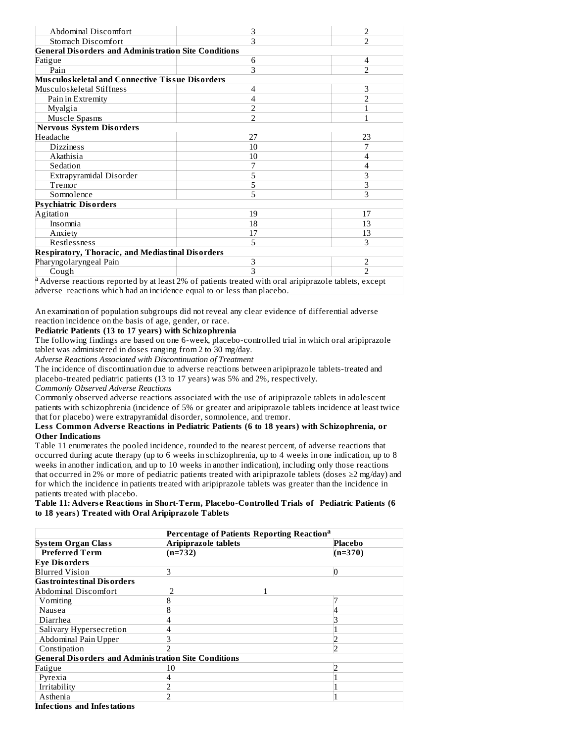| | | |
|---|---|---|
| Abdominal Discomfort | 3 | 2 |
| Stomach Discomfort | 3 | 2 |
| **General Disorders and Administration Site Conditions** | | |
| Fatigue | 6 | 4 |
| Pain | 3 | 2 |
| **Musculoskeletal and Connective Tissue Disorders** | | |
| Musculoskeletal Stiffness | 4 | 3 |
| Pain in Extremity | 4 | 2 |
| Myalgia | 2 | 1 |
| Muscle Spasms | 2 | 1 |
| **Nervous System Disorders** | | |
| Headache | 27 | 23 |
| Dizziness | 10 | 7 |
| Akathisia | 10 | 4 |
| Sedation | 7 | 4 |
| Extrapyramidal Disorder | 5 | 3 |
| Tremor | 5 | 3 |
| Somnolence | 5 | 3 |
| **Psychiatric Disorders** | | |
| Agitation | 19 | 17 |
| Insomnia | 18 | 13 |
| Anxiety | 17 | 13 |
| Restlessness | 5 | 3 |
| **Respiratory, Thoracic, and Mediastinal Disorders** | | |
| Pharyngolaryngeal Pain | 3 | 2 |
| Cough | 3 | 2 |

[a] Adverse reactions reported by at least 2% of patients treated with oral aripiprazole tablets, except adverse reactions which had an incidence equal to or less than placebo.

An examination of population subgroups did not reveal any clear evidence of differential adverse reaction incidence on the basis of age, gender, or race.

**Pediatric Patients (13 to 17 years) with Schizophrenia**

The following findings are based on one 6-week, placebo-controlled trial in which oral aripiprazole tablet was administered in doses ranging from 2 to 30 mg/day.

*Adverse Reactions Associated with Discontinuation of Treatment*

The incidence of discontinuation due to adverse reactions between aripiprazole tablets-treated and placebo-treated pediatric patients (13 to 17 years) was 5% and 2%, respectively.

*Commonly Observed Adverse Reactions*

Commonly observed adverse reactions associated with the use of aripiprazole tablets in adolescent patients with schizophrenia (incidence of 5% or greater and aripiprazole tablets incidence at least twice that for placebo) were extrapyramidal disorder, somnolence, and tremor.

**Less Common Adverse Reactions in Pediatric Patients (6 to 18 years) with Schizophrenia, or Other Indications**

Table 11 enumerates the pooled incidence, rounded to the nearest percent, of adverse reactions that occurred during acute therapy (up to 6 weeks in schizophrenia, up to 4 weeks in one indication, up to 8 weeks in another indication, and up to 10 weeks in another indication), including only those reactions that occurred in 2% or more of pediatric patients treated with aripiprazole tablets (doses ≥2 mg/day) and for which the incidence in patients treated with aripiprazole tablets was greater than the incidence in patients treated with placebo.

**Table 11: Adverse Reactions in Short-Term, Placebo-Controlled Trials of Pediatric Patients (6 to 18 years) Treated with Oral Aripiprazole Tablets**

| | **Percentage of Patients Reporting Reaction[a]** | |
|---|---|---|
| **System Organ Class** | **Aripiprazole tablets** | **Placebo** |
| **Preferred Term** | **(n=732)** | **(n=370)** |
| **Eye Disorders** | | |
| Blurred Vision | 3 | 0 |
| **Gastrointestinal Disorders** | | |
| Abdominal Discomfort | 2 | 1 |
| Vomiting | 8 | 7 |
| Nausea | 8 | 4 |
| Diarrhea | 4 | 3 |
| Salivary Hypersecretion | 4 | 1 |
| Abdominal Pain Upper | 3 | 2 |
| Constipation | 2 | 2 |
| **General Disorders and Administration Site Conditions** | | |
| Fatigue | 10 | 2 |
| Pyrexia | 4 | 1 |
| Irritability | 2 | 1 |
| Asthenia | 2 | 1 |
| **Infections and Infestations** | | |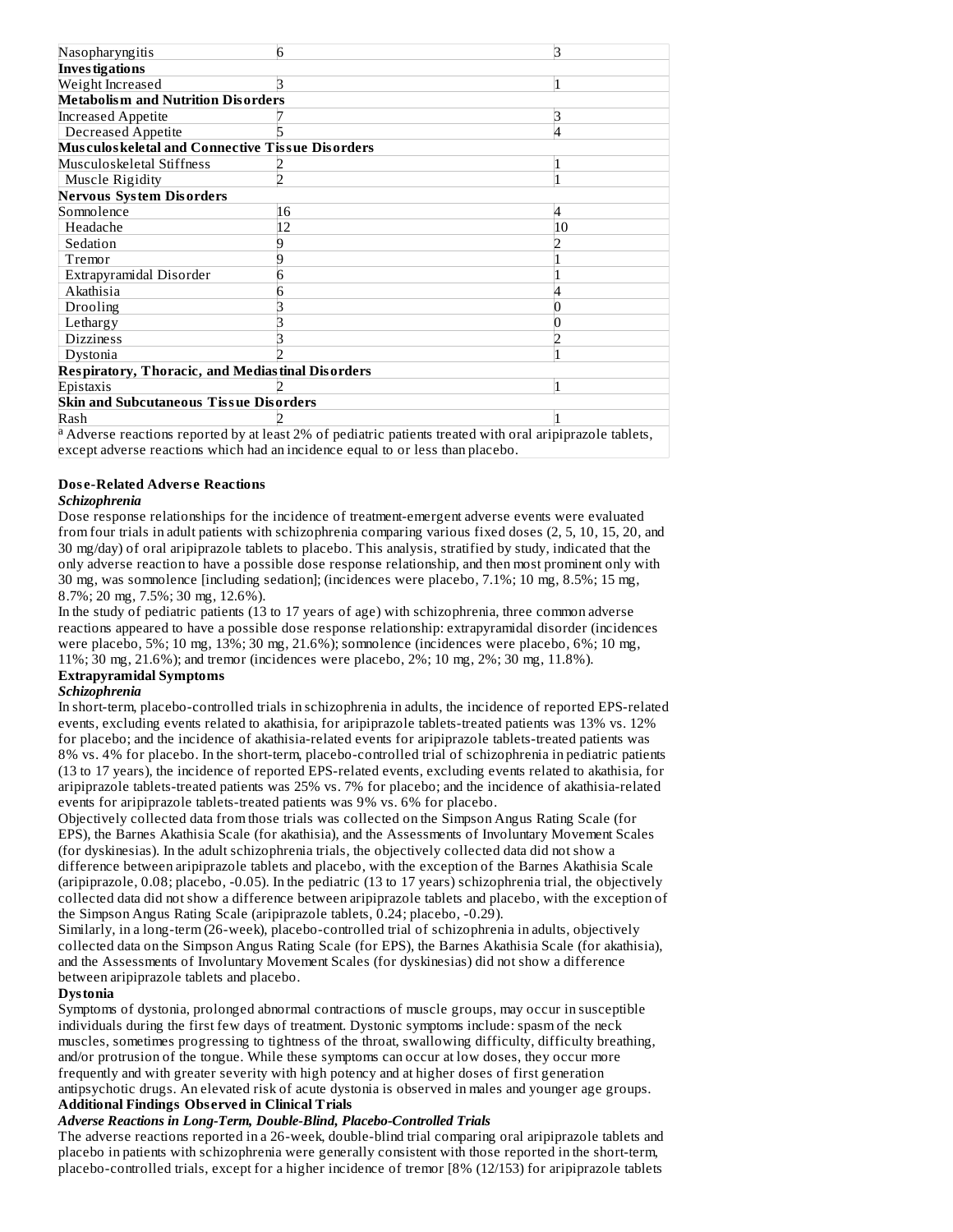| | | |
|---|---|---|
| Nasopharyngitis | 6 | 3 |
| **Investigations** | | |
| Weight Increased | 3 | 1 |
| **Metabolism and Nutrition Disorders** | | |
| Increased Appetite | 7 | 3 |
| Decreased Appetite | 5 | 4 |
| **Musculoskeletal and Connective Tissue Disorders** | | |
| Musculoskeletal Stiffness | 2 | 1 |
| Muscle Rigidity | 2 | 1 |
| **Nervous System Disorders** | | |
| Somnolence | 16 | 4 |
| Headache | 12 | 10 |
| Sedation | 9 | 2 |
| Tremor | 9 | 1 |
| Extrapyramidal Disorder | 6 | 1 |
| Akathisia | 6 | 4 |
| Drooling | 3 | 0 |
| Lethargy | 3 | 0 |
| Dizziness | 3 | 2 |
| Dystonia | 2 | 1 |
| **Respiratory, Thoracic, and Mediastinal Disorders** | | |
| Epistaxis | 2 | 1 |
| **Skin and Subcutaneous Tissue Disorders** | | |
| Rash | 2 | 1 |

[a] Adverse reactions reported by at least 2% of pediatric patients treated with oral aripiprazole tablets, except adverse reactions which had an incidence equal to or less than placebo.

**Dose-Related Adverse Reactions**

***Schizophrenia***

Dose response relationships for the incidence of treatment-emergent adverse events were evaluated from four trials in adult patients with schizophrenia comparing various fixed doses (2, 5, 10, 15, 20, and 30 mg/day) of oral aripiprazole tablets to placebo. This analysis, stratified by study, indicated that the only adverse reaction to have a possible dose response relationship, and then most prominent only with 30 mg, was somnolence [including sedation]; (incidences were placebo, 7.1%; 10 mg, 8.5%; 15 mg, 8.7%; 20 mg, 7.5%; 30 mg, 12.6%).

In the study of pediatric patients (13 to 17 years of age) with schizophrenia, three common adverse reactions appeared to have a possible dose response relationship: extrapyramidal disorder (incidences were placebo, 5%; 10 mg, 13%; 30 mg, 21.6%); somnolence (incidences were placebo, 6%; 10 mg, 11%; 30 mg, 21.6%); and tremor (incidences were placebo, 2%; 10 mg, 2%; 30 mg, 11.8%).

**Extrapyramidal Symptoms**

***Schizophrenia***

In short-term, placebo-controlled trials in schizophrenia in adults, the incidence of reported EPS-related events, excluding events related to akathisia, for aripiprazole tablets-treated patients was 13% vs. 12% for placebo; and the incidence of akathisia-related events for aripiprazole tablets-treated patients was 8% vs. 4% for placebo. In the short-term, placebo-controlled trial of schizophrenia in pediatric patients (13 to 17 years), the incidence of reported EPS-related events, excluding events related to akathisia, for aripiprazole tablets-treated patients was 25% vs. 7% for placebo; and the incidence of akathisia-related events for aripiprazole tablets-treated patients was 9% vs. 6% for placebo.

Objectively collected data from those trials was collected on the Simpson Angus Rating Scale (for EPS), the Barnes Akathisia Scale (for akathisia), and the Assessments of Involuntary Movement Scales (for dyskinesias). In the adult schizophrenia trials, the objectively collected data did not show a difference between aripiprazole tablets and placebo, with the exception of the Barnes Akathisia Scale (aripiprazole, 0.08; placebo, -0.05). In the pediatric (13 to 17 years) schizophrenia trial, the objectively collected data did not show a difference between aripiprazole tablets and placebo, with the exception of the Simpson Angus Rating Scale (aripiprazole tablets, 0.24; placebo, -0.29).

Similarly, in a long-term (26-week), placebo-controlled trial of schizophrenia in adults, objectively collected data on the Simpson Angus Rating Scale (for EPS), the Barnes Akathisia Scale (for akathisia), and the Assessments of Involuntary Movement Scales (for dyskinesias) did not show a difference between aripiprazole tablets and placebo.

**Dystonia**

Symptoms of dystonia, prolonged abnormal contractions of muscle groups, may occur in susceptible individuals during the first few days of treatment. Dystonic symptoms include: spasm of the neck muscles, sometimes progressing to tightness of the throat, swallowing difficulty, difficulty breathing, and/or protrusion of the tongue. While these symptoms can occur at low doses, they occur more frequently and with greater severity with high potency and at higher doses of first generation antipsychotic drugs. An elevated risk of acute dystonia is observed in males and younger age groups.

**Additional Findings Observed in Clinical Trials**

***Adverse Reactions in Long-Term, Double-Blind, Placebo-Controlled Trials***

The adverse reactions reported in a 26-week, double-blind trial comparing oral aripiprazole tablets and placebo in patients with schizophrenia were generally consistent with those reported in the short-term, placebo-controlled trials, except for a higher incidence of tremor [8% (12/153) for aripiprazole tablets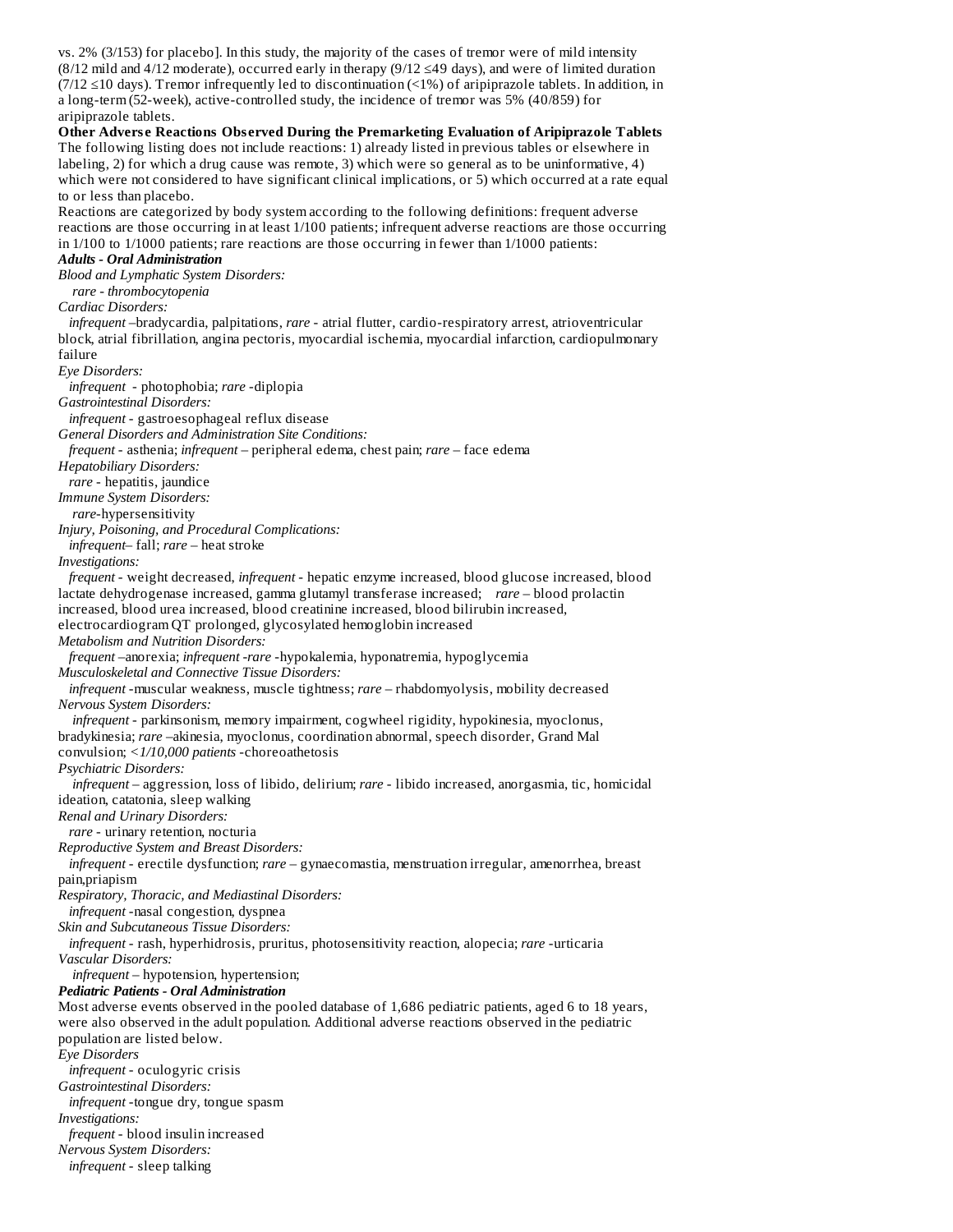vs. 2% (3/153) for placebo]. In this study, the majority of the cases of tremor were of mild intensity (8/12 mild and 4/12 moderate), occurred early in therapy (9/12 ≤49 days), and were of limited duration (7/12 ≤10 days). Tremor infrequently led to discontinuation (<1%) of aripiprazole tablets. In addition, in a long-term (52-week), active-controlled study, the incidence of tremor was 5% (40/859) for aripiprazole tablets.

**Other Adverse Reactions Observed During the Premarketing Evaluation of Aripiprazole Tablets**

The following listing does not include reactions: 1) already listed in previous tables or elsewhere in labeling, 2) for which a drug cause was remote, 3) which were so general as to be uninformative, 4) which were not considered to have significant clinical implications, or 5) which occurred at a rate equal to or less than placebo.

Reactions are categorized by body system according to the following definitions: frequent adverse reactions are those occurring in at least 1/100 patients; infrequent adverse reactions are those occurring in 1/100 to 1/1000 patients; rare reactions are those occurring in fewer than 1/1000 patients:

***Adults - Oral Administration***

*Blood and Lymphatic System Disorders:*

*rare - thrombocytopenia*

*Cardiac Disorders:*

*infrequent* –bradycardia, palpitations, *rare* - atrial flutter, cardio-respiratory arrest, atrioventricular block, atrial fibrillation, angina pectoris, myocardial ischemia, myocardial infarction, cardiopulmonary failure

*Eye Disorders:*

*infrequent* - photophobia; *rare* -diplopia

*Gastrointestinal Disorders:*

*infrequent* - gastroesophageal reflux disease

*General Disorders and Administration Site Conditions:*

*frequent* - asthenia; *infrequent* – peripheral edema, chest pain; *rare* – face edema

*Hepatobiliary Disorders:*

*rare* - hepatitis, jaundice

*Immune System Disorders:*

*rare*-hypersensitivity

*Injury, Poisoning, and Procedural Complications:*

*infrequent*– fall; *rare* – heat stroke

*Investigations:*

*frequent* - weight decreased, *infrequent* - hepatic enzyme increased, blood glucose increased, blood lactate dehydrogenase increased, gamma glutamyl transferase increased; *rare* – blood prolactin increased, blood urea increased, blood creatinine increased, blood bilirubin increased, electrocardiogram QT prolonged, glycosylated hemoglobin increased

*Metabolism and Nutrition Disorders:*

*frequent* –anorexia; *infrequent -rare* -hypokalemia, hyponatremia, hypoglycemia

*Musculoskeletal and Connective Tissue Disorders:*

*infrequent* -muscular weakness, muscle tightness; *rare* – rhabdomyolysis, mobility decreased

*Nervous System Disorders:*

*infrequent* - parkinsonism, memory impairment, cogwheel rigidity, hypokinesia, myoclonus, bradykinesia; *rare* –akinesia, myoclonus, coordination abnormal, speech disorder, Grand Mal convulsion; *<1/10,000 patients* -choreoathetosis

*Psychiatric Disorders:*

*infrequent* – aggression, loss of libido, delirium; *rare* - libido increased, anorgasmia, tic, homicidal ideation, catatonia, sleep walking

*Renal and Urinary Disorders:*

*rare* - urinary retention, nocturia

*Reproductive System and Breast Disorders:*

*infrequent* - erectile dysfunction; *rare* – gynaecomastia, menstruation irregular, amenorrhea, breast pain,priapism

*Respiratory, Thoracic, and Mediastinal Disorders:*

*infrequent* -nasal congestion, dyspnea

*Skin and Subcutaneous Tissue Disorders:*

*infrequent* - rash, hyperhidrosis, pruritus, photosensitivity reaction, alopecia; *rare* -urticaria

*Vascular Disorders:*

*infrequent* – hypotension, hypertension;

***Pediatric Patients - Oral Administration***

Most adverse events observed in the pooled database of 1,686 pediatric patients, aged 6 to 18 years, were also observed in the adult population. Additional adverse reactions observed in the pediatric population are listed below.

*Eye Disorders*

*infrequent* - oculogyric crisis

*Gastrointestinal Disorders:*

*infrequent* -tongue dry, tongue spasm

*Investigations:*

*frequent* - blood insulin increased

*Nervous System Disorders:*

*infrequent* - sleep talking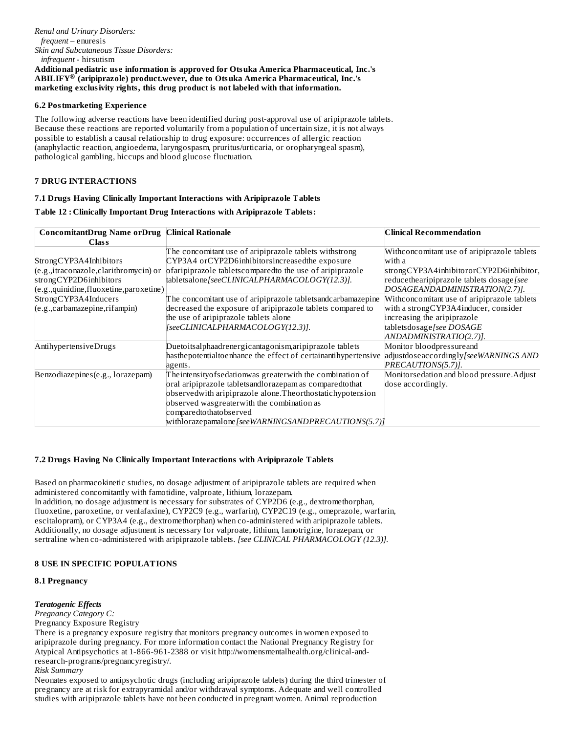*Renal and Urinary Disorders:*
*frequent* – enuresis
*Skin and Subcutaneous Tissue Disorders:*
*infrequent* - hirsutism

**Additional pediatric use information is approved for Otsuka America Pharmaceutical, Inc.'s ABILIFY® (aripiprazole) product.wever, due to Otsuka America Pharmaceutical, Inc.'s marketing exclusivity rights, this drug product is not labeled with that information.**

### 6.2 Postmarketing Experience

The following adverse reactions have been identified during post-approval use of aripiprazole tablets. Because these reactions are reported voluntarily from a population of uncertain size, it is not always possible to establish a causal relationship to drug exposure: occurrences of allergic reaction (anaphylactic reaction, angioedema, laryngospasm, pruritus/urticaria, or oropharyngeal spasm), pathological gambling, hiccups and blood glucose fluctuation.

## 7 DRUG INTERACTIONS

### 7.1 Drugs Having Clinically Important Interactions with Aripiprazole Tablets

**Table 12 : Clinically Important Drug Interactions with Aripiprazole Tablets:**

| ConcomitantDrug Name orDrug Class | Clinical Rationale | Clinical Recommendation |
|---|---|---|
| StrongCYP3A4Inhibitors (e.g.,itraconazole,clarithromycin) or strongCYP2D6inhibitors (e.g.,quinidine,fluoxetine,paroxetine) | The concomitant use of aripiprazole tablets withstrong CYP3A4 orCYP2D6inhibitorsincreasedthe exposure ofaripiprazole tabletscomparedto the use of aripiprazole tabletsalone*[seeCLINICALPHARMACOLOGY(12.3)].* | Withconcomitant use of aripiprazole tablets with a strongCYP3A4inhibitororCYP2D6inhibitor, reducethearipiprazole tablets dosage*[see DOSAGEANDADMINISTRATION(2.7)].* |
| StrongCYP3A4Inducers (e.g.,carbamazepine,rifampin) | The concomitant use of aripiprazole tabletsandcarbamazepine decreased the exposure of aripiprazole tablets compared to the use of aripiprazole tablets alone *[seeCLINICALPHARMACOLOGY(12.3)].* | Withconcomitant use of aripiprazole tablets with a strongCYP3A4inducer, consider increasing the aripiprazole tabletsdosage*[see DOSAGE ANDADMINISTRATIO(2.7)].* |
| AntihypertensiveDrugs | Duetoitsalphaadrenergicantagonism,aripiprazole tablets hasthepotentialtoenhance the effect of certainantihypertensive agents. | Monitor bloodpressureand adjustdoseaccordingly*[seeWARNINGS AND PRECAUTIONS(5.7)].* |
| Benzodiazepines(e.g., lorazepam) | Theintensityofsedationwas greaterwith the combination of oral aripiprazole tabletsandlorazepam as comparedtothat observedwith aripiprazole alone.Theorthostatichypotension observed wasgreaterwith the combination as comparedtothatobserved withlorazepamalone*[seeWARNINGSANDPRECAUTIONS(5.7)]* | Monitorsedation and blood pressure.Adjust dose accordingly. |

### 7.2 Drugs Having No Clinically Important Interactions with Aripiprazole Tablets

Based on pharmacokinetic studies, no dosage adjustment of aripiprazole tablets are required when administered concomitantly with famotidine, valproate, lithium, lorazepam.
In addition, no dosage adjustment is necessary for substrates of CYP2D6 (e.g., dextromethorphan, fluoxetine, paroxetine, or venlafaxine), CYP2C9 (e.g., warfarin), CYP2C19 (e.g., omeprazole, warfarin, escitalopram), or CYP3A4 (e.g., dextromethorphan) when co-administered with aripiprazole tablets. Additionally, no dosage adjustment is necessary for valproate, lithium, lamotrigine, lorazepam, or sertraline when co-administered with aripiprazole tablets. *[see CLINICAL PHARMACOLOGY (12.3)].*

## 8 USE IN SPECIFIC POPULATIONS

### 8.1 Pregnancy

***Teratogenic Effects***
*Pregnancy Category C:*
Pregnancy Exposure Registry
There is a pregnancy exposure registry that monitors pregnancy outcomes in women exposed to aripiprazole during pregnancy. For more information contact the National Pregnancy Registry for Atypical Antipsychotics at 1-866-961-2388 or visit http://womensmentalhealth.org/clinical-and-research-programs/pregnancyregistry/.
*Risk Summary*
Neonates exposed to antipsychotic drugs (including aripiprazole tablets) during the third trimester of pregnancy are at risk for extrapyramidal and/or withdrawal symptoms. Adequate and well controlled studies with aripiprazole tablets have not been conducted in pregnant women. Animal reproduction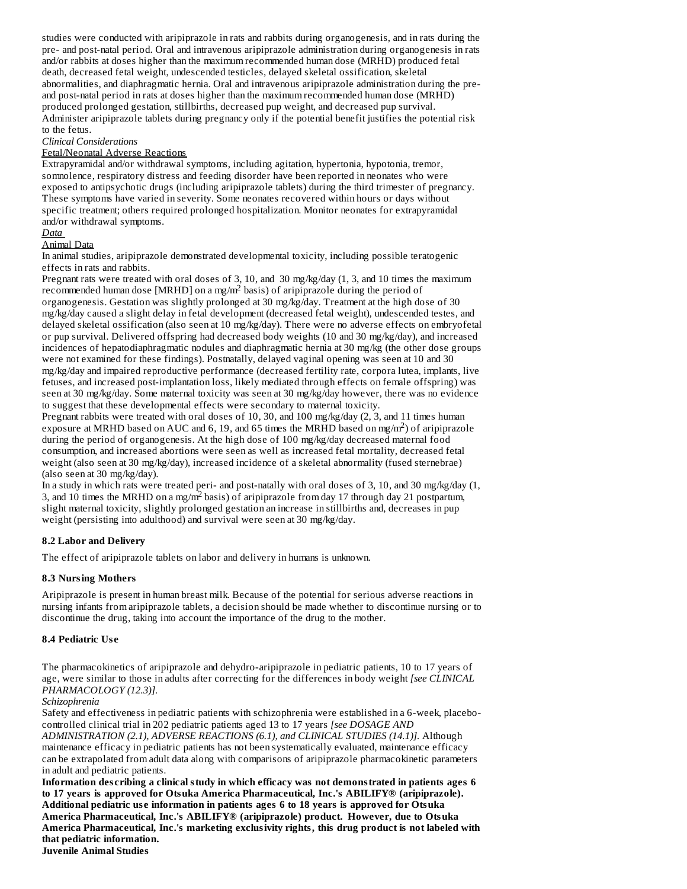studies were conducted with aripiprazole in rats and rabbits during organogenesis, and in rats during the pre- and post-natal period. Oral and intravenous aripiprazole administration during organogenesis in rats and/or rabbits at doses higher than the maximum recommended human dose (MRHD) produced fetal death, decreased fetal weight, undescended testicles, delayed skeletal ossification, skeletal abnormalities, and diaphragmatic hernia. Oral and intravenous aripiprazole administration during the pre- and post-natal period in rats at doses higher than the maximum recommended human dose (MRHD) produced prolonged gestation, stillbirths, decreased pup weight, and decreased pup survival. Administer aripiprazole tablets during pregnancy only if the potential benefit justifies the potential risk to the fetus.

*Clinical Considerations*

Fetal/Neonatal Adverse Reactions

Extrapyramidal and/or withdrawal symptoms, including agitation, hypertonia, hypotonia, tremor, somnolence, respiratory distress and feeding disorder have been reported in neonates who were exposed to antipsychotic drugs (including aripiprazole tablets) during the third trimester of pregnancy. These symptoms have varied in severity. Some neonates recovered within hours or days without specific treatment; others required prolonged hospitalization. Monitor neonates for extrapyramidal and/or withdrawal symptoms.

*Data*

Animal Data

In animal studies, aripiprazole demonstrated developmental toxicity, including possible teratogenic effects in rats and rabbits.

Pregnant rats were treated with oral doses of 3, 10, and 30 mg/kg/day (1, 3, and 10 times the maximum recommended human dose [MRHD] on a mg/$m^2$ basis) of aripiprazole during the period of organogenesis. Gestation was slightly prolonged at 30 mg/kg/day. Treatment at the high dose of 30 mg/kg/day caused a slight delay in fetal development (decreased fetal weight), undescended testes, and delayed skeletal ossification (also seen at 10 mg/kg/day). There were no adverse effects on embryofetal or pup survival. Delivered offspring had decreased body weights (10 and 30 mg/kg/day), and increased incidences of hepatodiaphragmatic nodules and diaphragmatic hernia at 30 mg/kg (the other dose groups were not examined for these findings). Postnatally, delayed vaginal opening was seen at 10 and 30 mg/kg/day and impaired reproductive performance (decreased fertility rate, corpora lutea, implants, live fetuses, and increased post-implantation loss, likely mediated through effects on female offspring) was seen at 30 mg/kg/day. Some maternal toxicity was seen at 30 mg/kg/day however, there was no evidence to suggest that these developmental effects were secondary to maternal toxicity.

Pregnant rabbits were treated with oral doses of 10, 30, and 100 mg/kg/day (2, 3, and 11 times human exposure at MRHD based on AUC and 6, 19, and 65 times the MRHD based on mg/$m^2$) of aripiprazole during the period of organogenesis. At the high dose of 100 mg/kg/day decreased maternal food consumption, and increased abortions were seen as well as increased fetal mortality, decreased fetal weight (also seen at 30 mg/kg/day), increased incidence of a skeletal abnormality (fused sternebrae) (also seen at 30 mg/kg/day).

In a study in which rats were treated peri- and post-natally with oral doses of 3, 10, and 30 mg/kg/day (1, 3, and 10 times the MRHD on a mg/$m^2$ basis) of aripiprazole from day 17 through day 21 postpartum, slight maternal toxicity, slightly prolonged gestation an increase in stillbirths and, decreases in pup weight (persisting into adulthood) and survival were seen at 30 mg/kg/day.

### 8.2 Labor and Delivery

The effect of aripiprazole tablets on labor and delivery in humans is unknown.

### 8.3 Nursing Mothers

Aripiprazole is present in human breast milk. Because of the potential for serious adverse reactions in nursing infants from aripiprazole tablets, a decision should be made whether to discontinue nursing or to discontinue the drug, taking into account the importance of the drug to the mother.

### 8.4 Pediatric Use

The pharmacokinetics of aripiprazole and dehydro-aripiprazole in pediatric patients, 10 to 17 years of age, were similar to those in adults after correcting for the differences in body weight *[see CLINICAL PHARMACOLOGY (12.3)].*

*Schizophrenia*

Safety and effectiveness in pediatric patients with schizophrenia were established in a 6-week, placebo-controlled clinical trial in 202 pediatric patients aged 13 to 17 years *[see DOSAGE AND ADMINISTRATION (2.1), ADVERSE REACTIONS (6.1), and CLINICAL STUDIES (14.1)].* Although maintenance efficacy in pediatric patients has not been systematically evaluated, maintenance efficacy can be extrapolated from adult data along with comparisons of aripiprazole pharmacokinetic parameters in adult and pediatric patients.

**Information describing a clinical study in which efficacy was not demonstrated in patients ages 6 to 17 years is approved for Otsuka America Pharmaceutical, Inc.'s ABILIFY® (aripiprazole). Additional pediatric use information in patients ages 6 to 18 years is approved for Otsuka America Pharmaceutical, Inc.'s ABILIFY® (aripiprazole) product. However, due to Otsuka America Pharmaceutical, Inc.'s marketing exclusivity rights, this drug product is not labeled with that pediatric information.**

**Juvenile Animal Studies**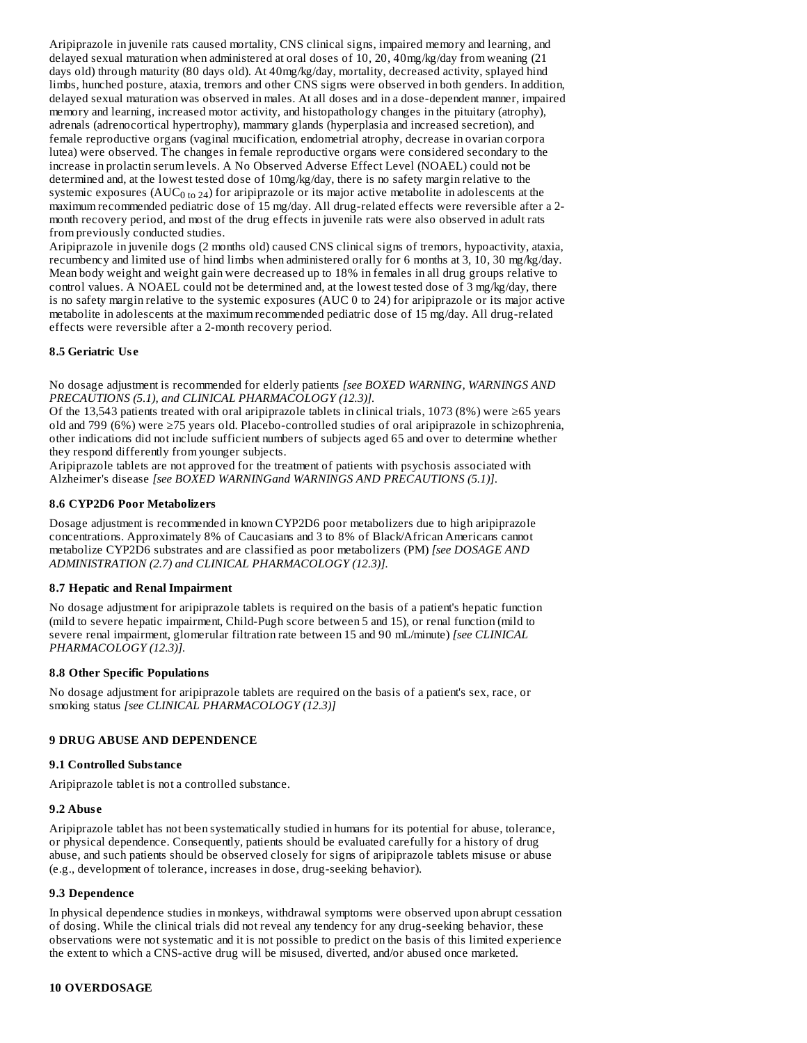Aripiprazole in juvenile rats caused mortality, CNS clinical signs, impaired memory and learning, and delayed sexual maturation when administered at oral doses of 10, 20, 40mg/kg/day from weaning (21 days old) through maturity (80 days old). At 40mg/kg/day, mortality, decreased activity, splayed hind limbs, hunched posture, ataxia, tremors and other CNS signs were observed in both genders. In addition, delayed sexual maturation was observed in males. At all doses and in a dose-dependent manner, impaired memory and learning, increased motor activity, and histopathology changes in the pituitary (atrophy), adrenals (adrenocortical hypertrophy), mammary glands (hyperplasia and increased secretion), and female reproductive organs (vaginal mucification, endometrial atrophy, decrease in ovarian corpora lutea) were observed. The changes in female reproductive organs were considered secondary to the increase in prolactin serum levels. A No Observed Adverse Effect Level (NOAEL) could not be determined and, at the lowest tested dose of 10mg/kg/day, there is no safety margin relative to the systemic exposures ($AUC_{0\ to\ 24}$) for aripiprazole or its major active metabolite in adolescents at the maximum recommended pediatric dose of 15 mg/day. All drug-related effects were reversible after a 2-month recovery period, and most of the drug effects in juvenile rats were also observed in adult rats from previously conducted studies.

Aripiprazole in juvenile dogs (2 months old) caused CNS clinical signs of tremors, hypoactivity, ataxia, recumbency and limited use of hind limbs when administered orally for 6 months at 3, 10, 30 mg/kg/day. Mean body weight and weight gain were decreased up to 18% in females in all drug groups relative to control values. A NOAEL could not be determined and, at the lowest tested dose of 3 mg/kg/day, there is no safety margin relative to the systemic exposures (AUC 0 to 24) for aripiprazole or its major active metabolite in adolescents at the maximum recommended pediatric dose of 15 mg/day. All drug-related effects were reversible after a 2-month recovery period.

### 8.5 Geriatric Use

No dosage adjustment is recommended for elderly patients *[see BOXED WARNING, WARNINGS AND PRECAUTIONS (5.1), and CLINICAL PHARMACOLOGY (12.3)].*

Of the 13,543 patients treated with oral aripiprazole tablets in clinical trials, 1073 (8%) were ≥65 years old and 799 (6%) were ≥75 years old. Placebo-controlled studies of oral aripiprazole in schizophrenia, other indications did not include sufficient numbers of subjects aged 65 and over to determine whether they respond differently from younger subjects.

Aripiprazole tablets are not approved for the treatment of patients with psychosis associated with Alzheimer's disease *[see BOXED WARNINGand WARNINGS AND PRECAUTIONS (5.1)].*

### 8.6 CYP2D6 Poor Metabolizers

Dosage adjustment is recommended in known CYP2D6 poor metabolizers due to high aripiprazole concentrations. Approximately 8% of Caucasians and 3 to 8% of Black/African Americans cannot metabolize CYP2D6 substrates and are classified as poor metabolizers (PM) *[see DOSAGE AND ADMINISTRATION (2.7) and CLINICAL PHARMACOLOGY (12.3)].*

### 8.7 Hepatic and Renal Impairment

No dosage adjustment for aripiprazole tablets is required on the basis of a patient's hepatic function (mild to severe hepatic impairment, Child-Pugh score between 5 and 15), or renal function (mild to severe renal impairment, glomerular filtration rate between 15 and 90 mL/minute) *[see CLINICAL PHARMACOLOGY (12.3)].*

### 8.8 Other Specific Populations

No dosage adjustment for aripiprazole tablets are required on the basis of a patient's sex, race, or smoking status *[see CLINICAL PHARMACOLOGY (12.3)]*

## 9 DRUG ABUSE AND DEPENDENCE

### 9.1 Controlled Substance

Aripiprazole tablet is not a controlled substance.

### 9.2 Abuse

Aripiprazole tablet has not been systematically studied in humans for its potential for abuse, tolerance, or physical dependence. Consequently, patients should be evaluated carefully for a history of drug abuse, and such patients should be observed closely for signs of aripiprazole tablets misuse or abuse (e.g., development of tolerance, increases in dose, drug-seeking behavior).

### 9.3 Dependence

In physical dependence studies in monkeys, withdrawal symptoms were observed upon abrupt cessation of dosing. While the clinical trials did not reveal any tendency for any drug-seeking behavior, these observations were not systematic and it is not possible to predict on the basis of this limited experience the extent to which a CNS-active drug will be misused, diverted, and/or abused once marketed.

## 10 OVERDOSAGE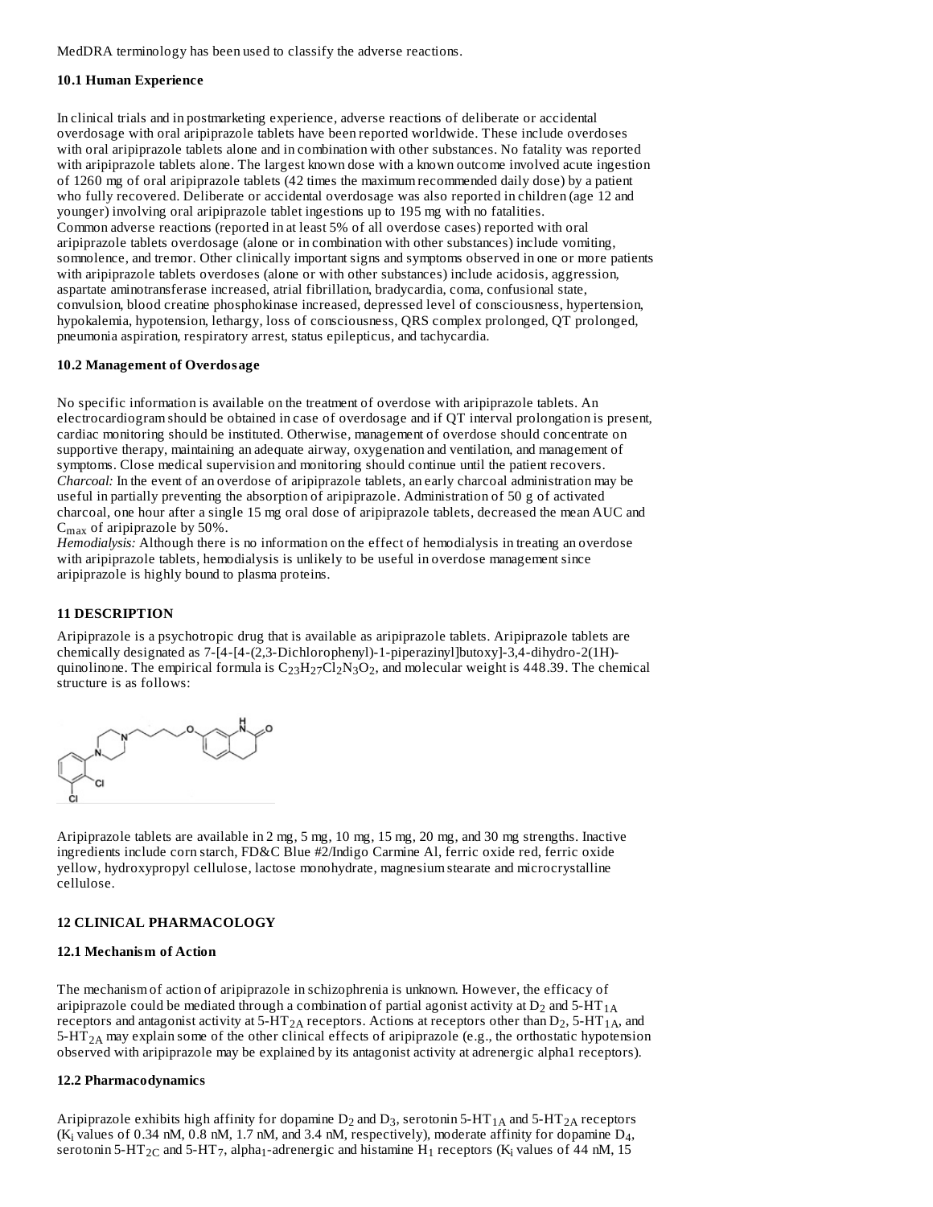MedDRA terminology has been used to classify the adverse reactions.

### 10.1 Human Experience

In clinical trials and in postmarketing experience, adverse reactions of deliberate or accidental overdosage with oral aripiprazole tablets have been reported worldwide. These include overdoses with oral aripiprazole tablets alone and in combination with other substances. No fatality was reported with aripiprazole tablets alone. The largest known dose with a known outcome involved acute ingestion of 1260 mg of oral aripiprazole tablets (42 times the maximum recommended daily dose) by a patient who fully recovered. Deliberate or accidental overdosage was also reported in children (age 12 and younger) involving oral aripiprazole tablet ingestions up to 195 mg with no fatalities.
Common adverse reactions (reported in at least 5% of all overdose cases) reported with oral aripiprazole tablets overdosage (alone or in combination with other substances) include vomiting, somnolence, and tremor. Other clinically important signs and symptoms observed in one or more patients with aripiprazole tablets overdoses (alone or with other substances) include acidosis, aggression, aspartate aminotransferase increased, atrial fibrillation, bradycardia, coma, confusional state, convulsion, blood creatine phosphokinase increased, depressed level of consciousness, hypertension, hypokalemia, hypotension, lethargy, loss of consciousness, QRS complex prolonged, QT prolonged, pneumonia aspiration, respiratory arrest, status epilepticus, and tachycardia.

### 10.2 Management of Overdosage

No specific information is available on the treatment of overdose with aripiprazole tablets. An electrocardiogram should be obtained in case of overdosage and if QT interval prolongation is present, cardiac monitoring should be instituted. Otherwise, management of overdose should concentrate on supportive therapy, maintaining an adequate airway, oxygenation and ventilation, and management of symptoms. Close medical supervision and monitoring should continue until the patient recovers.
*Charcoal:* In the event of an overdose of aripiprazole tablets, an early charcoal administration may be useful in partially preventing the absorption of aripiprazole. Administration of 50 g of activated charcoal, one hour after a single 15 mg oral dose of aripiprazole tablets, decreased the mean AUC and $C_{max}$ of aripiprazole by 50%.
*Hemodialysis:* Although there is no information on the effect of hemodialysis in treating an overdose with aripiprazole tablets, hemodialysis is unlikely to be useful in overdose management since aripiprazole is highly bound to plasma proteins.

## 11 DESCRIPTION

Aripiprazole is a psychotropic drug that is available as aripiprazole tablets. Aripiprazole tablets are chemically designated as 7-[4-[4-(2,3-Dichlorophenyl)-1-piperazinyl]butoxy]-3,4-dihydro-2(1H)-quinolinone. The empirical formula is $C_{23}H_{27}Cl_2N_3O_2$, and molecular weight is 448.39. The chemical structure is as follows:

Aripiprazole tablets are available in 2 mg, 5 mg, 10 mg, 15 mg, 20 mg, and 30 mg strengths. Inactive ingredients include corn starch, FD&C Blue #2/Indigo Carmine Al, ferric oxide red, ferric oxide yellow, hydroxypropyl cellulose, lactose monohydrate, magnesium stearate and microcrystalline cellulose.

## 12 CLINICAL PHARMACOLOGY

### 12.1 Mechanism of Action

The mechanism of action of aripiprazole in schizophrenia is unknown. However, the efficacy of aripiprazole could be mediated through a combination of partial agonist activity at $D_2$ and 5-$HT_{1A}$ receptors and antagonist activity at 5-$HT_{2A}$ receptors. Actions at receptors other than $D_2$, 5-$HT_{1A}$, and 5-$HT_{2A}$ may explain some of the other clinical effects of aripiprazole (e.g., the orthostatic hypotension observed with aripiprazole may be explained by its antagonist activity at adrenergic alpha1 receptors).

### 12.2 Pharmacodynamics

Aripiprazole exhibits high affinity for dopamine $D_2$ and $D_3$, serotonin 5-$HT_{1A}$ and 5-$HT_{2A}$ receptors ($K_i$ values of 0.34 nM, 0.8 nM, 1.7 nM, and 3.4 nM, respectively), moderate affinity for dopamine $D_4$, serotonin 5-$HT_{2C}$ and 5-$HT_7$, alpha$_1$-adrenergic and histamine $H_1$ receptors ($K_i$ values of 44 nM, 15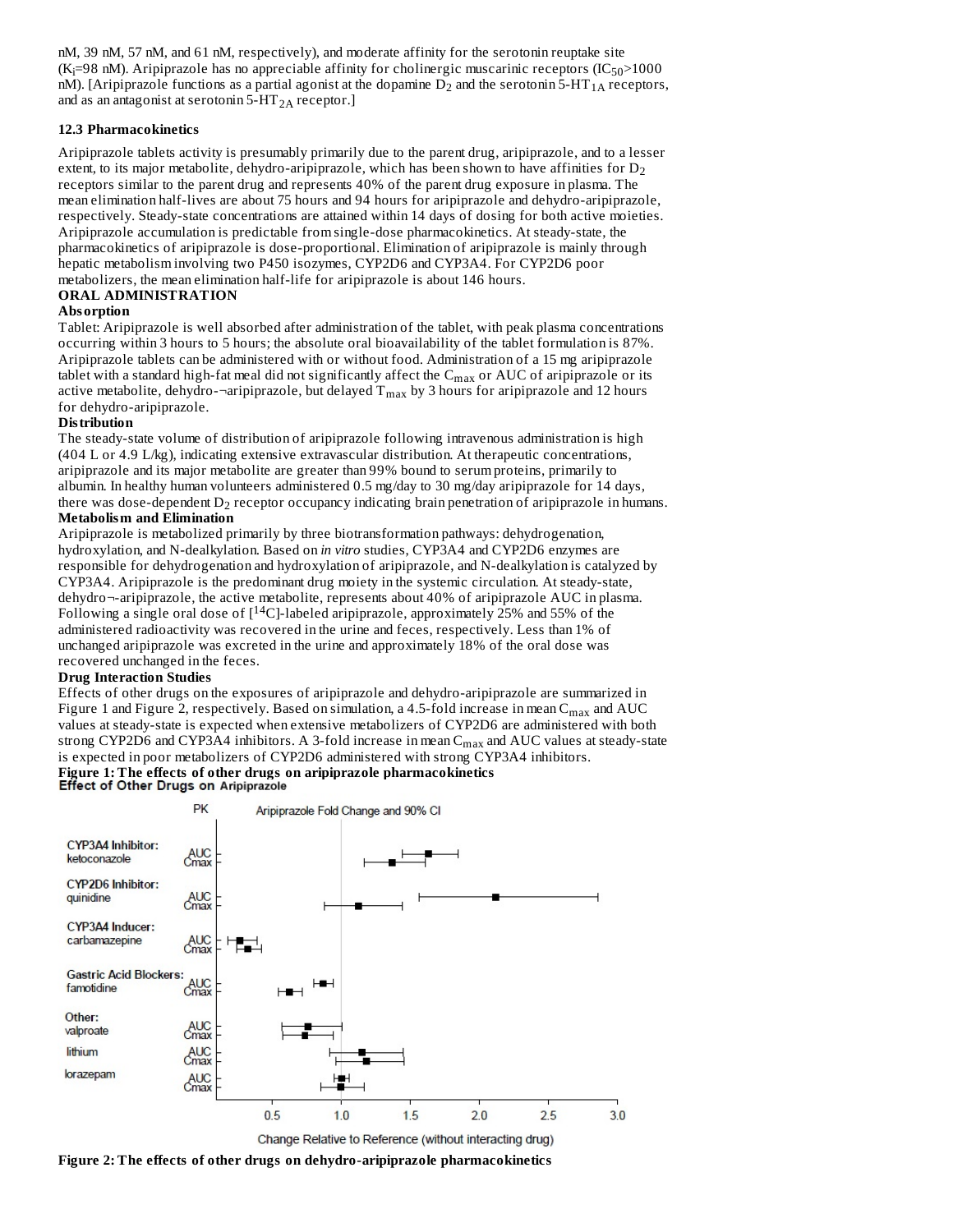nM, 39 nM, 57 nM, and 61 nM, respectively), and moderate affinity for the serotonin reuptake site ($K_i$=98 nM). Aripiprazole has no appreciable affinity for cholinergic muscarinic receptors ($IC_{50}$>1000 nM). [Aripiprazole functions as a partial agonist at the dopamine $D_2$ and the serotonin 5-$HT_{1A}$ receptors, and as an antagonist at serotonin 5-$HT_{2A}$ receptor.]

### 12.3 Pharmacokinetics

Aripiprazole tablets activity is presumably primarily due to the parent drug, aripiprazole, and to a lesser extent, to its major metabolite, dehydro-aripiprazole, which has been shown to have affinities for $D_2$ receptors similar to the parent drug and represents 40% of the parent drug exposure in plasma. The mean elimination half-lives are about 75 hours and 94 hours for aripiprazole and dehydro-aripiprazole, respectively. Steady-state concentrations are attained within 14 days of dosing for both active moieties. Aripiprazole accumulation is predictable from single-dose pharmacokinetics. At steady-state, the pharmacokinetics of aripiprazole is dose-proportional. Elimination of aripiprazole is mainly through hepatic metabolism involving two P450 isozymes, CYP2D6 and CYP3A4. For CYP2D6 poor metabolizers, the mean elimination half-life for aripiprazole is about 146 hours.

**ORAL ADMINISTRATION**

**Absorption**

Tablet: Aripiprazole is well absorbed after administration of the tablet, with peak plasma concentrations occurring within 3 hours to 5 hours; the absolute oral bioavailability of the tablet formulation is 87%. Aripiprazole tablets can be administered with or without food. Administration of a 15 mg aripiprazole tablet with a standard high-fat meal did not significantly affect the $C_{max}$ or AUC of aripiprazole or its active metabolite, dehydro-¬aripiprazole, but delayed $T_{max}$ by 3 hours for aripiprazole and 12 hours for dehydro-aripiprazole.

**Distribution**

The steady-state volume of distribution of aripiprazole following intravenous administration is high (404 L or 4.9 L/kg), indicating extensive extravascular distribution. At therapeutic concentrations, aripiprazole and its major metabolite are greater than 99% bound to serum proteins, primarily to albumin. In healthy human volunteers administered 0.5 mg/day to 30 mg/day aripiprazole for 14 days, there was dose-dependent $D_2$ receptor occupancy indicating brain penetration of aripiprazole in humans.

**Metabolism and Elimination**

Aripiprazole is metabolized primarily by three biotransformation pathways: dehydrogenation, hydroxylation, and N-dealkylation. Based on *in vitro* studies, CYP3A4 and CYP2D6 enzymes are responsible for dehydrogenation and hydroxylation of aripiprazole, and N-dealkylation is catalyzed by CYP3A4. Aripiprazole is the predominant drug moiety in the systemic circulation. At steady-state, dehydro¬-aripiprazole, the active metabolite, represents about 40% of aripiprazole AUC in plasma. Following a single oral dose of [$^{14}$C]-labeled aripiprazole, approximately 25% and 55% of the administered radioactivity was recovered in the urine and feces, respectively. Less than 1% of unchanged aripiprazole was excreted in the urine and approximately 18% of the oral dose was recovered unchanged in the feces.

**Drug Interaction Studies**

Effects of other drugs on the exposures of aripiprazole and dehydro-aripiprazole are summarized in Figure 1 and Figure 2, respectively. Based on simulation, a 4.5-fold increase in mean $C_{max}$ and AUC values at steady-state is expected when extensive metabolizers of CYP2D6 are administered with both strong CYP2D6 and CYP3A4 inhibitors. A 3-fold increase in mean $C_{max}$ and AUC values at steady-state is expected in poor metabolizers of CYP2D6 administered with strong CYP3A4 inhibitors.

**Figure 1: The effects of other drugs on aripiprazole pharmacokinetics**

**Effect of Other Drugs on Aripiprazole**

| Interacting drug | PK | Aripiprazole Fold Change and 90% CI |
|---|---|---|
| CYP3A4 Inhibitor: ketoconazole | AUC / Cmax | |
| CYP2D6 Inhibitor: quinidine | AUC / Cmax | |
| CYP3A4 Inducer: carbamazepine | AUC / Cmax | |
| Gastric Acid Blockers: famotidine | AUC / Cmax | |
| Other: valproate | AUC / Cmax | |
| lithium | AUC / Cmax | |
| lorazepam | AUC / Cmax | |

Change Relative to Reference (without interacting drug)

**Figure 2: The effects of other drugs on dehydro-aripiprazole pharmacokinetics**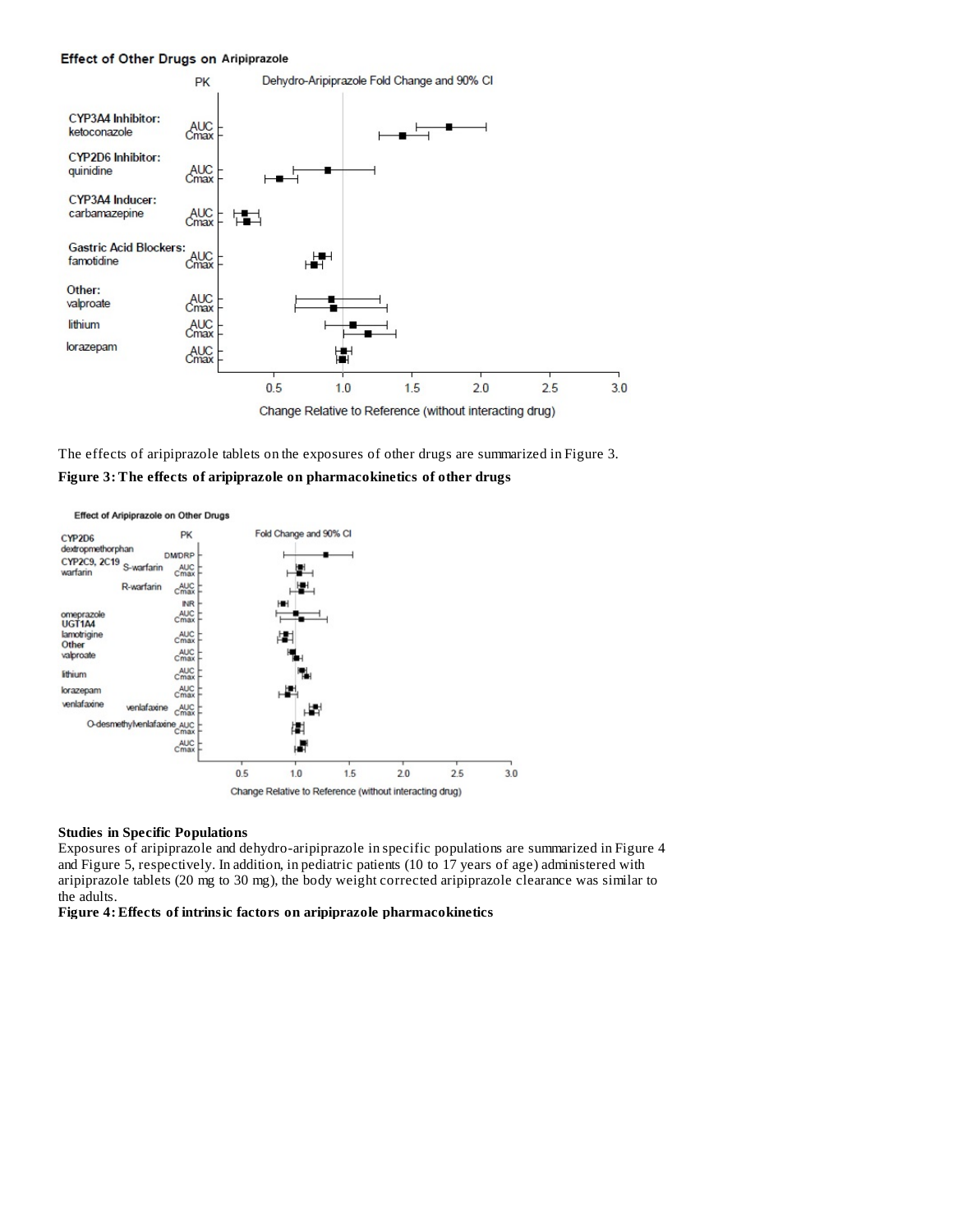The effects of aripiprazole tablets on the exposures of other drugs are summarized in Figure 3.

**Figure 3: The effects of aripiprazole on pharmacokinetics of other drugs**

**Studies in Specific Populations**

Exposures of aripiprazole and dehydro-aripiprazole in specific populations are summarized in Figure 4 and Figure 5, respectively. In addition, in pediatric patients (10 to 17 years of age) administered with aripiprazole tablets (20 mg to 30 mg), the body weight corrected aripiprazole clearance was similar to the adults.

**Figure 4: Effects of intrinsic factors on aripiprazole pharmacokinetics**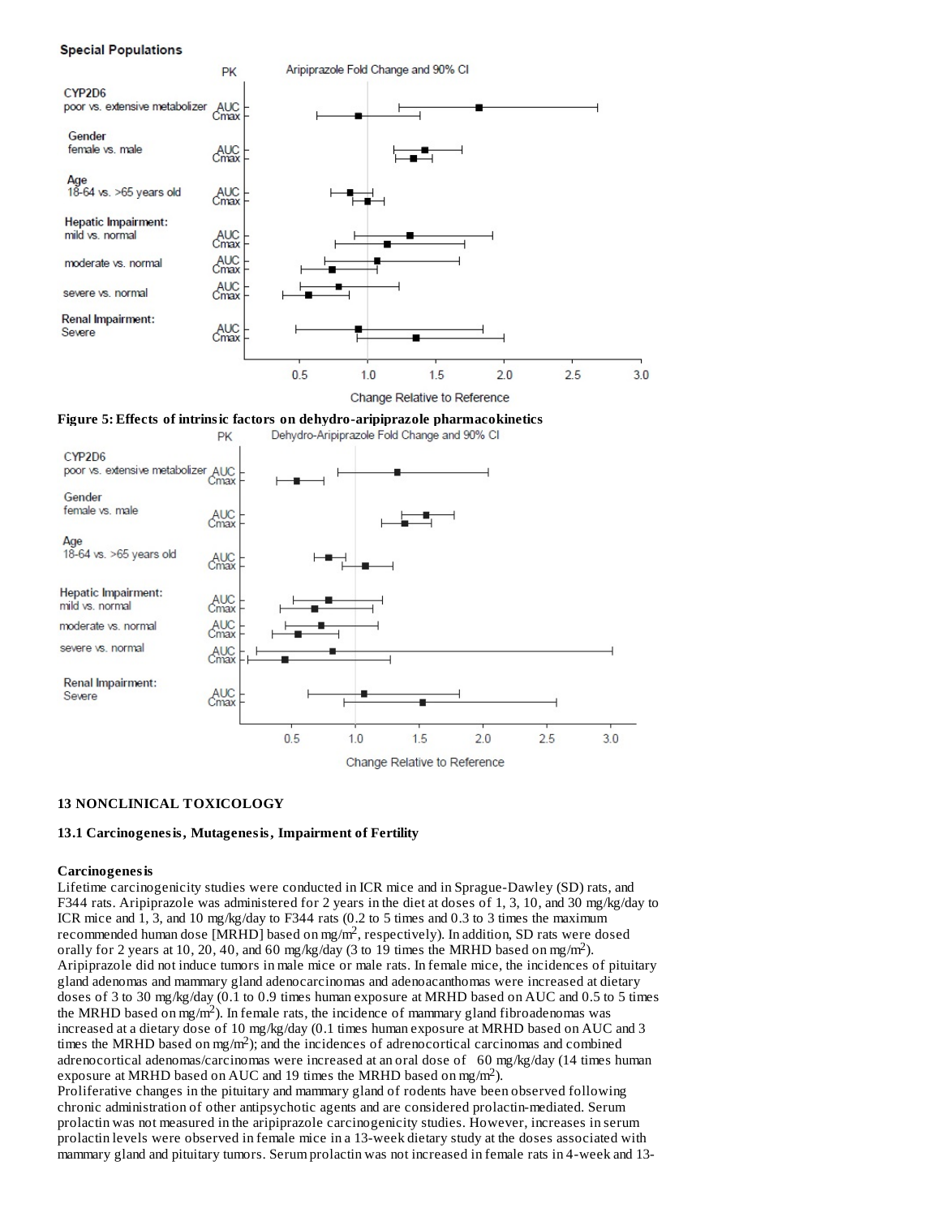**Special Populations**

**Figure 5: Effects of intrinsic factors on dehydro-aripiprazole pharmacokinetics**

## 13 NONCLINICAL TOXICOLOGY

### 13.1 Carcinogenesis, Mutagenesis, Impairment of Fertility

**Carcinogenesis**

Lifetime carcinogenicity studies were conducted in ICR mice and in Sprague-Dawley (SD) rats, and F344 rats. Aripiprazole was administered for 2 years in the diet at doses of 1, 3, 10, and 30 mg/kg/day to ICR mice and 1, 3, and 10 mg/kg/day to F344 rats (0.2 to 5 times and 0.3 to 3 times the maximum recommended human dose [MRHD] based on mg/m$^2$, respectively). In addition, SD rats were dosed orally for 2 years at 10, 20, 40, and 60 mg/kg/day (3 to 19 times the MRHD based on mg/m$^2$). Aripiprazole did not induce tumors in male mice or male rats. In female mice, the incidences of pituitary gland adenomas and mammary gland adenocarcinomas and adenoacanthomas were increased at dietary doses of 3 to 30 mg/kg/day (0.1 to 0.9 times human exposure at MRHD based on AUC and 0.5 to 5 times the MRHD based on mg/m$^2$). In female rats, the incidence of mammary gland fibroadenomas was increased at a dietary dose of 10 mg/kg/day (0.1 times human exposure at MRHD based on AUC and 3 times the MRHD based on mg/m$^2$); and the incidences of adrenocortical carcinomas and combined adrenocortical adenomas/carcinomas were increased at an oral dose of 60 mg/kg/day (14 times human exposure at MRHD based on AUC and 19 times the MRHD based on mg/m$^2$).

Proliferative changes in the pituitary and mammary gland of rodents have been observed following chronic administration of other antipsychotic agents and are considered prolactin-mediated. Serum prolactin was not measured in the aripiprazole carcinogenicity studies. However, increases in serum prolactin levels were observed in female mice in a 13-week dietary study at the doses associated with mammary gland and pituitary tumors. Serum prolactin was not increased in female rats in 4-week and 13-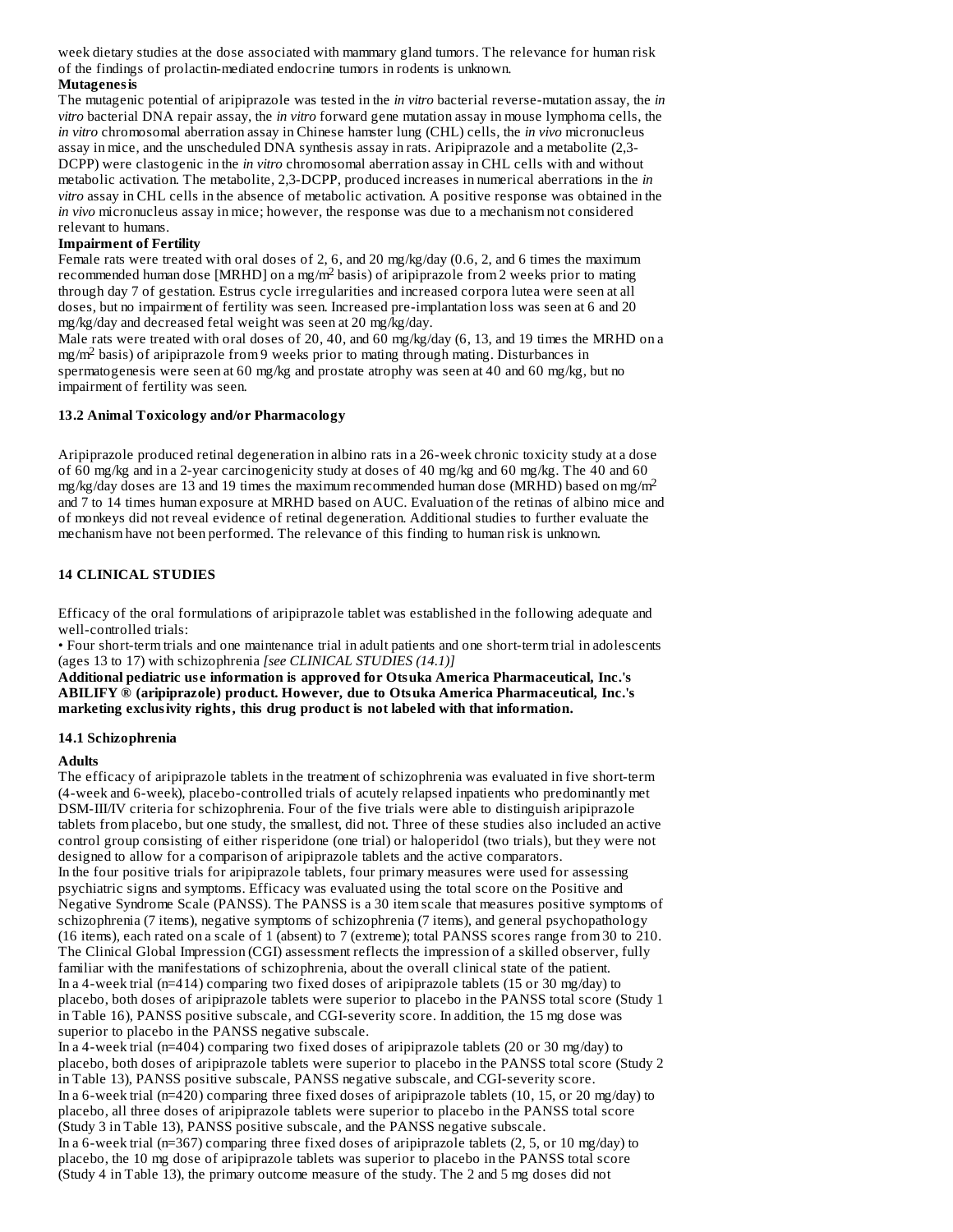week dietary studies at the dose associated with mammary gland tumors. The relevance for human risk of the findings of prolactin-mediated endocrine tumors in rodents is unknown.

**Mutagenesis**

The mutagenic potential of aripiprazole was tested in the *in vitro* bacterial reverse-mutation assay, the *in vitro* bacterial DNA repair assay, the *in vitro* forward gene mutation assay in mouse lymphoma cells, the *in vitro* chromosomal aberration assay in Chinese hamster lung (CHL) cells, the *in vivo* micronucleus assay in mice, and the unscheduled DNA synthesis assay in rats. Aripiprazole and a metabolite (2,3-DCPP) were clastogenic in the *in vitro* chromosomal aberration assay in CHL cells with and without metabolic activation. The metabolite, 2,3-DCPP, produced increases in numerical aberrations in the *in vitro* assay in CHL cells in the absence of metabolic activation. A positive response was obtained in the *in vivo* micronucleus assay in mice; however, the response was due to a mechanism not considered relevant to humans.

**Impairment of Fertility**

Female rats were treated with oral doses of 2, 6, and 20 mg/kg/day (0.6, 2, and 6 times the maximum recommended human dose [MRHD] on a mg/m$^2$ basis) of aripiprazole from 2 weeks prior to mating through day 7 of gestation. Estrus cycle irregularities and increased corpora lutea were seen at all doses, but no impairment of fertility was seen. Increased pre-implantation loss was seen at 6 and 20 mg/kg/day and decreased fetal weight was seen at 20 mg/kg/day.

Male rats were treated with oral doses of 20, 40, and 60 mg/kg/day (6, 13, and 19 times the MRHD on a mg/m$^2$ basis) of aripiprazole from 9 weeks prior to mating through mating. Disturbances in spermatogenesis were seen at 60 mg/kg and prostate atrophy was seen at 40 and 60 mg/kg, but no impairment of fertility was seen.

### 13.2 Animal Toxicology and/or Pharmacology

Aripiprazole produced retinal degeneration in albino rats in a 26-week chronic toxicity study at a dose of 60 mg/kg and in a 2-year carcinogenicity study at doses of 40 mg/kg and 60 mg/kg. The 40 and 60 mg/kg/day doses are 13 and 19 times the maximum recommended human dose (MRHD) based on mg/m$^2$ and 7 to 14 times human exposure at MRHD based on AUC. Evaluation of the retinas of albino mice and of monkeys did not reveal evidence of retinal degeneration. Additional studies to further evaluate the mechanism have not been performed. The relevance of this finding to human risk is unknown.

## 14 CLINICAL STUDIES

Efficacy of the oral formulations of aripiprazole tablet was established in the following adequate and well-controlled trials:

• Four short-term trials and one maintenance trial in adult patients and one short-term trial in adolescents (ages 13 to 17) with schizophrenia *[see CLINICAL STUDIES (14.1)]*

**Additional pediatric use information is approved for Otsuka America Pharmaceutical, Inc.'s ABILIFY ® (aripiprazole) product. However, due to Otsuka America Pharmaceutical, Inc.'s marketing exclusivity rights, this drug product is not labeled with that information.**

### 14.1 Schizophrenia

**Adults**

The efficacy of aripiprazole tablets in the treatment of schizophrenia was evaluated in five short-term (4-week and 6-week), placebo-controlled trials of acutely relapsed inpatients who predominantly met DSM-III/IV criteria for schizophrenia. Four of the five trials were able to distinguish aripiprazole tablets from placebo, but one study, the smallest, did not. Three of these studies also included an active control group consisting of either risperidone (one trial) or haloperidol (two trials), but they were not designed to allow for a comparison of aripiprazole tablets and the active comparators.

In the four positive trials for aripiprazole tablets, four primary measures were used for assessing psychiatric signs and symptoms. Efficacy was evaluated using the total score on the Positive and Negative Syndrome Scale (PANSS). The PANSS is a 30 item scale that measures positive symptoms of schizophrenia (7 items), negative symptoms of schizophrenia (7 items), and general psychopathology (16 items), each rated on a scale of 1 (absent) to 7 (extreme); total PANSS scores range from 30 to 210. The Clinical Global Impression (CGI) assessment reflects the impression of a skilled observer, fully familiar with the manifestations of schizophrenia, about the overall clinical state of the patient.

In a 4-week trial (n=414) comparing two fixed doses of aripiprazole tablets (15 or 30 mg/day) to placebo, both doses of aripiprazole tablets were superior to placebo in the PANSS total score (Study 1 in Table 16), PANSS positive subscale, and CGI-severity score. In addition, the 15 mg dose was superior to placebo in the PANSS negative subscale.

In a 4-week trial (n=404) comparing two fixed doses of aripiprazole tablets (20 or 30 mg/day) to placebo, both doses of aripiprazole tablets were superior to placebo in the PANSS total score (Study 2 in Table 13), PANSS positive subscale, PANSS negative subscale, and CGI-severity score.

In a 6-week trial (n=420) comparing three fixed doses of aripiprazole tablets (10, 15, or 20 mg/day) to placebo, all three doses of aripiprazole tablets were superior to placebo in the PANSS total score (Study 3 in Table 13), PANSS positive subscale, and the PANSS negative subscale.

In a 6-week trial (n=367) comparing three fixed doses of aripiprazole tablets (2, 5, or 10 mg/day) to placebo, the 10 mg dose of aripiprazole tablets was superior to placebo in the PANSS total score (Study 4 in Table 13), the primary outcome measure of the study. The 2 and 5 mg doses did not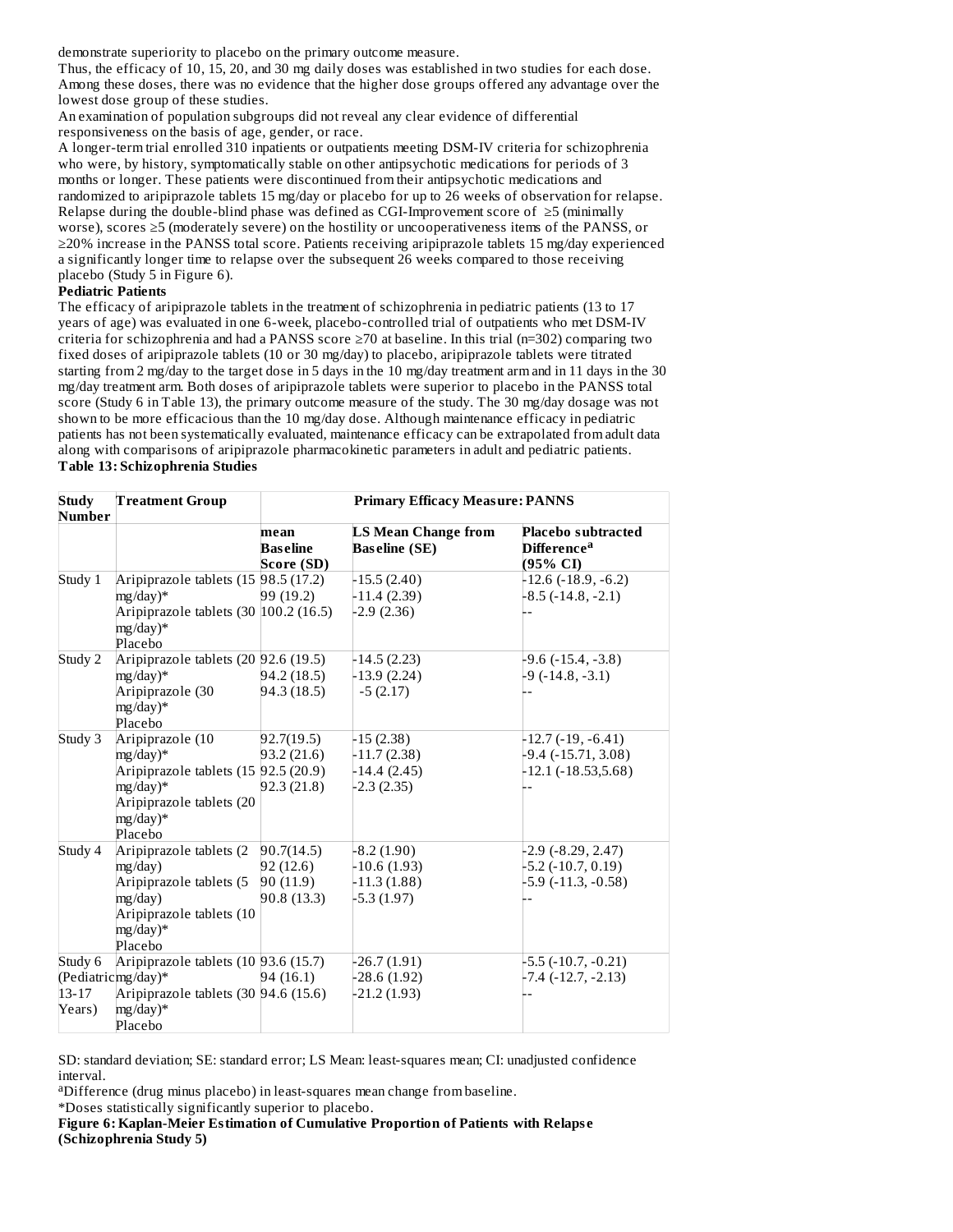demonstrate superiority to placebo on the primary outcome measure.

Thus, the efficacy of 10, 15, 20, and 30 mg daily doses was established in two studies for each dose. Among these doses, there was no evidence that the higher dose groups offered any advantage over the lowest dose group of these studies.

An examination of population subgroups did not reveal any clear evidence of differential responsiveness on the basis of age, gender, or race.

A longer-term trial enrolled 310 inpatients or outpatients meeting DSM-IV criteria for schizophrenia who were, by history, symptomatically stable on other antipsychotic medications for periods of 3 months or longer. These patients were discontinued from their antipsychotic medications and randomized to aripiprazole tablets 15 mg/day or placebo for up to 26 weeks of observation for relapse. Relapse during the double-blind phase was defined as CGI-Improvement score of ≥5 (minimally worse), scores ≥5 (moderately severe) on the hostility or uncooperativeness items of the PANSS, or ≥20% increase in the PANSS total score. Patients receiving aripiprazole tablets 15 mg/day experienced a significantly longer time to relapse over the subsequent 26 weeks compared to those receiving placebo (Study 5 in Figure 6).

**Pediatric Patients**

The efficacy of aripiprazole tablets in the treatment of schizophrenia in pediatric patients (13 to 17 years of age) was evaluated in one 6-week, placebo-controlled trial of outpatients who met DSM-IV criteria for schizophrenia and had a PANSS score ≥70 at baseline. In this trial (n=302) comparing two fixed doses of aripiprazole tablets (10 or 30 mg/day) to placebo, aripiprazole tablets were titrated starting from 2 mg/day to the target dose in 5 days in the 10 mg/day treatment arm and in 11 days in the 30 mg/day treatment arm. Both doses of aripiprazole tablets were superior to placebo in the PANSS total score (Study 6 in Table 13), the primary outcome measure of the study. The 30 mg/day dosage was not shown to be more efficacious than the 10 mg/day dose. Although maintenance efficacy in pediatric patients has not been systematically evaluated, maintenance efficacy can be extrapolated from adult data along with comparisons of aripiprazole pharmacokinetic parameters in adult and pediatric patients.

**Table 13: Schizophrenia Studies**

| Study Number | Treatment Group | Primary Efficacy Measure: PANNS | | |
|---|---|---|---|---|
| | | mean Baseline Score (SD) | LS Mean Change from Baseline (SE) | Placebo subtracted Difference[a] (95% CI) |
| Study 1 | Aripiprazole tablets (15 mg/day)* | 98.5 (17.2) | -15.5 (2.40) | -12.6 (-18.9, -6.2) |
| | Aripiprazole tablets (30 mg/day)* | 99 (19.2) | -11.4 (2.39) | -8.5 (-14.8, -2.1) |
| | Placebo | 100.2 (16.5) | -2.9 (2.36) | -- |
| Study 2 | Aripiprazole tablets (20 mg/day)* | 92.6 (19.5) | -14.5 (2.23) | -9.6 (-15.4, -3.8) |
| | Aripiprazole (30 mg/day)* | 94.2 (18.5) | -13.9 (2.24) | -9 (-14.8, -3.1) |
| | Placebo | 94.3 (18.5) | -5 (2.17) | -- |
| Study 3 | Aripiprazole (10 mg/day)* | 92.7(19.5) | -15 (2.38) | -12.7 (-19, -6.41) |
| | Aripiprazole tablets (15 mg/day)* | 93.2 (21.6) | -11.7 (2.38) | -9.4 (-15.71, 3.08) |
| | Aripiprazole tablets (20 mg/day)* | 92.5 (20.9) | -14.4 (2.45) | -12.1 (-18.53,5.68) |
| | Placebo | 92.3 (21.8) | -2.3 (2.35) | -- |
| Study 4 | Aripiprazole tablets (2 mg/day) | 90.7(14.5) | -8.2 (1.90) | -2.9 (-8.29, 2.47) |
| | Aripiprazole tablets (5 mg/day) | 92 (12.6) | -10.6 (1.93) | -5.2 (-10.7, 0.19) |
| | Aripiprazole tablets (10 mg/day)* | 90 (11.9) | -11.3 (1.88) | -5.9 (-11.3, -0.58) |
| | Placebo | 90.8 (13.3) | -5.3 (1.97) | -- |
| Study 6 (Pediatric 13-17 Years) | Aripiprazole tablets (10 mg/day)* | 93.6 (15.7) | -26.7 (1.91) | -5.5 (-10.7, -0.21) |
| | Aripiprazole tablets (30 mg/day)* | 94 (16.1) | -28.6 (1.92) | -7.4 (-12.7, -2.13) |
| | Placebo | 94.6 (15.6) | -21.2 (1.93) | -- |

SD: standard deviation; SE: standard error; LS Mean: least-squares mean; CI: unadjusted confidence interval.

[a]Difference (drug minus placebo) in least-squares mean change from baseline.

*Doses statistically significantly superior to placebo.

**Figure 6: Kaplan-Meier Estimation of Cumulative Proportion of Patients with Relapse (Schizophrenia Study 5)**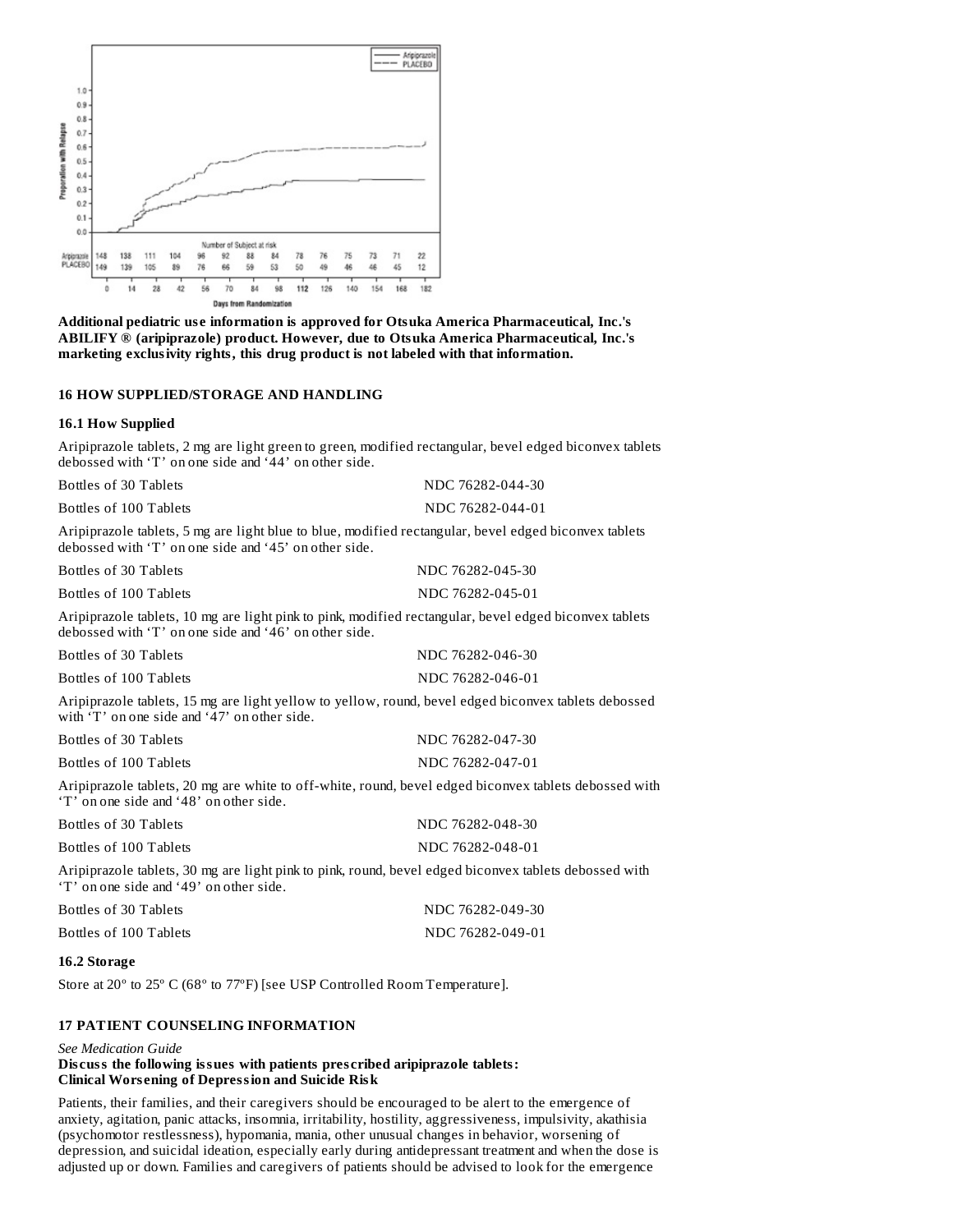**Additional pediatric use information is approved for Otsuka America Pharmaceutical, Inc.'s ABILIFY ® (aripiprazole) product. However, due to Otsuka America Pharmaceutical, Inc.'s marketing exclusivity rights, this drug product is not labeled with that information.**

## 16 HOW SUPPLIED/STORAGE AND HANDLING

### 16.1 How Supplied

Aripiprazole tablets, 2 mg are light green to green, modified rectangular, bevel edged biconvex tablets debossed with 'T' on one side and '44' on other side.

| | |
|---|---|
| Bottles of 30 Tablets | NDC 76282-044-30 |
| Bottles of 100 Tablets | NDC 76282-044-01 |

Aripiprazole tablets, 5 mg are light blue to blue, modified rectangular, bevel edged biconvex tablets debossed with 'T' on one side and '45' on other side.

| | |
|---|---|
| Bottles of 30 Tablets | NDC 76282-045-30 |
| Bottles of 100 Tablets | NDC 76282-045-01 |

Aripiprazole tablets, 10 mg are light pink to pink, modified rectangular, bevel edged biconvex tablets debossed with 'T' on one side and '46' on other side.

| | |
|---|---|
| Bottles of 30 Tablets | NDC 76282-046-30 |
| Bottles of 100 Tablets | NDC 76282-046-01 |

Aripiprazole tablets, 15 mg are light yellow to yellow, round, bevel edged biconvex tablets debossed with 'T' on one side and '47' on other side.

| | |
|---|---|
| Bottles of 30 Tablets | NDC 76282-047-30 |
| Bottles of 100 Tablets | NDC 76282-047-01 |

Aripiprazole tablets, 20 mg are white to off-white, round, bevel edged biconvex tablets debossed with 'T' on one side and '48' on other side.

| | |
|---|---|
| Bottles of 30 Tablets | NDC 76282-048-30 |
| Bottles of 100 Tablets | NDC 76282-048-01 |

Aripiprazole tablets, 30 mg are light pink to pink, round, bevel edged biconvex tablets debossed with 'T' on one side and '49' on other side.

| | |
|---|---|
| Bottles of 30 Tablets | NDC 76282-049-30 |
| Bottles of 100 Tablets | NDC 76282-049-01 |

### 16.2 Storage

Store at 20° to 25° C (68° to 77°F) [see USP Controlled Room Temperature].

## 17 PATIENT COUNSELING INFORMATION

*See Medication Guide*

**Discuss the following issues with patients prescribed aripiprazole tablets:**

**Clinical Worsening of Depression and Suicide Risk**

Patients, their families, and their caregivers should be encouraged to be alert to the emergence of anxiety, agitation, panic attacks, insomnia, irritability, hostility, aggressiveness, impulsivity, akathisia (psychomotor restlessness), hypomania, mania, other unusual changes in behavior, worsening of depression, and suicidal ideation, especially early during antidepressant treatment and when the dose is adjusted up or down. Families and caregivers of patients should be advised to look for the emergence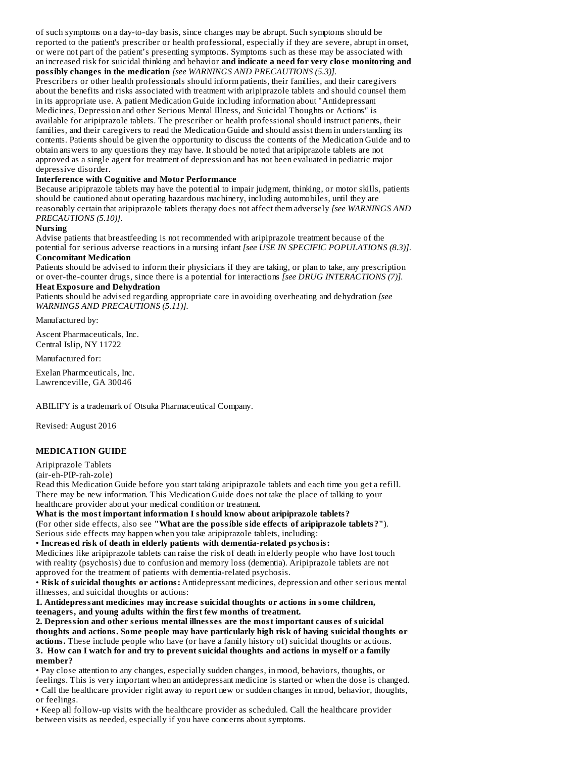of such symptoms on a day-to-day basis, since changes may be abrupt. Such symptoms should be reported to the patient's prescriber or health professional, especially if they are severe, abrupt in onset, or were not part of the patient's presenting symptoms. Symptoms such as these may be associated with an increased risk for suicidal thinking and behavior **and indicate a need for very close monitoring and possibly changes in the medication** *[see WARNINGS AND PRECAUTIONS (5.3)].*

Prescribers or other health professionals should inform patients, their families, and their caregivers about the benefits and risks associated with treatment with aripiprazole tablets and should counsel them in its appropriate use. A patient Medication Guide including information about "Antidepressant Medicines, Depression and other Serious Mental Illness, and Suicidal Thoughts or Actions" is available for aripiprazole tablets. The prescriber or health professional should instruct patients, their families, and their caregivers to read the Medication Guide and should assist them in understanding its contents. Patients should be given the opportunity to discuss the contents of the Medication Guide and to obtain answers to any questions they may have. It should be noted that aripiprazole tablets are not approved as a single agent for treatment of depression and has not been evaluated in pediatric major depressive disorder.

**Interference with Cognitive and Motor Performance**

Because aripiprazole tablets may have the potential to impair judgment, thinking, or motor skills, patients should be cautioned about operating hazardous machinery, including automobiles, until they are reasonably certain that aripiprazole tablets therapy does not affect them adversely *[see WARNINGS AND PRECAUTIONS (5.10)].*

**Nursing**

Advise patients that breastfeeding is not recommended with aripiprazole treatment because of the potential for serious adverse reactions in a nursing infant *[see USE IN SPECIFIC POPULATIONS (8.3)]*.

**Concomitant Medication**

Patients should be advised to inform their physicians if they are taking, or plan to take, any prescription or over-the-counter drugs, since there is a potential for interactions *[see DRUG INTERACTIONS (7)].*

**Heat Exposure and Dehydration**

Patients should be advised regarding appropriate care in avoiding overheating and dehydration *[see WARNINGS AND PRECAUTIONS (5.11)].*

Manufactured by:

Ascent Pharmaceuticals, Inc.
Central Islip, NY 11722

Manufactured for:

Exelan Pharmceuticals, Inc.
Lawrenceville, GA 30046

ABILIFY is a trademark of Otsuka Pharmaceutical Company.

Revised: August 2016

**MEDICATION GUIDE**

Aripiprazole Tablets
(air-eh-PIP-rah-zole)

Read this Medication Guide before you start taking aripiprazole tablets and each time you get a refill. There may be new information. This Medication Guide does not take the place of talking to your healthcare provider about your medical condition or treatment.

**What is the most important information I should know about aripiprazole tablets?**

(For other side effects, also see **"What are the possible side effects of aripiprazole tablets?"**).
Serious side effects may happen when you take aripiprazole tablets, including:

• **Increased risk of death in elderly patients with dementia-related psychosis:**
Medicines like aripiprazole tablets can raise the risk of death in elderly people who have lost touch with reality (psychosis) due to confusion and memory loss (dementia). Aripiprazole tablets are not approved for the treatment of patients with dementia-related psychosis.

• **Risk of suicidal thoughts or actions:** Antidepressant medicines, depression and other serious mental illnesses, and suicidal thoughts or actions:

**1. Antidepressant medicines may increase suicidal thoughts or actions in some children, teenagers, and young adults within the first few months of treatment.**

**2. Depression and other serious mental illnesses are the most important causes of suicidal thoughts and actions. Some people may have particularly high risk of having suicidal thoughts or actions.** These include people who have (or have a family history of) suicidal thoughts or actions.

**3. How can I watch for and try to prevent suicidal thoughts and actions in myself or a family member?**

• Pay close attention to any changes, especially sudden changes, in mood, behaviors, thoughts, or feelings. This is very important when an antidepressant medicine is started or when the dose is changed.
• Call the healthcare provider right away to report new or sudden changes in mood, behavior, thoughts, or feelings.
• Keep all follow-up visits with the healthcare provider as scheduled. Call the healthcare provider between visits as needed, especially if you have concerns about symptoms.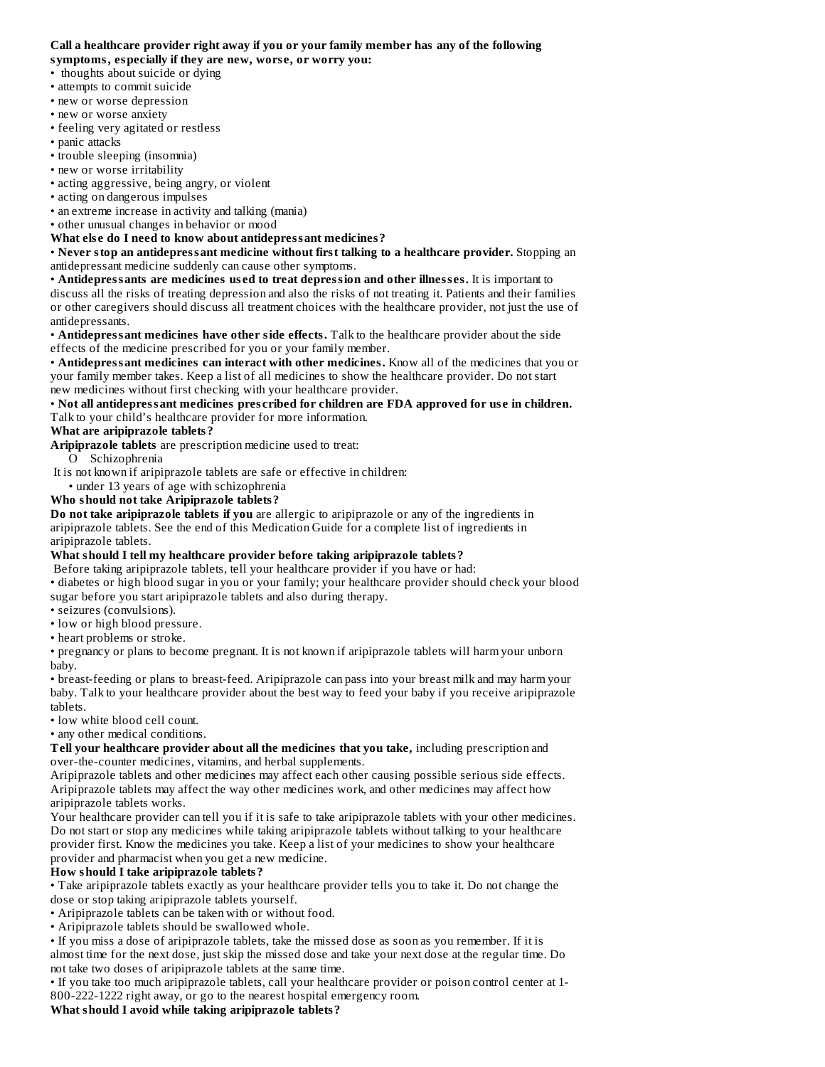**Call a healthcare provider right away if you or your family member has any of the following symptoms, especially if they are new, worse, or worry you:**

- thoughts about suicide or dying
- attempts to commit suicide
- new or worse depression
- new or worse anxiety
- feeling very agitated or restless
- panic attacks
- trouble sleeping (insomnia)
- new or worse irritability
- acting aggressive, being angry, or violent
- acting on dangerous impulses
- an extreme increase in activity and talking (mania)
- other unusual changes in behavior or mood

**What else do I need to know about antidepressant medicines?**

- **Never stop an antidepressant medicine without first talking to a healthcare provider.** Stopping an antidepressant medicine suddenly can cause other symptoms.
- **Antidepressants are medicines used to treat depression and other illnesses.** It is important to discuss all the risks of treating depression and also the risks of not treating it. Patients and their families or other caregivers should discuss all treatment choices with the healthcare provider, not just the use of antidepressants.
- **Antidepressant medicines have other side effects.** Talk to the healthcare provider about the side effects of the medicine prescribed for you or your family member.
- **Antidepressant medicines can interact with other medicines.** Know all of the medicines that you or your family member takes. Keep a list of all medicines to show the healthcare provider. Do not start new medicines without first checking with your healthcare provider.
- **Not all antidepressant medicines prescribed for children are FDA approved for use in children.** Talk to your child's healthcare provider for more information.

**What are aripiprazole tablets?**

**Aripiprazole tablets** are prescription medicine used to treat:

- Schizophrenia

It is not known if aripiprazole tablets are safe or effective in children:

- under 13 years of age with schizophrenia

**Who should not take Aripiprazole tablets?**

**Do not take aripiprazole tablets if you** are allergic to aripiprazole or any of the ingredients in aripiprazole tablets. See the end of this Medication Guide for a complete list of ingredients in aripiprazole tablets.

**What should I tell my healthcare provider before taking aripiprazole tablets?**

Before taking aripiprazole tablets, tell your healthcare provider if you have or had:

- diabetes or high blood sugar in you or your family; your healthcare provider should check your blood sugar before you start aripiprazole tablets and also during therapy.
- seizures (convulsions).
- low or high blood pressure.
- heart problems or stroke.
- pregnancy or plans to become pregnant. It is not known if aripiprazole tablets will harm your unborn baby.
- breast-feeding or plans to breast-feed. Aripiprazole can pass into your breast milk and may harm your baby. Talk to your healthcare provider about the best way to feed your baby if you receive aripiprazole tablets.
- low white blood cell count.
- any other medical conditions.

**Tell your healthcare provider about all the medicines that you take,** including prescription and over-the-counter medicines, vitamins, and herbal supplements.

Aripiprazole tablets and other medicines may affect each other causing possible serious side effects. Aripiprazole tablets may affect the way other medicines work, and other medicines may affect how aripiprazole tablets works.

Your healthcare provider can tell you if it is safe to take aripiprazole tablets with your other medicines. Do not start or stop any medicines while taking aripiprazole tablets without talking to your healthcare provider first. Know the medicines you take. Keep a list of your medicines to show your healthcare provider and pharmacist when you get a new medicine.

**How should I take aripiprazole tablets?**

- Take aripiprazole tablets exactly as your healthcare provider tells you to take it. Do not change the dose or stop taking aripiprazole tablets yourself.
- Aripiprazole tablets can be taken with or without food.
- Aripiprazole tablets should be swallowed whole.
- If you miss a dose of aripiprazole tablets, take the missed dose as soon as you remember. If it is almost time for the next dose, just skip the missed dose and take your next dose at the regular time. Do not take two doses of aripiprazole tablets at the same time.
- If you take too much aripiprazole tablets, call your healthcare provider or poison control center at 1-800-222-1222 right away, or go to the nearest hospital emergency room.

**What should I avoid while taking aripiprazole tablets?**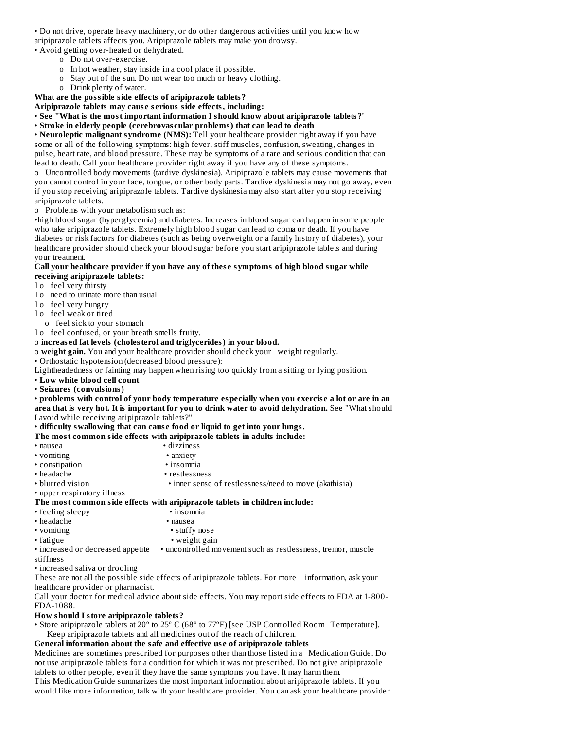- Do not drive, operate heavy machinery, or do other dangerous activities until you know how aripiprazole tablets affects you. Aripiprazole tablets may make you drowsy.
- Avoid getting over-heated or dehydrated.
  - Do not over-exercise.
  - In hot weather, stay inside in a cool place if possible.
  - Stay out of the sun. Do not wear too much or heavy clothing.
  - Drink plenty of water.

**What are the possible side effects of aripiprazole tablets?**

**Aripiprazole tablets may cause serious side effects, including:**

- **See "What is the most important information I should know about aripiprazole tablets?'**
- **Stroke in elderly people (cerebrovascular problems) that can lead to death**
- **Neuroleptic malignant syndrome (NMS):** Tell your healthcare provider right away if you have some or all of the following symptoms: high fever, stiff muscles, confusion, sweating, changes in pulse, heart rate, and blood pressure. These may be symptoms of a rare and serious condition that can lead to death. Call your healthcare provider right away if you have any of these symptoms.

o Uncontrolled body movements (tardive dyskinesia). Aripiprazole tablets may cause movements that you cannot control in your face, tongue, or other body parts. Tardive dyskinesia may not go away, even if you stop receiving aripiprazole tablets. Tardive dyskinesia may also start after you stop receiving aripiprazole tablets.

o Problems with your metabolism such as:

- high blood sugar (hyperglycemia) and diabetes: Increases in blood sugar can happen in some people who take aripiprazole tablets. Extremely high blood sugar can lead to coma or death. If you have diabetes or risk factors for diabetes (such as being overweight or a family history of diabetes), your healthcare provider should check your blood sugar before you start aripiprazole tablets and during your treatment.

**Call your healthcare provider if you have any of these symptoms of high blood sugar while receiving aripiprazole tablets:**

- feel very thirsty
- need to urinate more than usual
- feel very hungry
- feel weak or tired
- feel sick to your stomach
- feel confused, or your breath smells fruity.

o **increased fat levels (cholesterol and triglycerides) in your blood.**

o **weight gain.** You and your healthcare provider should check your weight regularly.

- Orthostatic hypotension (decreased blood pressure):

Lightheadedness or fainting may happen when rising too quickly from a sitting or lying position.

- **Low white blood cell count**
- **Seizures (convulsions)**
- **problems with control of your body temperature especially when you exercise a lot or are in an area that is very hot. It is important for you to drink water to avoid dehydration.** See "What should I avoid while receiving aripiprazole tablets?"
- **difficulty swallowing that can cause food or liquid to get into your lungs.**

**The most common side effects with aripiprazole tablets in adults include:**

- nausea
- vomiting
- constipation
- headache
- blurred vision
- upper respiratory illness
- dizziness
- anxiety
- insomnia
- restlessness
- inner sense of restlessness/need to move (akathisia)

**The most common side effects with aripiprazole tablets in children include:**

- feeling sleepy
- headache
- vomiting
- fatigue
- increased or decreased appetite
- increased saliva or drooling
- insomnia
- nausea
- stuffy nose
- weight gain
- uncontrolled movement such as restlessness, tremor, muscle stiffness

These are not all the possible side effects of aripiprazole tablets. For more information, ask your healthcare provider or pharmacist.

Call your doctor for medical advice about side effects. You may report side effects to FDA at 1-800-FDA-1088.

**How should I store aripiprazole tablets?**

- Store aripiprazole tablets at 20º to 25º C (68º to 77ºF) [see USP Controlled Room Temperature].

Keep aripiprazole tablets and all medicines out of the reach of children.

**General information about the safe and effective use of aripiprazole tablets**

Medicines are sometimes prescribed for purposes other than those listed in a Medication Guide. Do not use aripiprazole tablets for a condition for which it was not prescribed. Do not give aripiprazole tablets to other people, even if they have the same symptoms you have. It may harm them.

This Medication Guide summarizes the most important information about aripiprazole tablets. If you would like more information, talk with your healthcare provider. You can ask your healthcare provider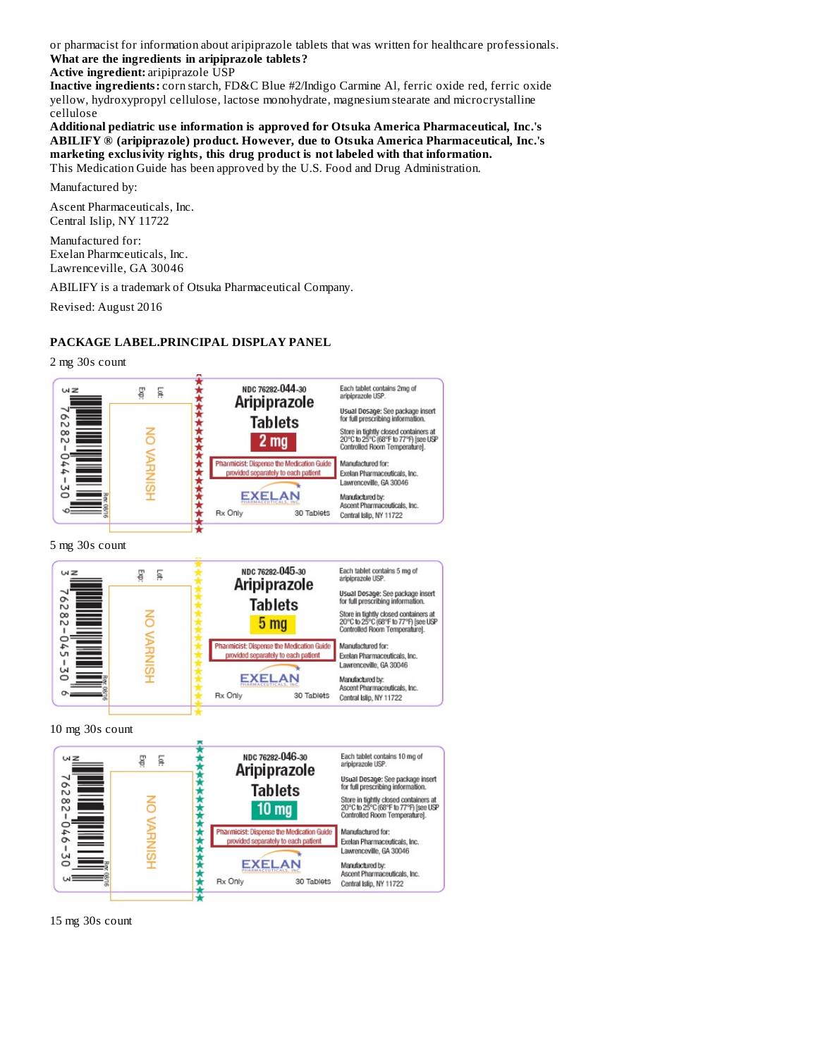or pharmacist for information about aripiprazole tablets that was written for healthcare professionals.

**What are the ingredients in aripiprazole tablets?**

**Active ingredient:** aripiprazole USP

**Inactive ingredients:** corn starch, FD&C Blue #2/Indigo Carmine Al, ferric oxide red, ferric oxide yellow, hydroxypropyl cellulose, lactose monohydrate, magnesium stearate and microcrystalline cellulose

**Additional pediatric use information is approved for Otsuka America Pharmaceutical, Inc.'s ABILIFY ® (aripiprazole) product. However, due to Otsuka America Pharmaceutical, Inc.'s marketing exclusivity rights, this drug product is not labeled with that information.**

This Medication Guide has been approved by the U.S. Food and Drug Administration.

Manufactured by:

Ascent Pharmaceuticals, Inc.
Central Islip, NY 11722

Manufactured for:
Exelan Pharmceuticals, Inc.
Lawrenceville, GA 30046

ABILIFY is a trademark of Otsuka Pharmaceutical Company.

Revised: August 2016

## PACKAGE LABEL.PRINCIPAL DISPLAY PANEL

2 mg 30s count

NDC 76282-044-30
Aripiprazole Tablets
2 mg
Pharmacist: Dispense the Medication Guide provided separately to each patient
EXELAN PHARMACEUTICALS, INC.
Rx Only 30 Tablets

Each tablet contains 2mg of aripiprazole USP.
Usual Dosage: See package insert for full prescribing information.
Store in tightly closed containers at 20°C to 25°C (68°F to 77°F) [see USP Controlled Room Temperature].
Manufactured for: Exelan Pharmaceuticals, Inc. Lawrenceville, GA 30046
Manufactured by: Ascent Pharmaceuticals, Inc. Central Islip, NY 11722

NO VARNISH
Exp: Lot:
3 76282-044-30 9

5 mg 30s count

NDC 76282-045-30
Aripiprazole Tablets
5 mg
Pharmacist: Dispense the Medication Guide provided separately to each patient
EXELAN PHARMACEUTICALS, INC.
Rx Only 30 Tablets

Each tablet contains 5 mg of aripiprazole USP.
Usual Dosage: See package insert for full prescribing information.
Store in tightly closed containers at 20°C to 25°C (68°F to 77°F) [see USP Controlled Room Temperature].
Manufactured for: Exelan Pharmaceuticals, Inc. Lawrenceville, GA 30046
Manufactured by: Ascent Pharmaceuticals, Inc. Central Islip, NY 11722

NO VARNISH
Exp: Lot:
3 76282-045-30 6

10 mg 30s count

NDC 76282-046-30
Aripiprazole Tablets
10 mg
Pharmacist: Dispense the Medication Guide provided separately to each patient
EXELAN PHARMACEUTICALS, INC.
Rx Only 30 Tablets

Each tablet contains 10 mg of aripiprazole USP.
Usual Dosage: See package insert for full prescribing information.
Store in tightly closed containers at 20°C to 25°C (68°F to 77°F) [see USP Controlled Room Temperature].
Manufactured for: Exelan Pharmaceuticals, Inc. Lawrenceville, GA 30046
Manufactured by: Ascent Pharmaceuticals, Inc. Central Islip, NY 11722

NO VARNISH
Exp: Lot:
3 76282-046-30 3

15 mg 30s count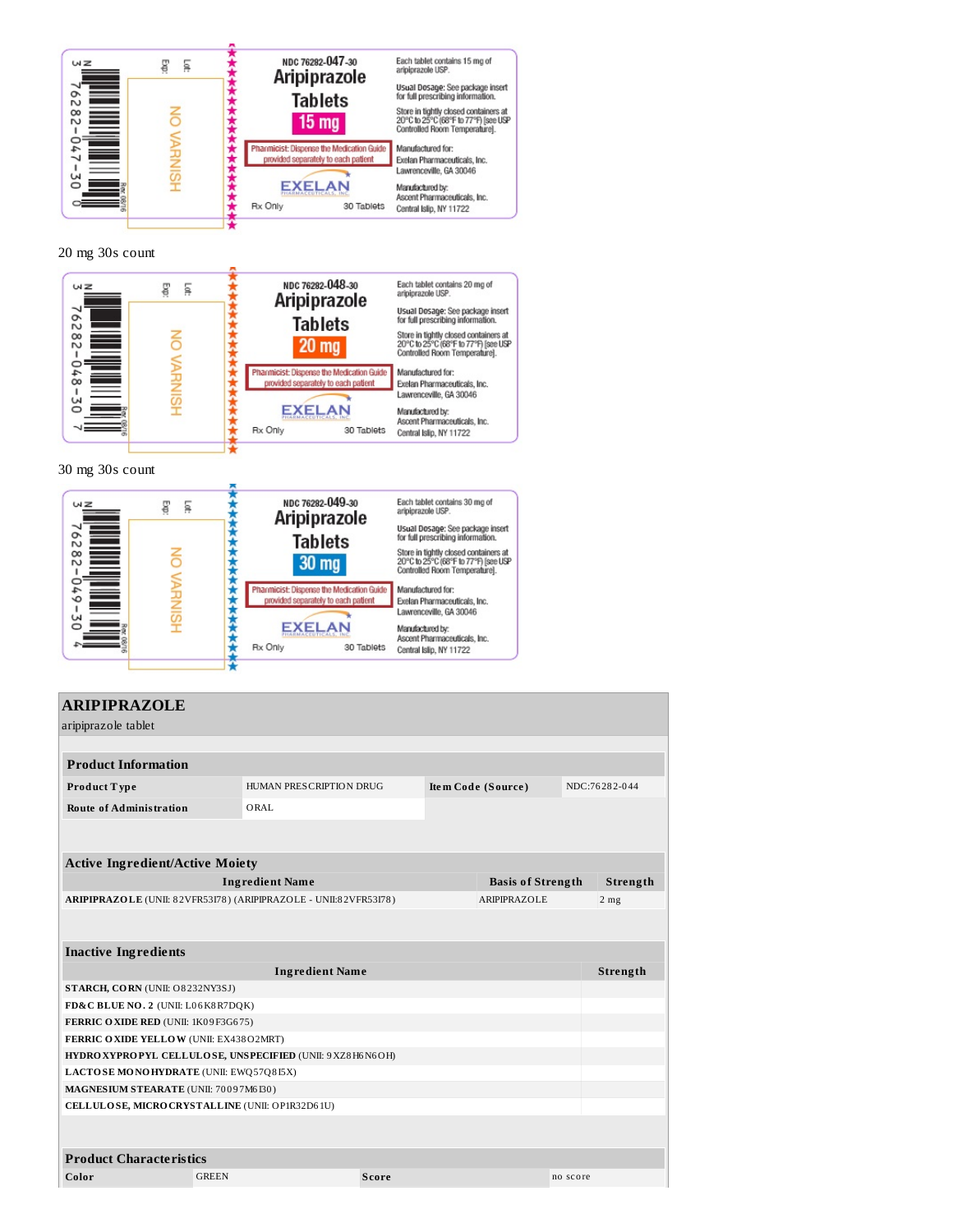NDC 76282-047-30

Aripiprazole Tablets

15 mg

Pharmacist: Dispense the Medication Guide provided separately to each patient

EXELAN PHARMACEUTICALS, INC.

Rx Only 30 Tablets

Each tablet contains 15 mg of aripiprazole USP.

Usual Dosage: See package insert for full prescribing information.

Store in tightly closed containers at 20°C to 25°C (68°F to 77°F) [see USP Controlled Room Temperature].

Manufactured for: Exelan Pharmaceuticals, Inc. Lawrenceville, GA 30046

Manufactured by: Ascent Pharmaceuticals, Inc. Central Islip, NY 11722

Exp: Lot: NO VARNISH

N 3 76282-047-30 0

20 mg 30s count

NDC 76282-048-30

Aripiprazole Tablets

20 mg

Pharmacist: Dispense the Medication Guide provided separately to each patient

EXELAN PHARMACEUTICALS, INC.

Rx Only 30 Tablets

Each tablet contains 20 mg of aripiprazole USP.

Usual Dosage: See package insert for full prescribing information.

Store in tightly closed containers at 20°C to 25°C (68°F to 77°F) [see USP Controlled Room Temperature].

Manufactured for: Exelan Pharmaceuticals, Inc. Lawrenceville, GA 30046

Manufactured by: Ascent Pharmaceuticals, Inc. Central Islip, NY 11722

Exp: Lot: NO VARNISH

N 3 76282-048-30 7

30 mg 30s count

NDC 76282-049-30

Aripiprazole Tablets

30 mg

Pharmacist: Dispense the Medication Guide provided separately to each patient

EXELAN PHARMACEUTICALS, INC.

Rx Only 30 Tablets

Each tablet contains 30 mg of aripiprazole USP.

Usual Dosage: See package insert for full prescribing information.

Store in tightly closed containers at 20°C to 25°C (68°F to 77°F) [see USP Controlled Room Temperature].

Manufactured for: Exelan Pharmaceuticals, Inc. Lawrenceville, GA 30046

Manufactured by: Ascent Pharmaceuticals, Inc. Central Islip, NY 11722

Exp: Lot: NO VARNISH

N 3 76282-049-30 4

# ARIPIPRAZOLE

aripiprazole tablet

| Product Information | | | |
|---|---|---|---|
| **Product Type** | HUMAN PRESCRIPTION DRUG | **Item Code (Source)** | NDC:76282-044 |
| **Route of Administration** | ORAL | | |

| Active Ingredient/Active Moiety | | |
|---|---|---|
| **Ingredient Name** | **Basis of Strength** | **Strength** |
| **ARIPIPRAZOLE** (UNII: 82VFR53I78) (ARIPIPRAZOLE - UNII:82VFR53I78) | ARIPIPRAZOLE | 2 mg |

| Inactive Ingredients | |
|---|---|
| **Ingredient Name** | **Strength** |
| **STARCH, CORN** (UNII: O8232NY3SJ) | |
| **FD&C BLUE NO. 2** (UNII: L06K8R7DQK) | |
| **FERRIC OXIDE RED** (UNII: 1K09F3G675) | |
| **FERRIC OXIDE YELLOW** (UNII: EX438O2MRT) | |
| **HYDROXYPROPYL CELLULOSE, UNSPECIFIED** (UNII: 9XZ8H6N6OH) | |
| **LACTOSE MONOHYDRATE** (UNII: EWQ57Q8I5X) | |
| **MAGNESIUM STEARATE** (UNII: 70097M6I30) | |
| **CELLULOSE, MICROCRYSTALLINE** (UNII: OP1R32D61U) | |

| Product Characteristics | | | |
|---|---|---|---|
| **Color** | GREEN | **Score** | no score |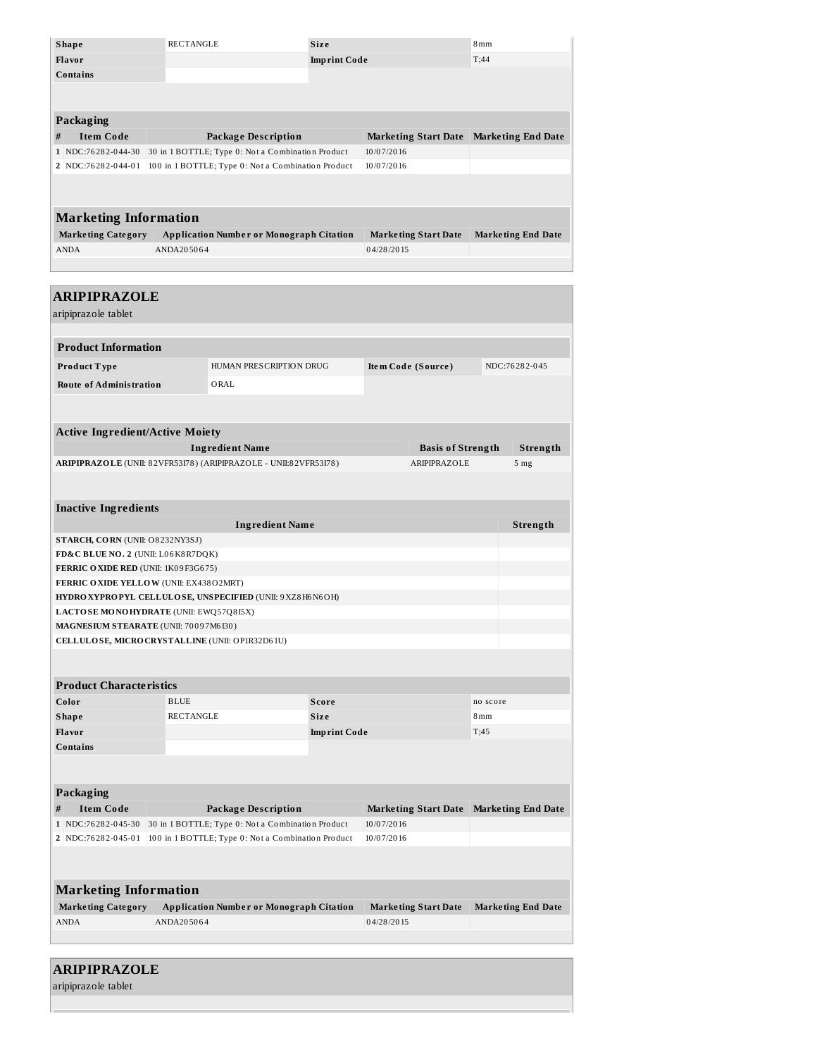| Shape | RECTANGLE | Size | 8mm |
| --- | --- | --- | --- |
| Flavor | | Imprint Code | T;44 |
| Contains | | | |

### Packaging

| # | Item Code | Package Description | Marketing Start Date | Marketing End Date |
| --- | --- | --- | --- | --- |
| 1 | NDC:76282-044-30 | 30 in 1 BOTTLE; Type 0: Not a Combination Product | 10/07/2016 | |
| 2 | NDC:76282-044-01 | 100 in 1 BOTTLE; Type 0: Not a Combination Product | 10/07/2016 | |

### Marketing Information

| Marketing Category | Application Number or Monograph Citation | Marketing Start Date | Marketing End Date |
| --- | --- | --- | --- |
| ANDA | ANDA205064 | 04/28/2015 | |

## ARIPIPRAZOLE

aripiprazole tablet

### Product Information

| Product Type | HUMAN PRESCRIPTION DRUG | Item Code (Source) | NDC:76282-045 |
| --- | --- | --- | --- |
| Route of Administration | ORAL | | |

### Active Ingredient/Active Moiety

| Ingredient Name | Basis of Strength | Strength |
| --- | --- | --- |
| **ARIPIPRAZOLE** (UNII: 82VFR53I78) (ARIPIPRAZOLE - UNII:82VFR53I78) | ARIPIPRAZOLE | 5 mg |

### Inactive Ingredients

| Ingredient Name | Strength |
| --- | --- |
| **STARCH, CORN** (UNII: O8232NY3SJ) | |
| **FD&C BLUE NO. 2** (UNII: L06K8R7DQK) | |
| **FERRIC OXIDE RED** (UNII: 1K09F3G675) | |
| **FERRIC OXIDE YELLOW** (UNII: EX438O2MRT) | |
| **HYDROXYPROPYL CELLULOSE, UNSPECIFIED** (UNII: 9XZ8H6N6OH) | |
| **LACTOSE MONOHYDRATE** (UNII: EWQ57Q8I5X) | |
| **MAGNESIUM STEARATE** (UNII: 70097M6I30) | |
| **CELLULOSE, MICROCRYSTALLINE** (UNII: OP1R32D61U) | |

### Product Characteristics

| Color | BLUE | Score | no score |
| --- | --- | --- | --- |
| Shape | RECTANGLE | Size | 8mm |
| Flavor | | Imprint Code | T;45 |
| Contains | | | |

### Packaging

| # | Item Code | Package Description | Marketing Start Date | Marketing End Date |
| --- | --- | --- | --- | --- |
| 1 | NDC:76282-045-30 | 30 in 1 BOTTLE; Type 0: Not a Combination Product | 10/07/2016 | |
| 2 | NDC:76282-045-01 | 100 in 1 BOTTLE; Type 0: Not a Combination Product | 10/07/2016 | |

### Marketing Information

| Marketing Category | Application Number or Monograph Citation | Marketing Start Date | Marketing End Date |
| --- | --- | --- | --- |
| ANDA | ANDA205064 | 04/28/2015 | |

## ARIPIPRAZOLE

aripiprazole tablet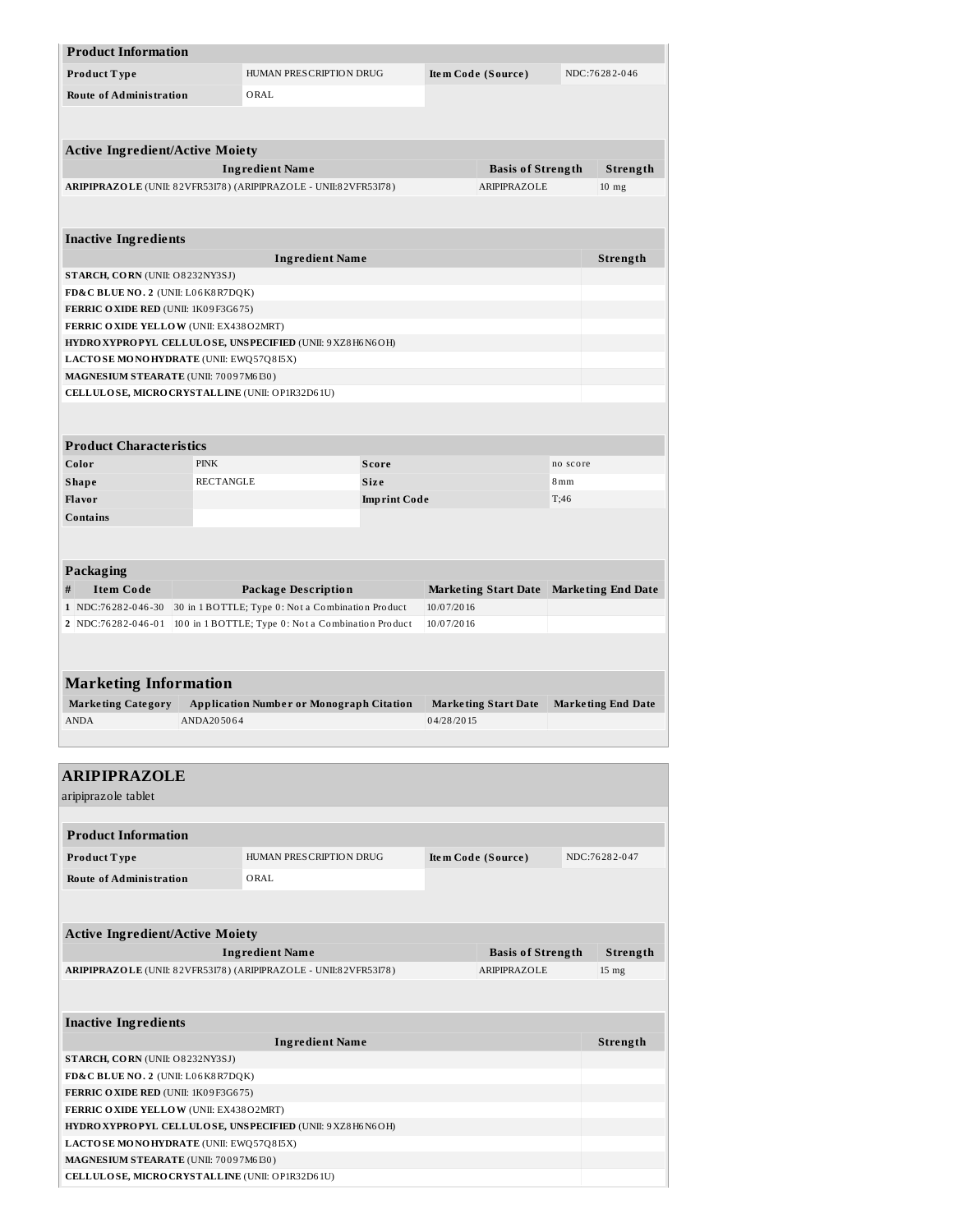| Product Information | | | |
|---|---|---|---|
| Product Type | HUMAN PRESCRIPTION DRUG | Item Code (Source) | NDC:76282-046 |
| Route of Administration | ORAL | | |

| Active Ingredient/Active Moiety | | |
|---|---|---|
| Ingredient Name | Basis of Strength | Strength |
| ARIPIPRAZOLE (UNII: 82VFR53I78) (ARIPIPRAZOLE - UNII:82VFR53I78) | ARIPIPRAZOLE | 10 mg |

| Inactive Ingredients | |
|---|---|
| Ingredient Name | Strength |
| STARCH, CORN (UNII: O8232NY3SJ) | |
| FD&C BLUE NO. 2 (UNII: L06K8R7DQK) | |
| FERRIC OXIDE RED (UNII: 1K09F3G675) | |
| FERRIC OXIDE YELLOW (UNII: EX438O2MRT) | |
| HYDROXYPROPYL CELLULOSE, UNSPECIFIED (UNII: 9XZ8H6N6OH) | |
| LACTOSE MONOHYDRATE (UNII: EWQ57Q8I5X) | |
| MAGNESIUM STEARATE (UNII: 70097M6I30) | |
| CELLULOSE, MICROCRYSTALLINE (UNII: OP1R32D61U) | |

| Product Characteristics | | | |
|---|---|---|---|
| Color | PINK | Score | no score |
| Shape | RECTANGLE | Size | 8mm |
| Flavor | | Imprint Code | T;46 |
| Contains | | | |

| Packaging | | | | |
|---|---|---|---|---|
| # | Item Code | Package Description | Marketing Start Date | Marketing End Date |
| 1 | NDC:76282-046-30 | 30 in 1 BOTTLE; Type 0: Not a Combination Product | 10/07/2016 | |
| 2 | NDC:76282-046-01 | 100 in 1 BOTTLE; Type 0: Not a Combination Product | 10/07/2016 | |

| Marketing Information | | | |
|---|---|---|---|
| Marketing Category | Application Number or Monograph Citation | Marketing Start Date | Marketing End Date |
| ANDA | ANDA205064 | 04/28/2015 | |

## ARIPIPRAZOLE

aripiprazole tablet

| Product Information | | | |
|---|---|---|---|
| Product Type | HUMAN PRESCRIPTION DRUG | Item Code (Source) | NDC:76282-047 |
| Route of Administration | ORAL | | |

| Active Ingredient/Active Moiety | | |
|---|---|---|
| Ingredient Name | Basis of Strength | Strength |
| ARIPIPRAZOLE (UNII: 82VFR53I78) (ARIPIPRAZOLE - UNII:82VFR53I78) | ARIPIPRAZOLE | 15 mg |

| Inactive Ingredients | |
|---|---|
| Ingredient Name | Strength |
| STARCH, CORN (UNII: O8232NY3SJ) | |
| FD&C BLUE NO. 2 (UNII: L06K8R7DQK) | |
| FERRIC OXIDE RED (UNII: 1K09F3G675) | |
| FERRIC OXIDE YELLOW (UNII: EX438O2MRT) | |
| HYDROXYPROPYL CELLULOSE, UNSPECIFIED (UNII: 9XZ8H6N6OH) | |
| LACTOSE MONOHYDRATE (UNII: EWQ57Q8I5X) | |
| MAGNESIUM STEARATE (UNII: 70097M6I30) | |
| CELLULOSE, MICROCRYSTALLINE (UNII: OP1R32D61U) | |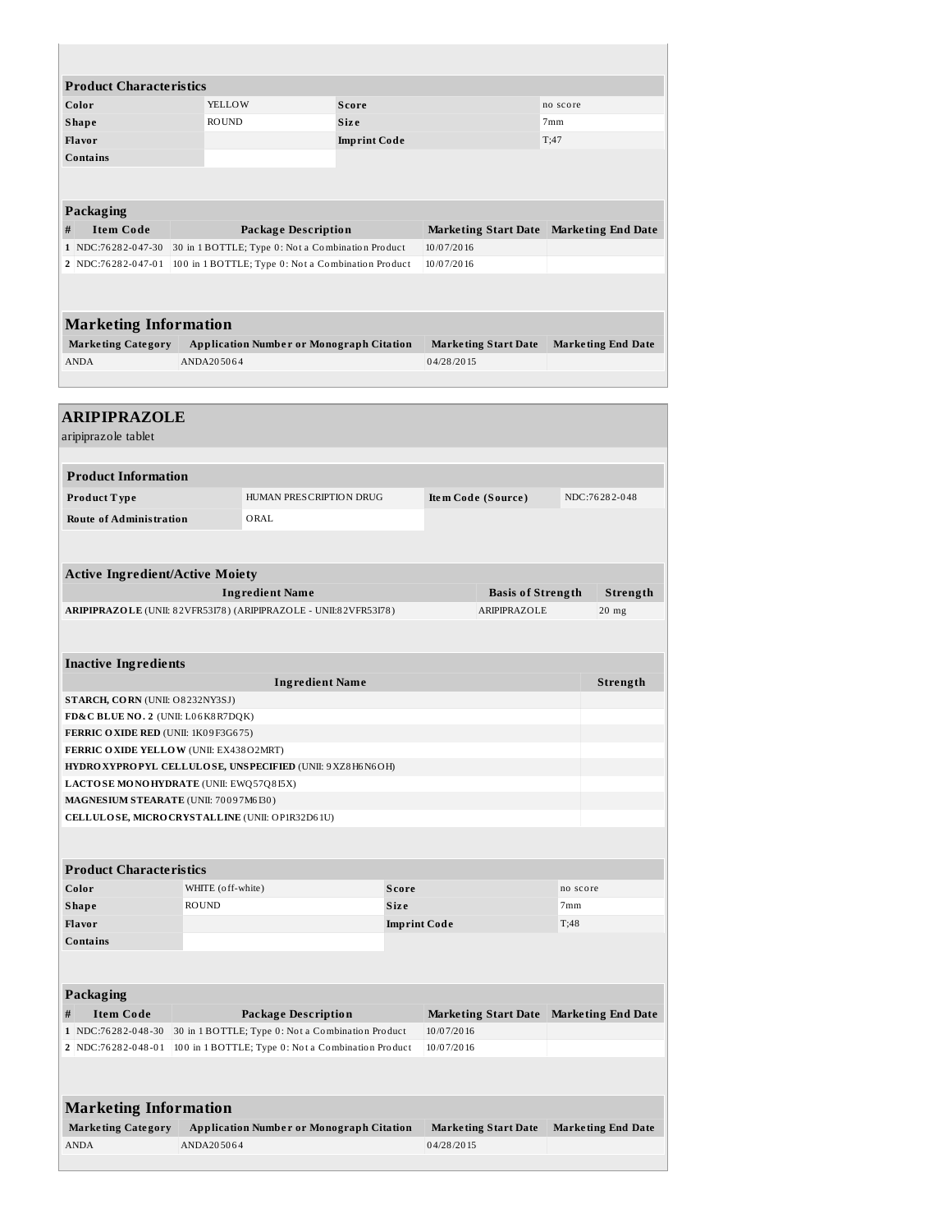| **Product Characteristics** | | | |
|---|---|---|---|
| **Color** | YELLOW | **Score** | no score |
| **Shape** | ROUND | **Size** | 7mm |
| **Flavor** | | **Imprint Code** | T;47 |
| **Contains** | | | |

| **Packaging** | | | | |
|---|---|---|---|---|
| **#** | **Item Code** | **Package Description** | **Marketing Start Date** | **Marketing End Date** |
| 1 | NDC:76282-047-30 | 30 in 1 BOTTLE; Type 0: Not a Combination Product | 10/07/2016 | |
| 2 | NDC:76282-047-01 | 100 in 1 BOTTLE; Type 0: Not a Combination Product | 10/07/2016 | |

| **Marketing Information** | | | |
|---|---|---|---|
| **Marketing Category** | **Application Number or Monograph Citation** | **Marketing Start Date** | **Marketing End Date** |
| ANDA | ANDA205064 | 04/28/2015 | |

## ARIPIPRAZOLE

aripiprazole tablet

| **Product Information** | | | |
|---|---|---|---|
| **Product Type** | HUMAN PRESCRIPTION DRUG | **Item Code (Source)** | NDC:76282-048 |
| **Route of Administration** | ORAL | | |

| **Active Ingredient/Active Moiety** | | |
|---|---|---|
| **Ingredient Name** | **Basis of Strength** | **Strength** |
| **ARIPIPRAZOLE** (UNII: 82VFR53I78) (ARIPIPRAZOLE - UNII:82VFR53I78) | ARIPIPRAZOLE | 20 mg |

| **Inactive Ingredients** | |
|---|---|
| **Ingredient Name** | **Strength** |
| **STARCH, CORN** (UNII: O8232NY3SJ) | |
| **FD&C BLUE NO. 2** (UNII: L06K8R7DQK) | |
| **FERRIC OXIDE RED** (UNII: 1K09F3G675) | |
| **FERRIC OXIDE YELLOW** (UNII: EX438O2MRT) | |
| **HYDROXYPROPYL CELLULOSE, UNSPECIFIED** (UNII: 9XZ8H6N6OH) | |
| **LACTOSE MONOHYDRATE** (UNII: EWQ57Q8I5X) | |
| **MAGNESIUM STEARATE** (UNII: 70097M6I30) | |
| **CELLULOSE, MICROCRYSTALLINE** (UNII: OP1R32D61U) | |

| **Product Characteristics** | | | |
|---|---|---|---|
| **Color** | WHITE (off-white) | **Score** | no score |
| **Shape** | ROUND | **Size** | 7mm |
| **Flavor** | | **Imprint Code** | T;48 |
| **Contains** | | | |

| **Packaging** | | | | |
|---|---|---|---|---|
| **#** | **Item Code** | **Package Description** | **Marketing Start Date** | **Marketing End Date** |
| 1 | NDC:76282-048-30 | 30 in 1 BOTTLE; Type 0: Not a Combination Product | 10/07/2016 | |
| 2 | NDC:76282-048-01 | 100 in 1 BOTTLE; Type 0: Not a Combination Product | 10/07/2016 | |

| **Marketing Information** | | | |
|---|---|---|---|
| **Marketing Category** | **Application Number or Monograph Citation** | **Marketing Start Date** | **Marketing End Date** |
| ANDA | ANDA205064 | 04/28/2015 | |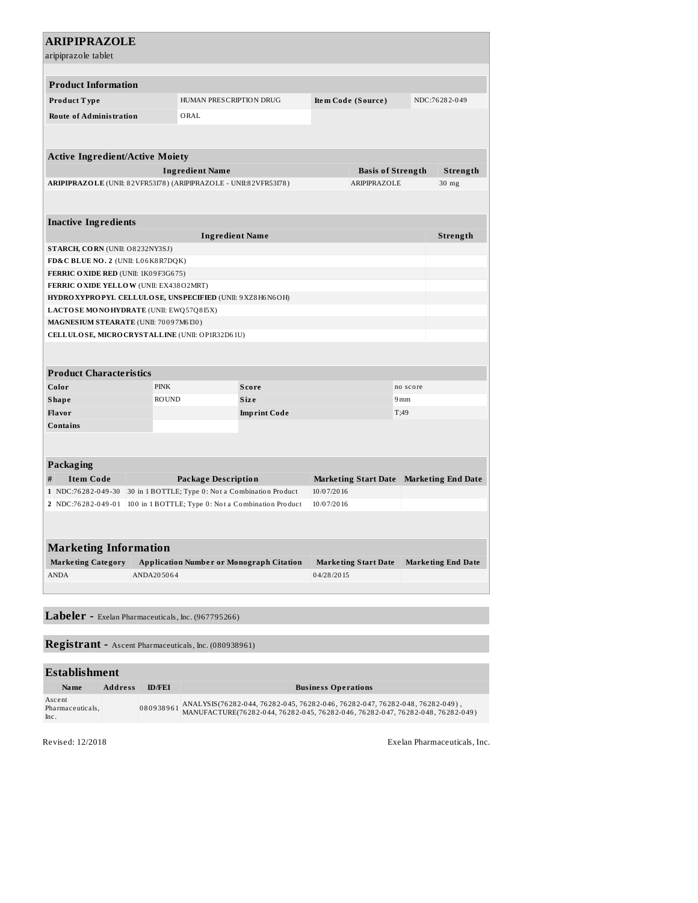## ARIPIPRAZOLE

aripiprazole tablet

| Product Information | | | |
|---|---|---|---|
| **Product Type** | HUMAN PRESCRIPTION DRUG | **Item Code (Source)** | NDC:76282-049 |
| **Route of Administration** | ORAL | | |

| Active Ingredient/Active Moiety | | |
|---|---|---|
| **Ingredient Name** | **Basis of Strength** | **Strength** |
| **ARIPIPRAZOLE** (UNII: 82VFR53I78) (ARIPIPRAZOLE - UNII:82VFR53I78) | ARIPIPRAZOLE | 30 mg |

| Inactive Ingredients | |
|---|---|
| **Ingredient Name** | **Strength** |
| **STARCH, CORN** (UNII: O8232NY3SJ) | |
| **FD&C BLUE NO. 2** (UNII: L06K8R7DQK) | |
| **FERRIC OXIDE RED** (UNII: 1K09F3G675) | |
| **FERRIC OXIDE YELLOW** (UNII: EX438O2MRT) | |
| **HYDROXYPROPYL CELLULOSE, UNSPECIFIED** (UNII: 9XZ8H6N6OH) | |
| **LACTOSE MONOHYDRATE** (UNII: EWQ57Q8I5X) | |
| **MAGNESIUM STEARATE** (UNII: 70097M6I30) | |
| **CELLULOSE, MICROCRYSTALLINE** (UNII: OP1R32D61U) | |

| Product Characteristics | | | |
|---|---|---|---|
| **Color** | PINK | **Score** | no score |
| **Shape** | ROUND | **Size** | 9mm |
| **Flavor** | | **Imprint Code** | T;49 |
| **Contains** | | | |

| Packaging | | | | |
|---|---|---|---|---|
| **#** | **Item Code** | **Package Description** | **Marketing Start Date** | **Marketing End Date** |
| 1 | NDC:76282-049-30 | 30 in 1 BOTTLE; Type 0: Not a Combination Product | 10/07/2016 | |
| 2 | NDC:76282-049-01 | 100 in 1 BOTTLE; Type 0: Not a Combination Product | 10/07/2016 | |

| Marketing Information | | | |
|---|---|---|---|
| **Marketing Category** | **Application Number or Monograph Citation** | **Marketing Start Date** | **Marketing End Date** |
| ANDA | ANDA205064 | 04/28/2015 | |

**Labeler -** Exelan Pharmaceuticals, Inc. (967795266)

**Registrant -** Ascent Pharmaceuticals, Inc. (080938961)

| Establishment | | | |
|---|---|---|---|
| **Name** | **Address** | **ID/FEI** | **Business Operations** |
| Ascent Pharmaceuticals, Inc. | | 080938961 | ANALYSIS(76282-044, 76282-045, 76282-046, 76282-047, 76282-048, 76282-049), MANUFACTURE(76282-044, 76282-045, 76282-046, 76282-047, 76282-048, 76282-049) |

Revised: 12/2018

Exelan Pharmaceuticals, Inc.